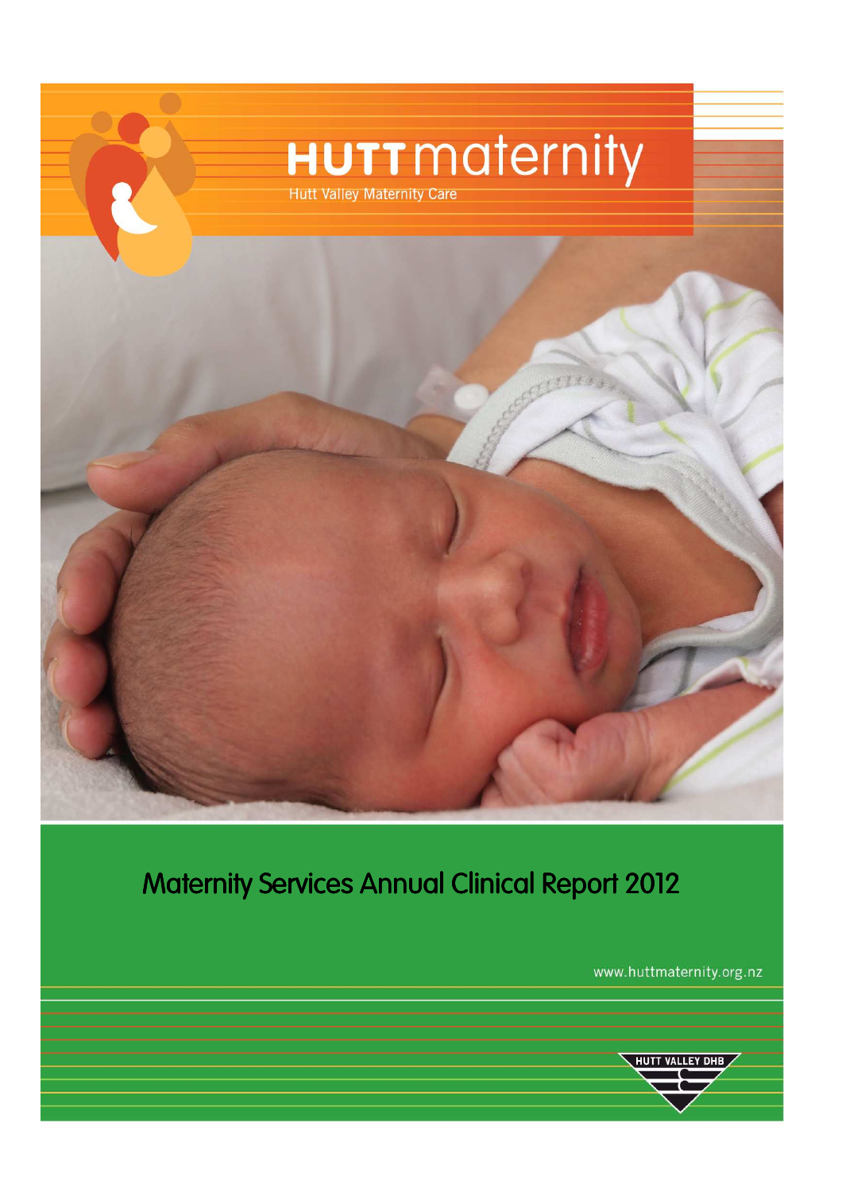# HUTT maternity

Hutt Valley Maternity Care

## Maternity Services Annual Clinical Report 2012

www.huttmaternity.org.nz

HUTT VALLEY DHB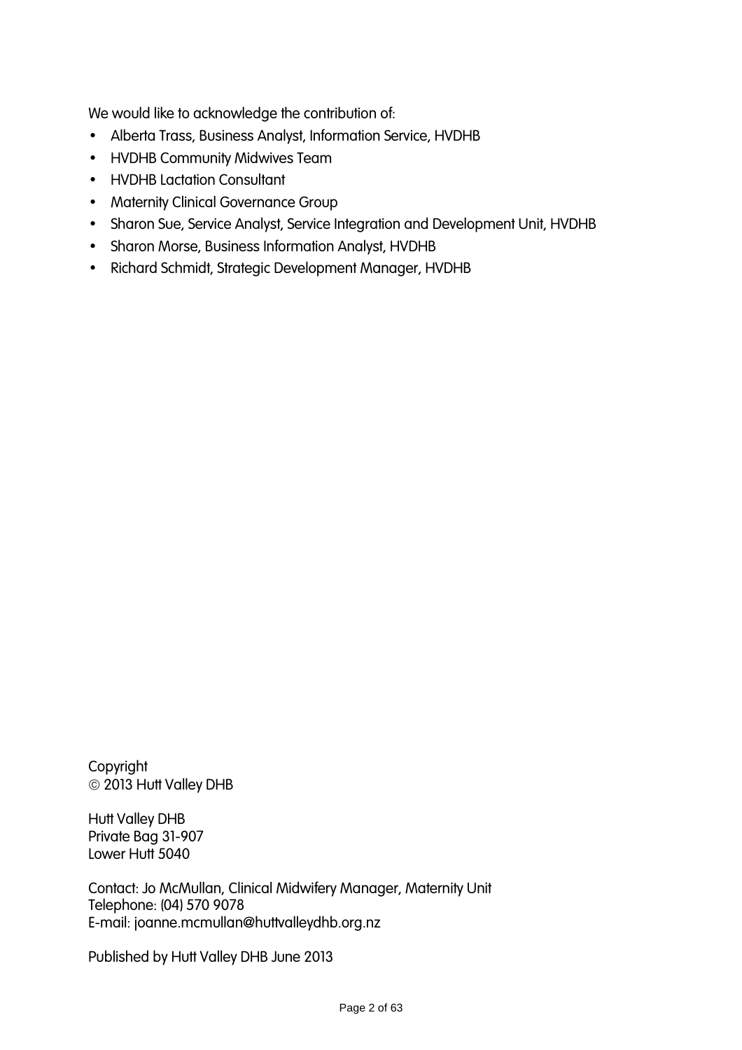We would like to acknowledge the contribution of:

- Alberta Trass, Business Analyst, Information Service, HVDHB
- HVDHB Community Midwives Team
- HVDHB Lactation Consultant
- Maternity Clinical Governance Group
- Sharon Sue, Service Analyst, Service Integration and Development Unit, HVDHB
- Sharon Morse, Business Information Analyst, HVDHB
- Richard Schmidt, Strategic Development Manager, HVDHB

Copyright
© 2013 Hutt Valley DHB

Hutt Valley DHB
Private Bag 31-907
Lower Hutt 5040

Contact: Jo McMullan, Clinical Midwifery Manager, Maternity Unit
Telephone: (04) 570 9078
E-mail: joanne.mcmullan@huttvalleydhb.org.nz

Published by Hutt Valley DHB June 2013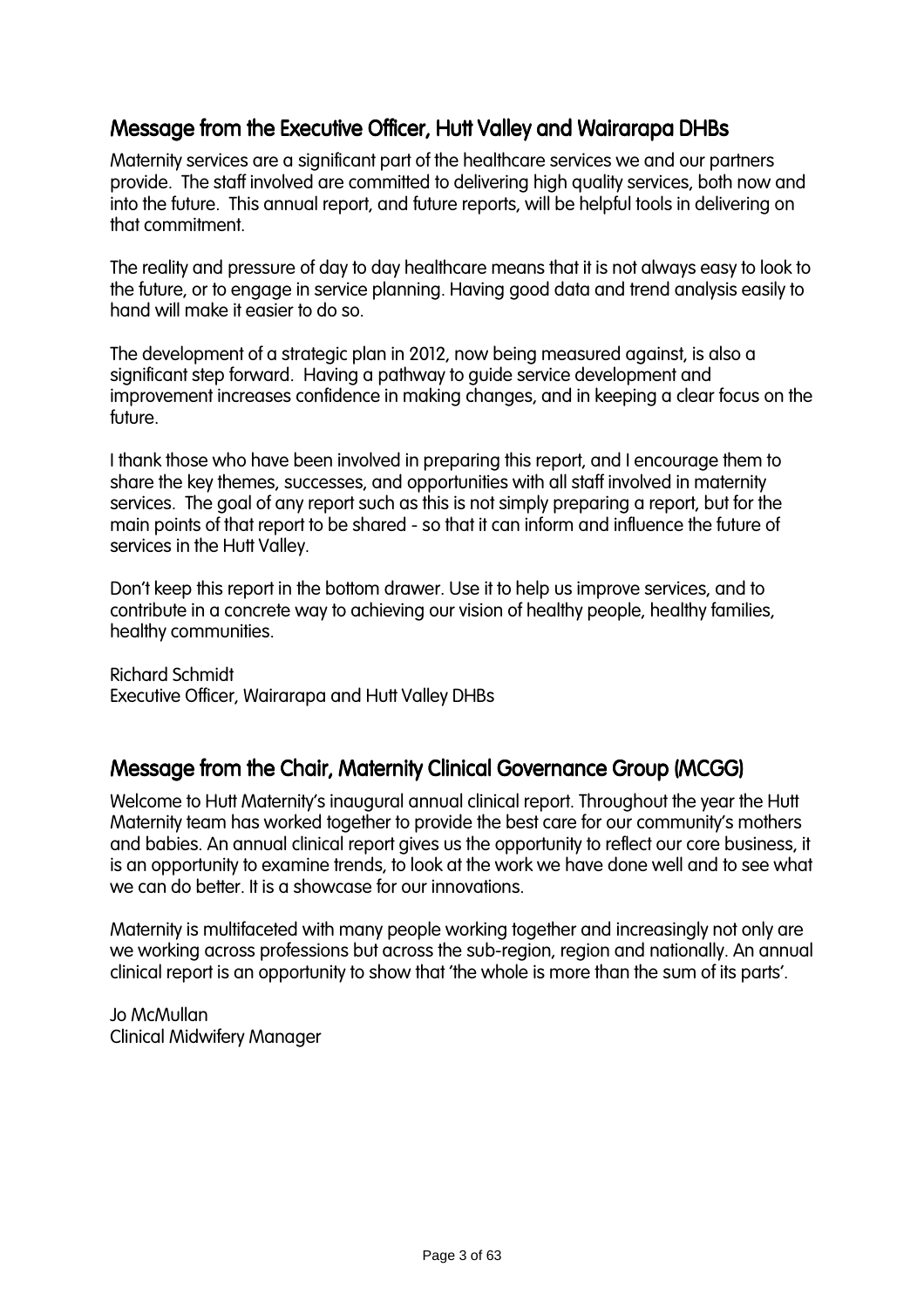## Message from the Executive Officer, Hutt Valley and Wairarapa DHBs

Maternity services are a significant part of the healthcare services we and our partners provide. The staff involved are committed to delivering high quality services, both now and into the future. This annual report, and future reports, will be helpful tools in delivering on that commitment.

The reality and pressure of day to day healthcare means that it is not always easy to look to the future, or to engage in service planning. Having good data and trend analysis easily to hand will make it easier to do so.

The development of a strategic plan in 2012, now being measured against, is also a significant step forward. Having a pathway to guide service development and improvement increases confidence in making changes, and in keeping a clear focus on the future.

I thank those who have been involved in preparing this report, and I encourage them to share the key themes, successes, and opportunities with all staff involved in maternity services. The goal of any report such as this is not simply preparing a report, but for the main points of that report to be shared - so that it can inform and influence the future of services in the Hutt Valley.

Don't keep this report in the bottom drawer. Use it to help us improve services, and to contribute in a concrete way to achieving our vision of healthy people, healthy families, healthy communities.

Richard Schmidt
Executive Officer, Wairarapa and Hutt Valley DHBs

## Message from the Chair, Maternity Clinical Governance Group (MCGG)

Welcome to Hutt Maternity's inaugural annual clinical report. Throughout the year the Hutt Maternity team has worked together to provide the best care for our community's mothers and babies. An annual clinical report gives us the opportunity to reflect our core business, it is an opportunity to examine trends, to look at the work we have done well and to see what we can do better. It is a showcase for our innovations.

Maternity is multifaceted with many people working together and increasingly not only are we working across professions but across the sub-region, region and nationally. An annual clinical report is an opportunity to show that 'the whole is more than the sum of its parts'.

Jo McMullan
Clinical Midwifery Manager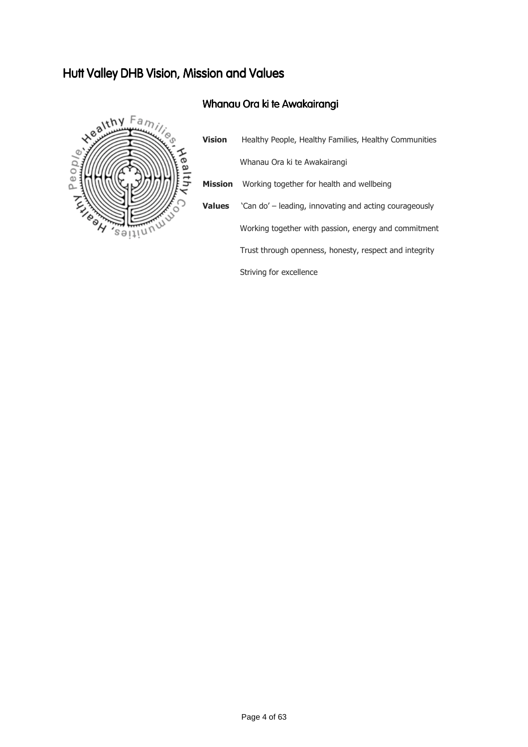# Hutt Valley DHB Vision, Mission and Values

## Whanau Ora ki te Awakairangi

**Vision** Healthy People, Healthy Families, Healthy Communities

Whanau Ora ki te Awakairangi

**Mission** Working together for health and wellbeing

**Values** 'Can do' – leading, innovating and acting courageously

Working together with passion, energy and commitment

Trust through openness, honesty, respect and integrity

Striving for excellence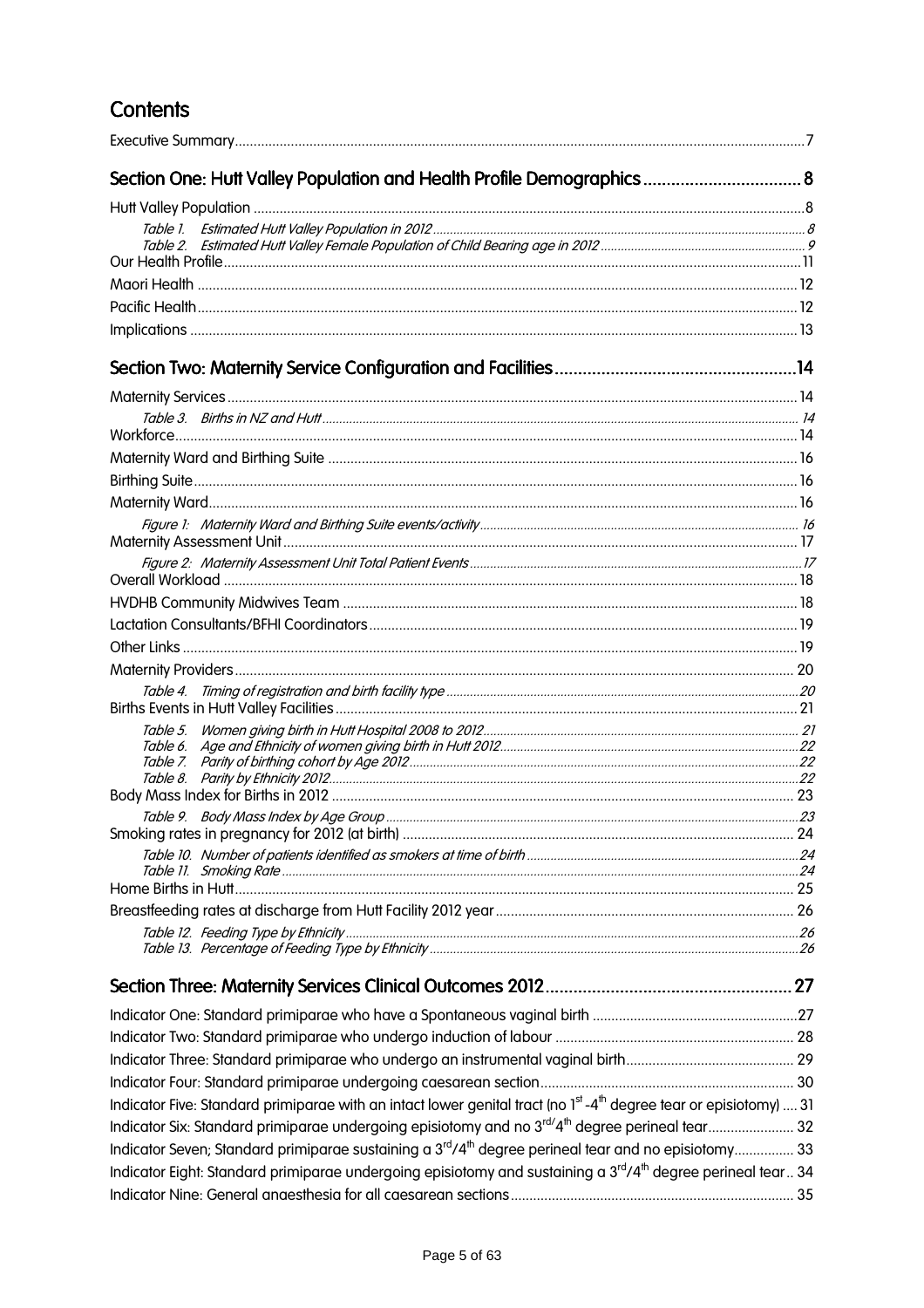# Contents

Executive Summary ... 7

## Section One: Hutt Valley Population and Health Profile Demographics ... 8

Hutt Valley Population ... 8

*Table 1. Estimated Hutt Valley Population in 2012* ... 8

*Table 2. Estimated Hutt Valley Female Population of Child Bearing age in 2012* ... 9

Our Health Profile ... 11

Maori Health ... 12

Pacific Health ... 12

Implications ... 13

## Section Two: Maternity Service Configuration and Facilities ... 14

Maternity Services ... 14

*Table 3. Births in NZ and Hutt* ... 14

Workforce ... 14

Maternity Ward and Birthing Suite ... 16

Birthing Suite ... 16

Maternity Ward ... 16

*Figure 1: Maternity Ward and Birthing Suite events/activity* ... 16

Maternity Assessment Unit ... 17

*Figure 2: Maternity Assessment Unit Total Patient Events* ... 17

Overall Workload ... 18

HVDHB Community Midwives Team ... 18

Lactation Consultants/BFHI Coordinators ... 19

Other Links ... 19

Maternity Providers ... 20

*Table 4. Timing of registration and birth facility type* ... 20

Births Events in Hutt Valley Facilities ... 21

*Table 5. Women giving birth in Hutt Hospital 2008 to 2012* ... 21

*Table 6. Age and Ethnicity of women giving birth in Hutt 2012* ... 22

*Table 7. Parity of birthing cohort by Age 2012* ... 22

*Table 8. Parity by Ethnicity 2012* ... 22

Body Mass Index for Births in 2012 ... 23

*Table 9. Body Mass Index by Age Group* ... 23

Smoking rates in pregnancy for 2012 (at birth) ... 24

*Table 10. Number of patients identified as smokers at time of birth* ... 24

*Table 11. Smoking Rate* ... 24

Home Births in Hutt ... 25

Breastfeeding rates at discharge from Hutt Facility 2012 year ... 26

*Table 12. Feeding Type by Ethnicity* ... 26

*Table 13. Percentage of Feeding Type by Ethnicity* ... 26

## Section Three: Maternity Services Clinical Outcomes 2012 ... 27

Indicator One: Standard primiparae who have a Spontaneous vaginal birth ... 27

Indicator Two: Standard primiparae who undergo induction of labour ... 28

Indicator Three: Standard primiparae who undergo an instrumental vaginal birth ... 29

Indicator Four: Standard primiparae undergoing caesarean section ... 30

Indicator Five: Standard primiparae with an intact lower genital tract (no 1st-4th degree tear or episiotomy) ... 31

Indicator Six: Standard primiparae undergoing episiotomy and no 3rd/4th degree perineal tear ... 32

Indicator Seven; Standard primiparae sustaining a 3rd/4th degree perineal tear and no episiotomy ... 33

Indicator Eight: Standard primiparae undergoing episiotomy and sustaining a 3rd/4th degree perineal tear ... 34

Indicator Nine: General anaesthesia for all caesarean sections ... 35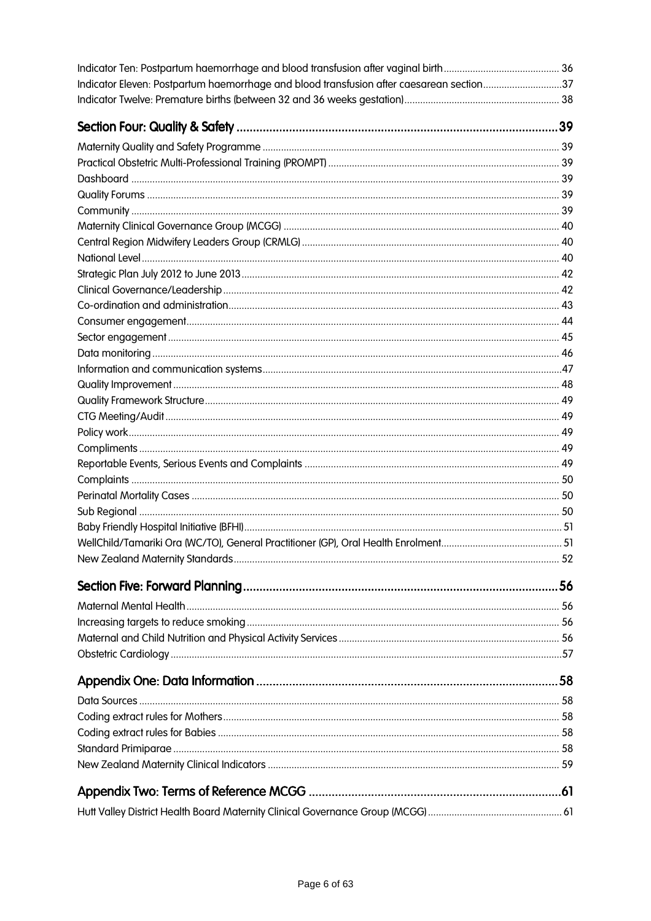Indicator Ten: Postpartum haemorrhage and blood transfusion after vaginal birth ........ 36
Indicator Eleven: Postpartum haemorrhage and blood transfusion after caesarean section ........ 37
Indicator Twelve: Premature births (between 32 and 36 weeks gestation) ........ 38

**Section Four: Quality & Safety ........ 39**

Maternity Quality and Safety Programme ........ 39
Practical Obstetric Multi-Professional Training (PROMPT) ........ 39
Dashboard ........ 39
Quality Forums ........ 39
Community ........ 39
Maternity Clinical Governance Group (MCGG) ........ 40
Central Region Midwifery Leaders Group (CRMLG) ........ 40
National Level ........ 40
Strategic Plan July 2012 to June 2013 ........ 42
Clinical Governance/Leadership ........ 42
Co-ordination and administration ........ 43
Consumer engagement ........ 44
Sector engagement ........ 45
Data monitoring ........ 46
Information and communication systems ........ 47
Quality Improvement ........ 48
Quality Framework Structure ........ 49
CTG Meeting/Audit ........ 49
Policy work ........ 49
Compliments ........ 49
Reportable Events, Serious Events and Complaints ........ 49
Complaints ........ 50
Perinatal Mortality Cases ........ 50
Sub Regional ........ 50
Baby Friendly Hospital Initiative (BFHI) ........ 51
WellChild/Tamariki Ora (WC/TO), General Practitioner (GP), Oral Health Enrolment ........ 51
New Zealand Maternity Standards ........ 52

**Section Five: Forward Planning ........ 56**

Maternal Mental Health ........ 56
Increasing targets to reduce smoking ........ 56
Maternal and Child Nutrition and Physical Activity Services ........ 56
Obstetric Cardiology ........ 57

**Appendix One: Data Information ........ 58**

Data Sources ........ 58
Coding extract rules for Mothers ........ 58
Coding extract rules for Babies ........ 58
Standard Primiparae ........ 58
New Zealand Maternity Clinical Indicators ........ 59

**Appendix Two: Terms of Reference MCGG ........ 61**

Hutt Valley District Health Board Maternity Clinical Governance Group (MCGG) ........ 61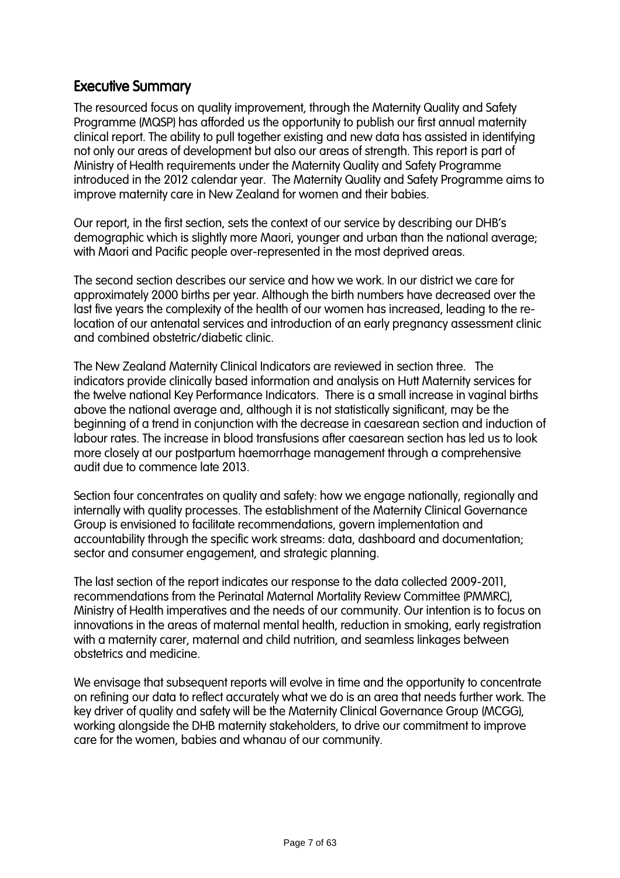## Executive Summary

The resourced focus on quality improvement, through the Maternity Quality and Safety Programme (MQSP) has afforded us the opportunity to publish our first annual maternity clinical report. The ability to pull together existing and new data has assisted in identifying not only our areas of development but also our areas of strength. This report is part of Ministry of Health requirements under the Maternity Quality and Safety Programme introduced in the 2012 calendar year. The Maternity Quality and Safety Programme aims to improve maternity care in New Zealand for women and their babies.

Our report, in the first section, sets the context of our service by describing our DHB's demographic which is slightly more Maori, younger and urban than the national average; with Maori and Pacific people over-represented in the most deprived areas.

The second section describes our service and how we work. In our district we care for approximately 2000 births per year. Although the birth numbers have decreased over the last five years the complexity of the health of our women has increased, leading to the re-location of our antenatal services and introduction of an early pregnancy assessment clinic and combined obstetric/diabetic clinic.

The New Zealand Maternity Clinical Indicators are reviewed in section three. The indicators provide clinically based information and analysis on Hutt Maternity services for the twelve national Key Performance Indicators. There is a small increase in vaginal births above the national average and, although it is not statistically significant, may be the beginning of a trend in conjunction with the decrease in caesarean section and induction of labour rates. The increase in blood transfusions after caesarean section has led us to look more closely at our postpartum haemorrhage management through a comprehensive audit due to commence late 2013.

Section four concentrates on quality and safety: how we engage nationally, regionally and internally with quality processes. The establishment of the Maternity Clinical Governance Group is envisioned to facilitate recommendations, govern implementation and accountability through the specific work streams: data, dashboard and documentation; sector and consumer engagement, and strategic planning.

The last section of the report indicates our response to the data collected 2009-2011, recommendations from the Perinatal Maternal Mortality Review Committee (PMMRC), Ministry of Health imperatives and the needs of our community. Our intention is to focus on innovations in the areas of maternal mental health, reduction in smoking, early registration with a maternity carer, maternal and child nutrition, and seamless linkages between obstetrics and medicine.

We envisage that subsequent reports will evolve in time and the opportunity to concentrate on refining our data to reflect accurately what we do is an area that needs further work. The key driver of quality and safety will be the Maternity Clinical Governance Group (MCGG), working alongside the DHB maternity stakeholders, to drive our commitment to improve care for the women, babies and whanau of our community.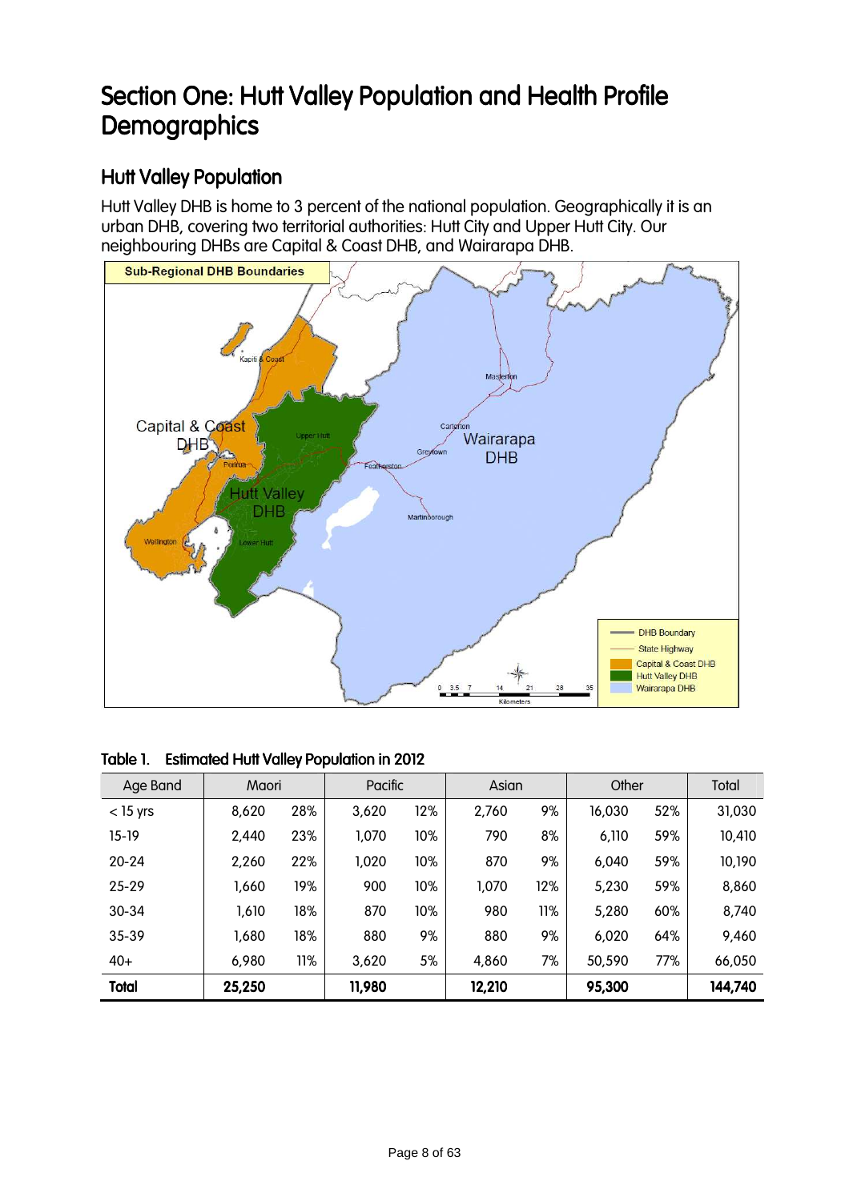# Section One: Hutt Valley Population and Health Profile Demographics

## Hutt Valley Population

Hutt Valley DHB is home to 3 percent of the national population. Geographically it is an urban DHB, covering two territorial authorities: Hutt City and Upper Hutt City. Our neighbouring DHBs are Capital & Coast DHB, and Wairarapa DHB.

**Table 1. Estimated Hutt Valley Population in 2012**

| Age Band | Maori | | Pacific | | Asian | | Other | | Total |
|---|---|---|---|---|---|---|---|---|---|
| < 15 yrs | 8,620 | 28% | 3,620 | 12% | 2,760 | 9% | 16,030 | 52% | 31,030 |
| 15-19 | 2,440 | 23% | 1,070 | 10% | 790 | 8% | 6,110 | 59% | 10,410 |
| 20-24 | 2,260 | 22% | 1,020 | 10% | 870 | 9% | 6,040 | 59% | 10,190 |
| 25-29 | 1,660 | 19% | 900 | 10% | 1,070 | 12% | 5,230 | 59% | 8,860 |
| 30-34 | 1,610 | 18% | 870 | 10% | 980 | 11% | 5,280 | 60% | 8,740 |
| 35-39 | 1,680 | 18% | 880 | 9% | 880 | 9% | 6,020 | 64% | 9,460 |
| 40+ | 6,980 | 11% | 3,620 | 5% | 4,860 | 7% | 50,590 | 77% | 66,050 |
| **Total** | **25,250** | | **11,980** | | **12,210** | | **95,300** | | **144,740** |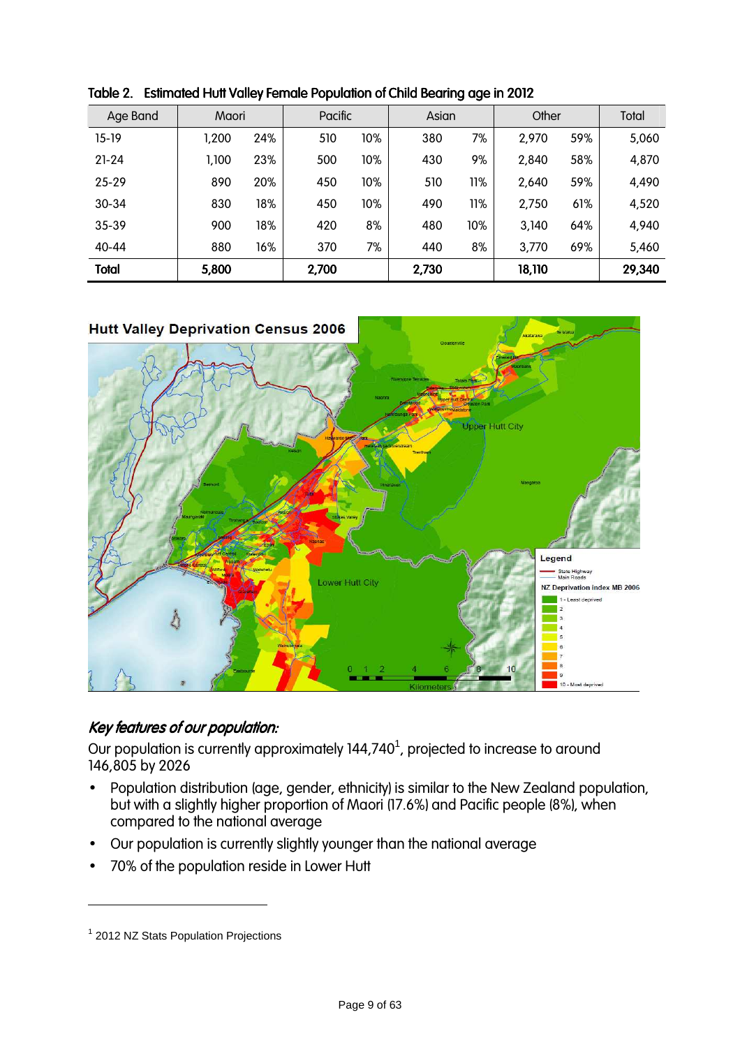**Table 2. Estimated Hutt Valley Female Population of Child Bearing age in 2012**

| Age Band | Maori | | Pacific | | Asian | | Other | | Total |
|---|---|---|---|---|---|---|---|---|---|
| 15-19 | 1,200 | 24% | 510 | 10% | 380 | 7% | 2,970 | 59% | 5,060 |
| 21-24 | 1,100 | 23% | 500 | 10% | 430 | 9% | 2,840 | 58% | 4,870 |
| 25-29 | 890 | 20% | 450 | 10% | 510 | 11% | 2,640 | 59% | 4,490 |
| 30-34 | 830 | 18% | 450 | 10% | 490 | 11% | 2,750 | 61% | 4,520 |
| 35-39 | 900 | 18% | 420 | 8% | 480 | 10% | 3,140 | 64% | 4,940 |
| 40-44 | 880 | 16% | 370 | 7% | 440 | 8% | 3,770 | 69% | 5,460 |
| **Total** | **5,800** | | **2,700** | | **2,730** | | **18,110** | | **29,340** |

**Hutt Valley Deprivation Census 2006**

***Key features of our population:***

Our population is currently approximately 144,740[1], projected to increase to around 146,805 by 2026

- Population distribution (age, gender, ethnicity) is similar to the New Zealand population, but with a slightly higher proportion of Maori (17.6%) and Pacific people (8%), when compared to the national average
- Our population is currently slightly younger than the national average
- 70% of the population reside in Lower Hutt

[1] 2012 NZ Stats Population Projections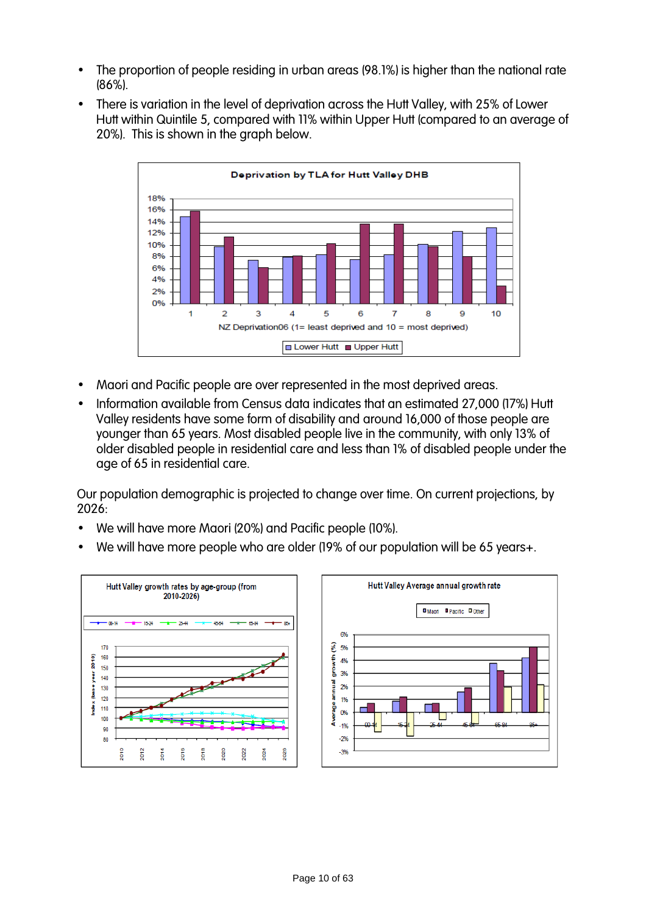- The proportion of people residing in urban areas (98.1%) is higher than the national rate (86%).
- There is variation in the level of deprivation across the Hutt Valley, with 25% of Lower Hutt within Quintile 5, compared with 11% within Upper Hutt (compared to an average of 20%). This is shown in the graph below.

Deprivation by TLA for Hutt Valley DHB

NZ Deprivation06 (1= least deprived and 10 = most deprived)

Lower Hutt ■ Upper Hutt

- Maori and Pacific people are over represented in the most deprived areas.
- Information available from Census data indicates that an estimated 27,000 (17%) Hutt Valley residents have some form of disability and around 16,000 of those people are younger than 65 years. Most disabled people live in the community, with only 13% of older disabled people in residential care and less than 1% of disabled people under the age of 65 in residential care.

Our population demographic is projected to change over time. On current projections, by 2026:

- We will have more Maori (20%) and Pacific people (10%).
- We will have more people who are older (19% of our population will be 65 years+.

Hutt Valley growth rates by age-group (from 2010-2026)

Hutt Valley Average annual growth rate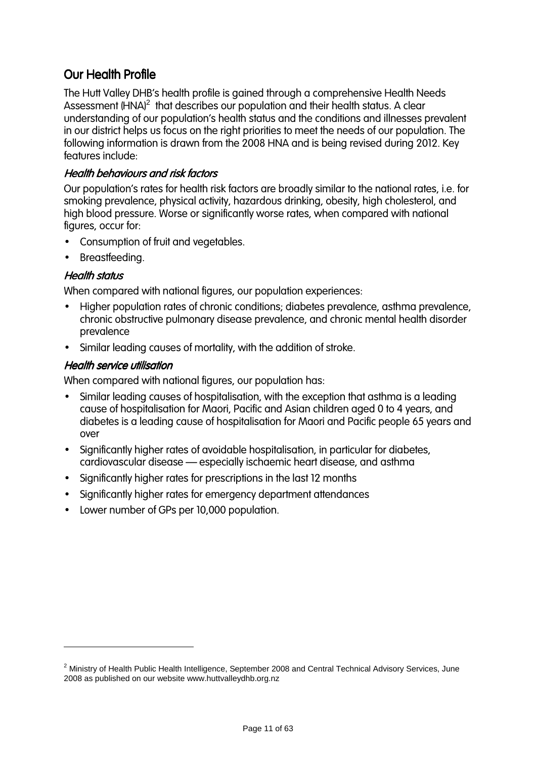## Our Health Profile

The Hutt Valley DHB's health profile is gained through a comprehensive Health Needs Assessment (HNA)[2] that describes our population and their health status. A clear understanding of our population's health status and the conditions and illnesses prevalent in our district helps us focus on the right priorities to meet the needs of our population. The following information is drawn from the 2008 HNA and is being revised during 2012. Key features include:

### *Health behaviours and risk factors*

Our population's rates for health risk factors are broadly similar to the national rates, i.e. for smoking prevalence, physical activity, hazardous drinking, obesity, high cholesterol, and high blood pressure. Worse or significantly worse rates, when compared with national figures, occur for:

- Consumption of fruit and vegetables.
- Breastfeeding.

### *Health status*

When compared with national figures, our population experiences:

- Higher population rates of chronic conditions; diabetes prevalence, asthma prevalence, chronic obstructive pulmonary disease prevalence, and chronic mental health disorder prevalence
- Similar leading causes of mortality, with the addition of stroke.

### *Health service utilisation*

When compared with national figures, our population has:

- Similar leading causes of hospitalisation, with the exception that asthma is a leading cause of hospitalisation for Maori, Pacific and Asian children aged 0 to 4 years, and diabetes is a leading cause of hospitalisation for Maori and Pacific people 65 years and over
- Significantly higher rates of avoidable hospitalisation, in particular for diabetes, cardiovascular disease — especially ischaemic heart disease, and asthma
- Significantly higher rates for prescriptions in the last 12 months
- Significantly higher rates for emergency department attendances
- Lower number of GPs per 10,000 population.

---

[2] Ministry of Health Public Health Intelligence, September 2008 and Central Technical Advisory Services, June 2008 as published on our website www.huttvalleydhb.org.nz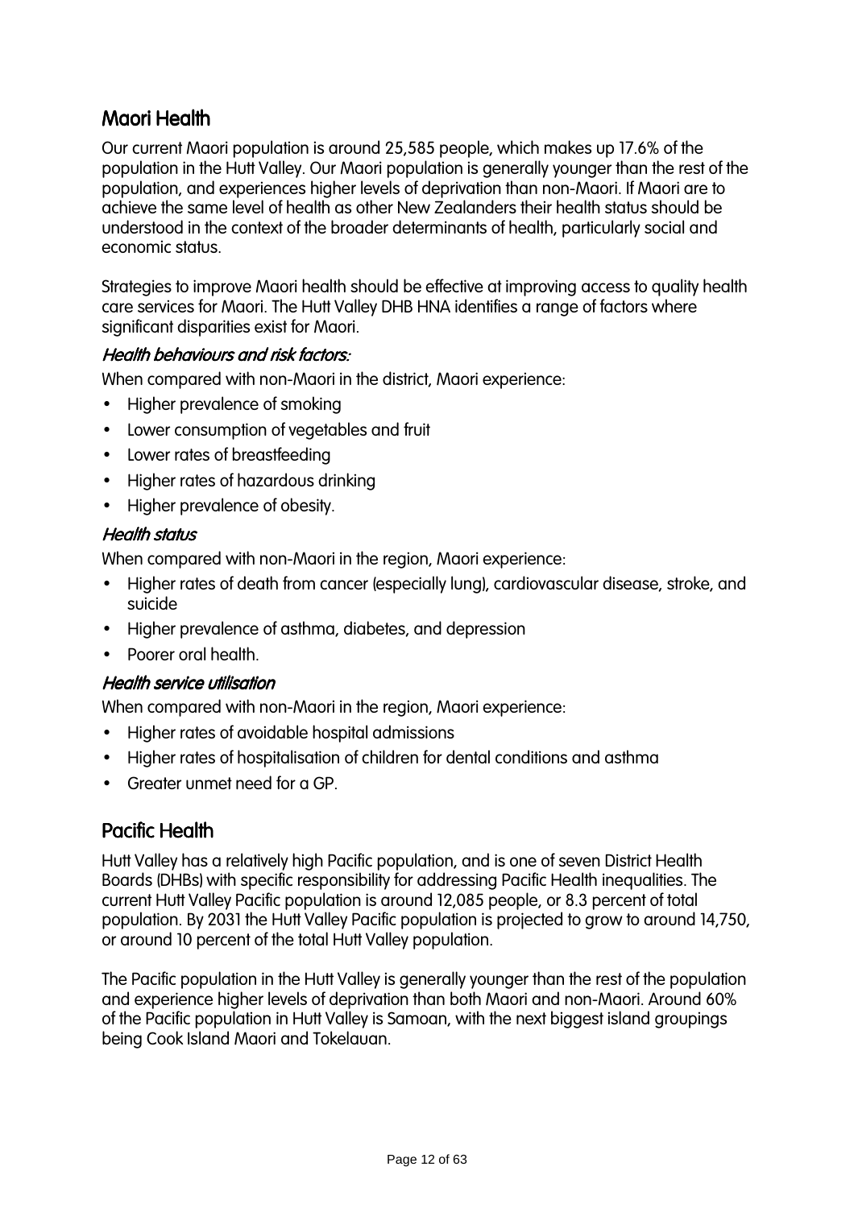## Maori Health

Our current Maori population is around 25,585 people, which makes up 17.6% of the population in the Hutt Valley. Our Maori population is generally younger than the rest of the population, and experiences higher levels of deprivation than non-Maori. If Maori are to achieve the same level of health as other New Zealanders their health status should be understood in the context of the broader determinants of health, particularly social and economic status.

Strategies to improve Maori health should be effective at improving access to quality health care services for Maori. The Hutt Valley DHB HNA identifies a range of factors where significant disparities exist for Maori.

### *Health behaviours and risk factors:*

When compared with non-Maori in the district, Maori experience:

- Higher prevalence of smoking
- Lower consumption of vegetables and fruit
- Lower rates of breastfeeding
- Higher rates of hazardous drinking
- Higher prevalence of obesity.

### *Health status*

When compared with non-Maori in the region, Maori experience:

- Higher rates of death from cancer (especially lung), cardiovascular disease, stroke, and suicide
- Higher prevalence of asthma, diabetes, and depression
- Poorer oral health.

### *Health service utilisation*

When compared with non-Maori in the region, Maori experience:

- Higher rates of avoidable hospital admissions
- Higher rates of hospitalisation of children for dental conditions and asthma
- Greater unmet need for a GP.

## Pacific Health

Hutt Valley has a relatively high Pacific population, and is one of seven District Health Boards (DHBs) with specific responsibility for addressing Pacific Health inequalities. The current Hutt Valley Pacific population is around 12,085 people, or 8.3 percent of total population. By 2031 the Hutt Valley Pacific population is projected to grow to around 14,750, or around 10 percent of the total Hutt Valley population.

The Pacific population in the Hutt Valley is generally younger than the rest of the population and experience higher levels of deprivation than both Maori and non-Maori. Around 60% of the Pacific population in Hutt Valley is Samoan, with the next biggest island groupings being Cook Island Maori and Tokelauan.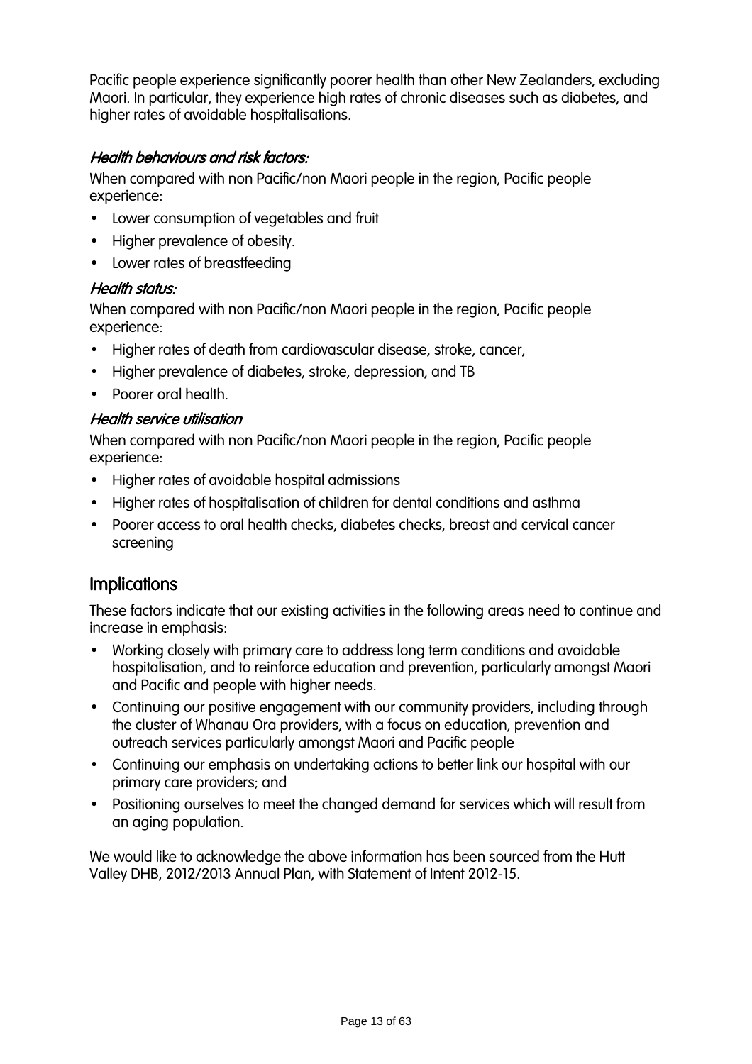Pacific people experience significantly poorer health than other New Zealanders, excluding Maori. In particular, they experience high rates of chronic diseases such as diabetes, and higher rates of avoidable hospitalisations.

### *Health behaviours and risk factors:*

When compared with non Pacific/non Maori people in the region, Pacific people experience:

- Lower consumption of vegetables and fruit
- Higher prevalence of obesity.
- Lower rates of breastfeeding

### *Health status:*

When compared with non Pacific/non Maori people in the region, Pacific people experience:

- Higher rates of death from cardiovascular disease, stroke, cancer,
- Higher prevalence of diabetes, stroke, depression, and TB
- Poorer oral health.

### *Health service utilisation*

When compared with non Pacific/non Maori people in the region, Pacific people experience:

- Higher rates of avoidable hospital admissions
- Higher rates of hospitalisation of children for dental conditions and asthma
- Poorer access to oral health checks, diabetes checks, breast and cervical cancer screening

## Implications

These factors indicate that our existing activities in the following areas need to continue and increase in emphasis:

- Working closely with primary care to address long term conditions and avoidable hospitalisation, and to reinforce education and prevention, particularly amongst Maori and Pacific and people with higher needs.
- Continuing our positive engagement with our community providers, including through the cluster of Whanau Ora providers, with a focus on education, prevention and outreach services particularly amongst Maori and Pacific people
- Continuing our emphasis on undertaking actions to better link our hospital with our primary care providers; and
- Positioning ourselves to meet the changed demand for services which will result from an aging population.

We would like to acknowledge the above information has been sourced from the Hutt Valley DHB, 2012/2013 Annual Plan, with Statement of Intent 2012-15.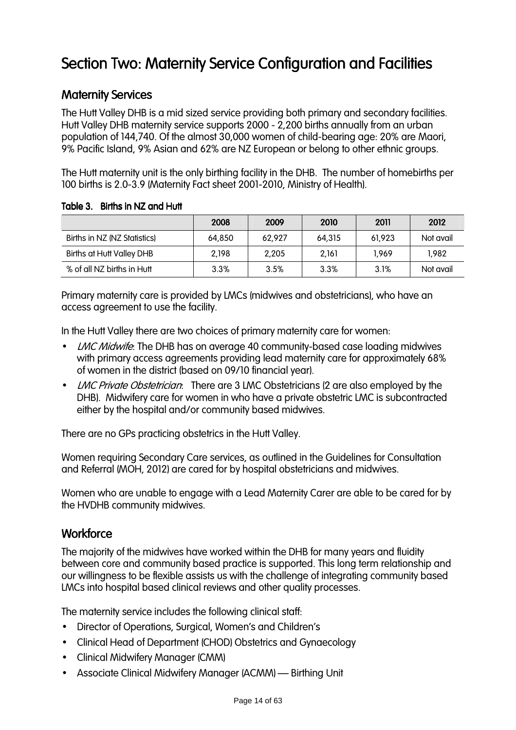# Section Two: Maternity Service Configuration and Facilities

## Maternity Services

The Hutt Valley DHB is a mid sized service providing both primary and secondary facilities. Hutt Valley DHB maternity service supports 2000 - 2,200 births annually from an urban population of 144,740. Of the almost 30,000 women of child-bearing age: 20% are Maori, 9% Pacific Island, 9% Asian and 62% are NZ European or belong to other ethnic groups.

The Hutt maternity unit is the only birthing facility in the DHB. The number of homebirths per 100 births is 2.0-3.9 (Maternity Fact sheet 2001-2010, Ministry of Health).

**Table 3. Births in NZ and Hutt**

| | 2008 | 2009 | 2010 | 2011 | 2012 |
|---|---|---|---|---|---|
| Births in NZ (NZ Statistics) | 64,850 | 62,927 | 64,315 | 61,923 | Not avail |
| Births at Hutt Valley DHB | 2,198 | 2,205 | 2,161 | 1,969 | 1,982 |
| % of all NZ births in Hutt | 3.3% | 3.5% | 3.3% | 3.1% | Not avail |

Primary maternity care is provided by LMCs (midwives and obstetricians), who have an access agreement to use the facility.

In the Hutt Valley there are two choices of primary maternity care for women:

- *LMC Midwife*: The DHB has on average 40 community-based case loading midwives with primary access agreements providing lead maternity care for approximately 68% of women in the district (based on 09/10 financial year).
- *LMC Private Obstetrician*: There are 3 LMC Obstetricians (2 are also employed by the DHB). Midwifery care for women in who have a private obstetric LMC is subcontracted either by the hospital and/or community based midwives.

There are no GPs practicing obstetrics in the Hutt Valley.

Women requiring Secondary Care services, as outlined in the Guidelines for Consultation and Referral (MOH, 2012) are cared for by hospital obstetricians and midwives.

Women who are unable to engage with a Lead Maternity Carer are able to be cared for by the HVDHB community midwives.

## Workforce

The majority of the midwives have worked within the DHB for many years and fluidity between core and community based practice is supported. This long term relationship and our willingness to be flexible assists us with the challenge of integrating community based LMCs into hospital based clinical reviews and other quality processes.

The maternity service includes the following clinical staff:

- Director of Operations, Surgical, Women's and Children's
- Clinical Head of Department (CHOD) Obstetrics and Gynaecology
- Clinical Midwifery Manager (CMM)
- Associate Clinical Midwifery Manager (ACMM) — Birthing Unit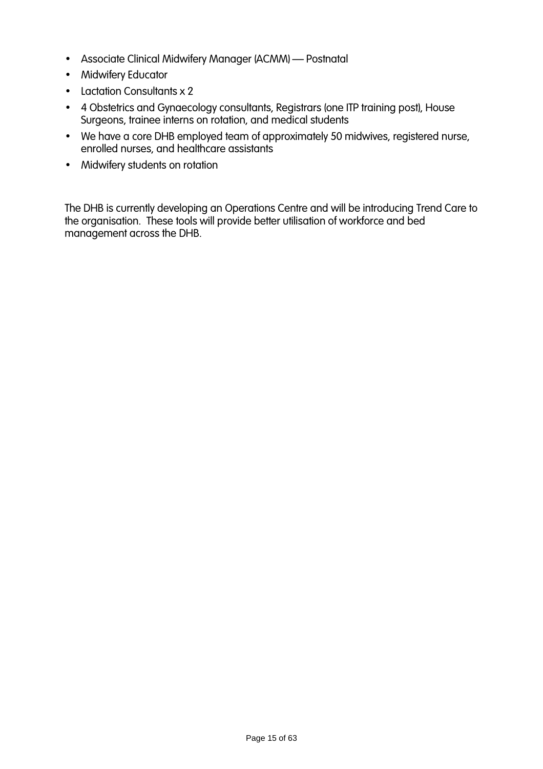- Associate Clinical Midwifery Manager (ACMM) — Postnatal
- Midwifery Educator
- Lactation Consultants x 2
- 4 Obstetrics and Gynaecology consultants, Registrars (one ITP training post), House Surgeons, trainee interns on rotation, and medical students
- We have a core DHB employed team of approximately 50 midwives, registered nurse, enrolled nurses, and healthcare assistants
- Midwifery students on rotation

The DHB is currently developing an Operations Centre and will be introducing Trend Care to the organisation. These tools will provide better utilisation of workforce and bed management across the DHB.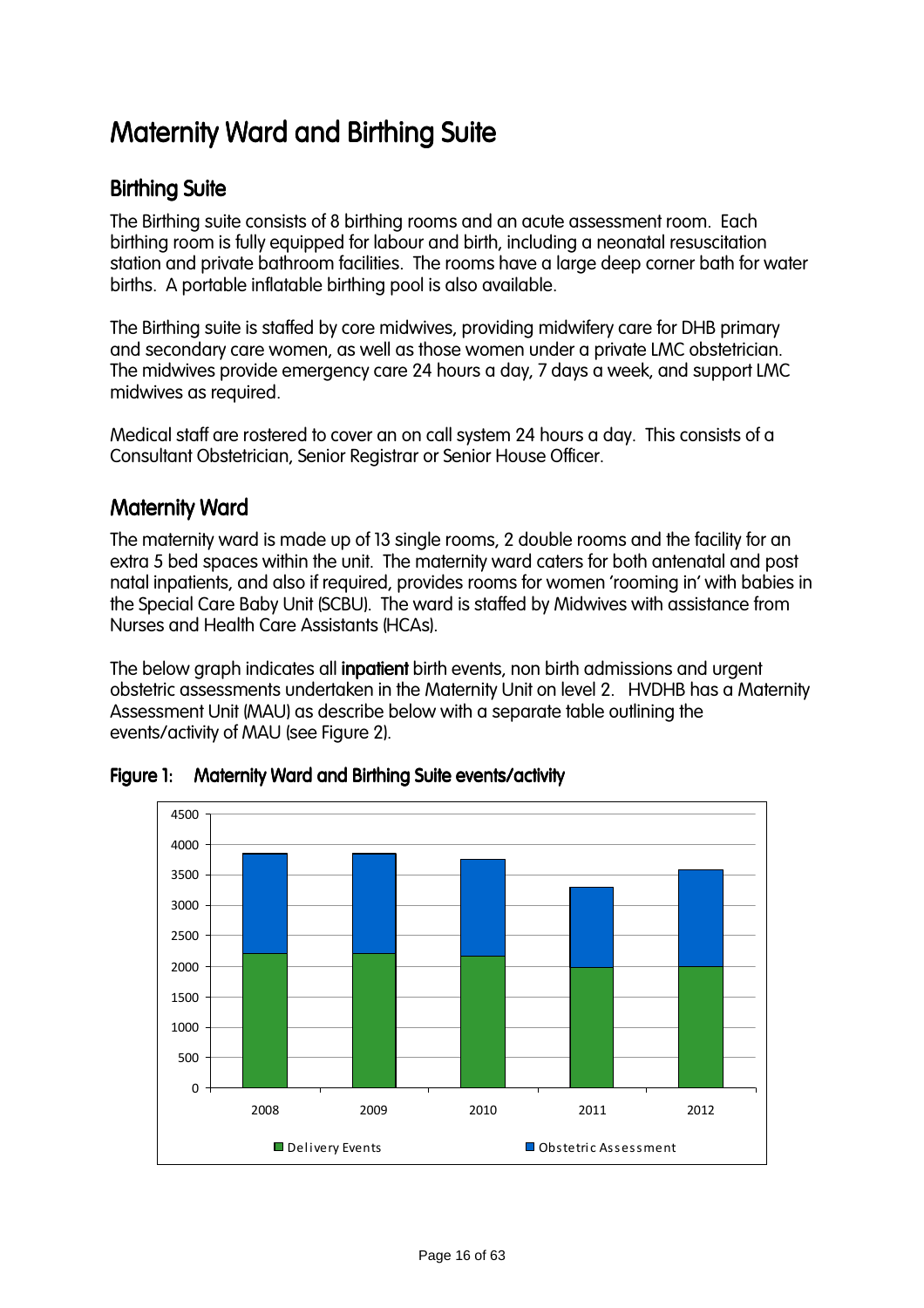# Maternity Ward and Birthing Suite

## Birthing Suite

The Birthing suite consists of 8 birthing rooms and an acute assessment room. Each birthing room is fully equipped for labour and birth, including a neonatal resuscitation station and private bathroom facilities. The rooms have a large deep corner bath for water births. A portable inflatable birthing pool is also available.

The Birthing suite is staffed by core midwives, providing midwifery care for DHB primary and secondary care women, as well as those women under a private LMC obstetrician. The midwives provide emergency care 24 hours a day, 7 days a week, and support LMC midwives as required.

Medical staff are rostered to cover an on call system 24 hours a day. This consists of a Consultant Obstetrician, Senior Registrar or Senior House Officer.

## Maternity Ward

The maternity ward is made up of 13 single rooms, 2 double rooms and the facility for an extra 5 bed spaces within the unit. The maternity ward caters for both antenatal and post natal inpatients, and also if required, provides rooms for women 'rooming in' with babies in the Special Care Baby Unit (SCBU). The ward is staffed by Midwives with assistance from Nurses and Health Care Assistants (HCAs).

The below graph indicates all **inpatient** birth events, non birth admissions and urgent obstetric assessments undertaken in the Maternity Unit on level 2. HVDHB has a Maternity Assessment Unit (MAU) as describe below with a separate table outlining the events/activity of MAU (see Figure 2).

**Figure 1: Maternity Ward and Birthing Suite events/activity**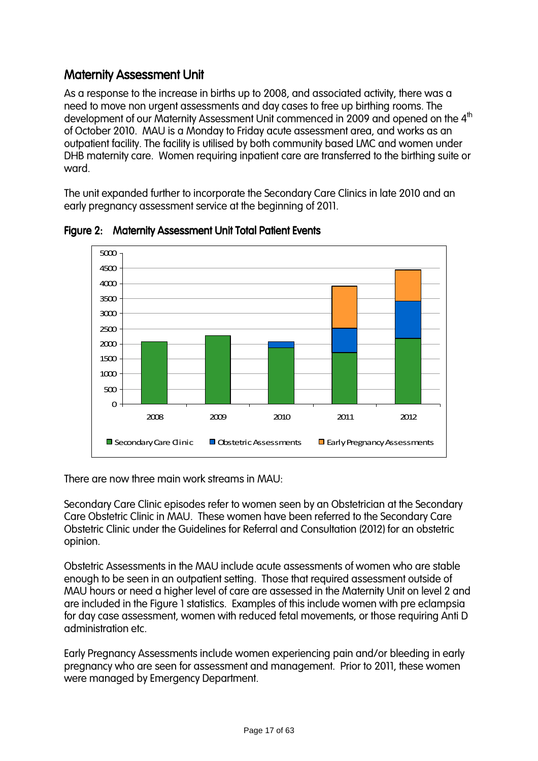## Maternity Assessment Unit

As a response to the increase in births up to 2008, and associated activity, there was a need to move non urgent assessments and day cases to free up birthing rooms. The development of our Maternity Assessment Unit commenced in 2009 and opened on the 4th of October 2010. MAU is a Monday to Friday acute assessment area, and works as an outpatient facility. The facility is utilised by both community based LMC and women under DHB maternity care. Women requiring inpatient care are transferred to the birthing suite or ward.

The unit expanded further to incorporate the Secondary Care Clinics in late 2010 and an early pregnancy assessment service at the beginning of 2011.

**Figure 2: Maternity Assessment Unit Total Patient Events**

There are now three main work streams in MAU:

Secondary Care Clinic episodes refer to women seen by an Obstetrician at the Secondary Care Obstetric Clinic in MAU. These women have been referred to the Secondary Care Obstetric Clinic under the Guidelines for Referral and Consultation (2012) for an obstetric opinion.

Obstetric Assessments in the MAU include acute assessments of women who are stable enough to be seen in an outpatient setting. Those that required assessment outside of MAU hours or need a higher level of care are assessed in the Maternity Unit on level 2 and are included in the Figure 1 statistics. Examples of this include women with pre eclampsia for day case assessment, women with reduced fetal movements, or those requiring Anti D administration etc.

Early Pregnancy Assessments include women experiencing pain and/or bleeding in early pregnancy who are seen for assessment and management. Prior to 2011, these women were managed by Emergency Department.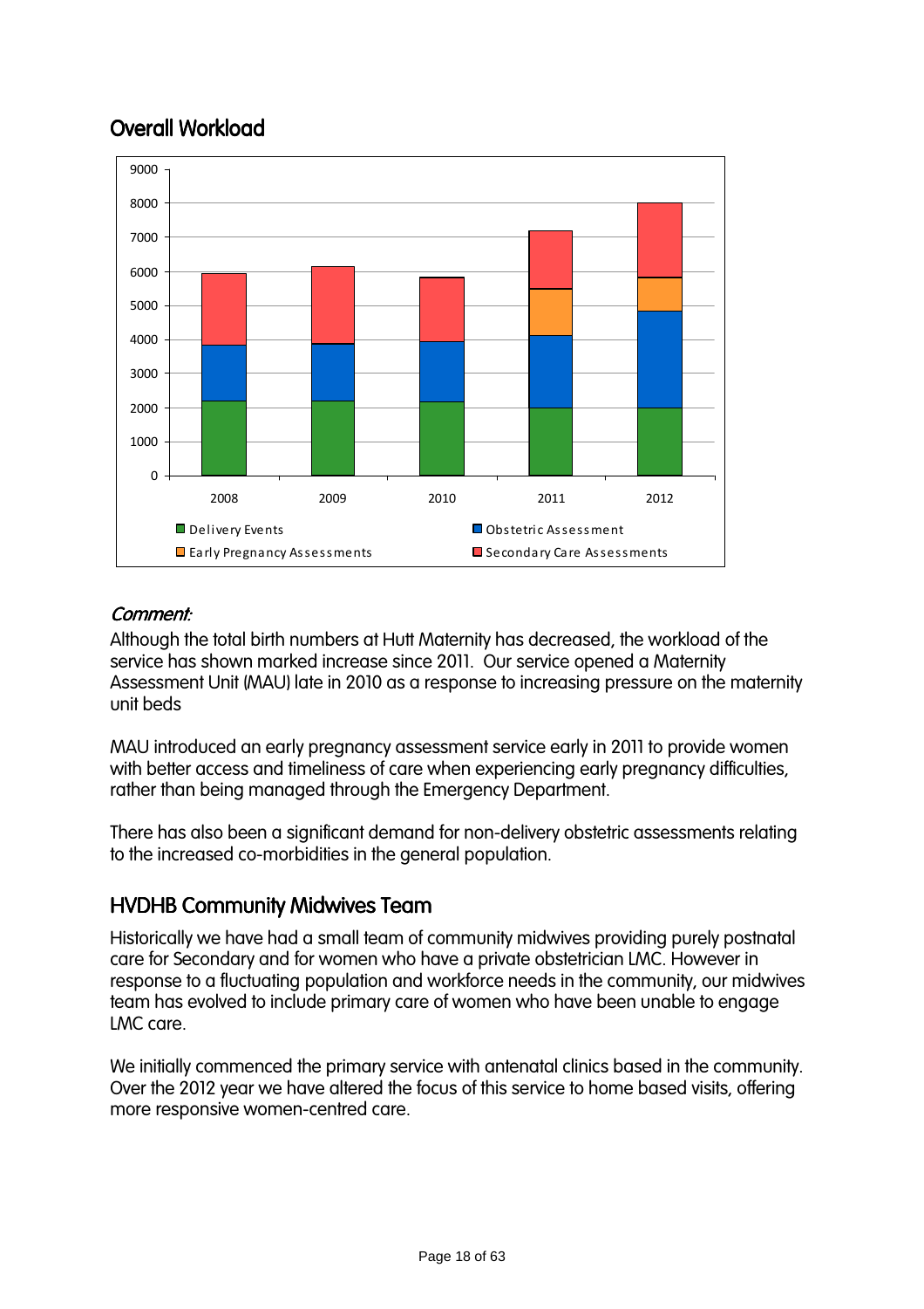## Overall Workload

*Comment:*

Although the total birth numbers at Hutt Maternity has decreased, the workload of the service has shown marked increase since 2011. Our service opened a Maternity Assessment Unit (MAU) late in 2010 as a response to increasing pressure on the maternity unit beds

MAU introduced an early pregnancy assessment service early in 2011 to provide women with better access and timeliness of care when experiencing early pregnancy difficulties, rather than being managed through the Emergency Department.

There has also been a significant demand for non-delivery obstetric assessments relating to the increased co-morbidities in the general population.

## HVDHB Community Midwives Team

Historically we have had a small team of community midwives providing purely postnatal care for Secondary and for women who have a private obstetrician LMC. However in response to a fluctuating population and workforce needs in the community, our midwives team has evolved to include primary care of women who have been unable to engage LMC care.

We initially commenced the primary service with antenatal clinics based in the community. Over the 2012 year we have altered the focus of this service to home based visits, offering more responsive women-centred care.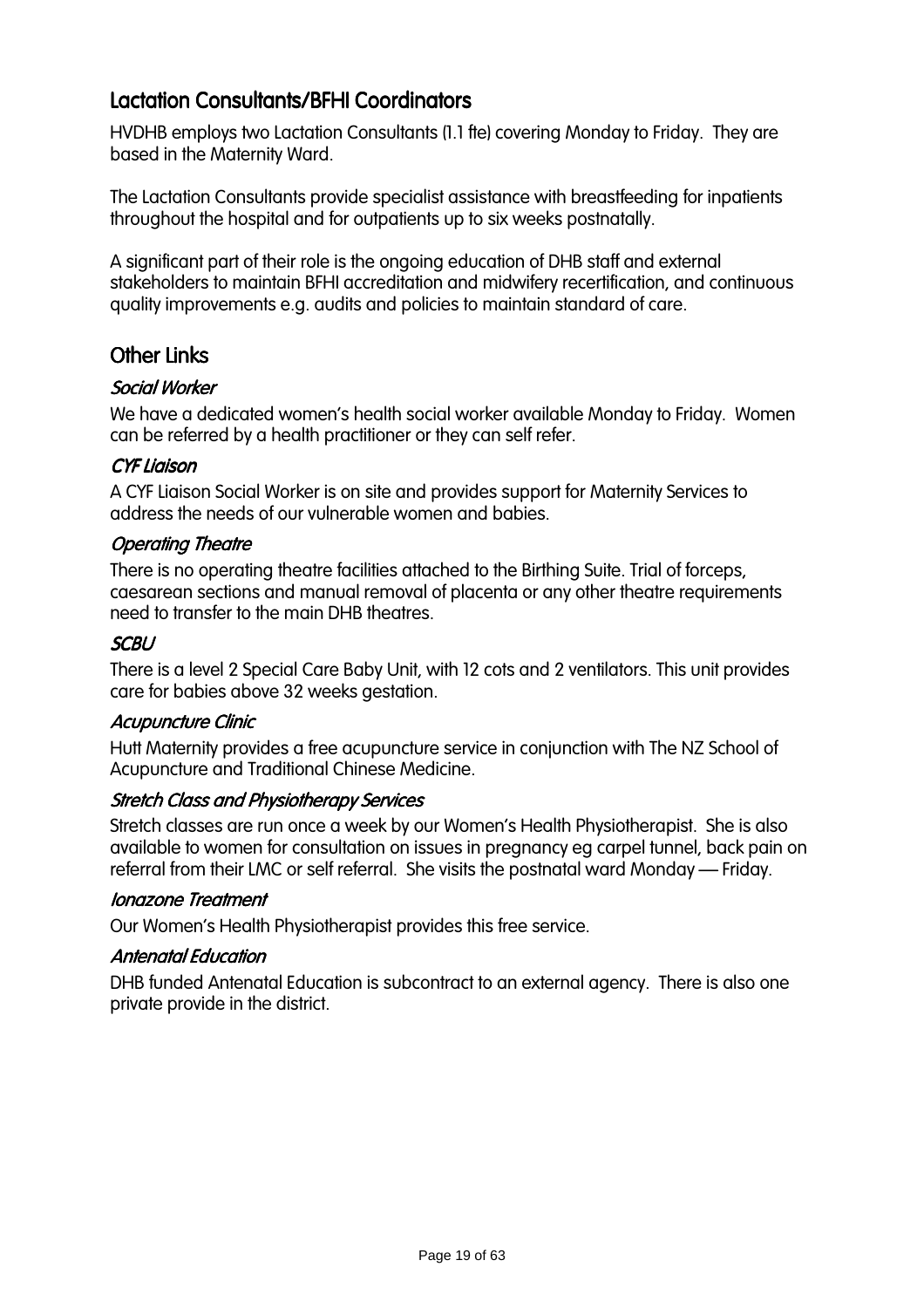## Lactation Consultants/BFHI Coordinators

HVDHB employs two Lactation Consultants (1.1 fte) covering Monday to Friday. They are based in the Maternity Ward.

The Lactation Consultants provide specialist assistance with breastfeeding for inpatients throughout the hospital and for outpatients up to six weeks postnatally.

A significant part of their role is the ongoing education of DHB staff and external stakeholders to maintain BFHI accreditation and midwifery recertification, and continuous quality improvements e.g. audits and policies to maintain standard of care.

## Other Links

### *Social Worker*

We have a dedicated women's health social worker available Monday to Friday. Women can be referred by a health practitioner or they can self refer.

### *CYF Liaison*

A CYF Liaison Social Worker is on site and provides support for Maternity Services to address the needs of our vulnerable women and babies.

### *Operating Theatre*

There is no operating theatre facilities attached to the Birthing Suite. Trial of forceps, caesarean sections and manual removal of placenta or any other theatre requirements need to transfer to the main DHB theatres.

### *SCBU*

There is a level 2 Special Care Baby Unit, with 12 cots and 2 ventilators. This unit provides care for babies above 32 weeks gestation.

### *Acupuncture Clinic*

Hutt Maternity provides a free acupuncture service in conjunction with The NZ School of Acupuncture and Traditional Chinese Medicine.

### *Stretch Class and Physiotherapy Services*

Stretch classes are run once a week by our Women's Health Physiotherapist. She is also available to women for consultation on issues in pregnancy eg carpel tunnel, back pain on referral from their LMC or self referral. She visits the postnatal ward Monday — Friday.

### *Ionazone Treatment*

Our Women's Health Physiotherapist provides this free service.

### *Antenatal Education*

DHB funded Antenatal Education is subcontract to an external agency. There is also one private provide in the district.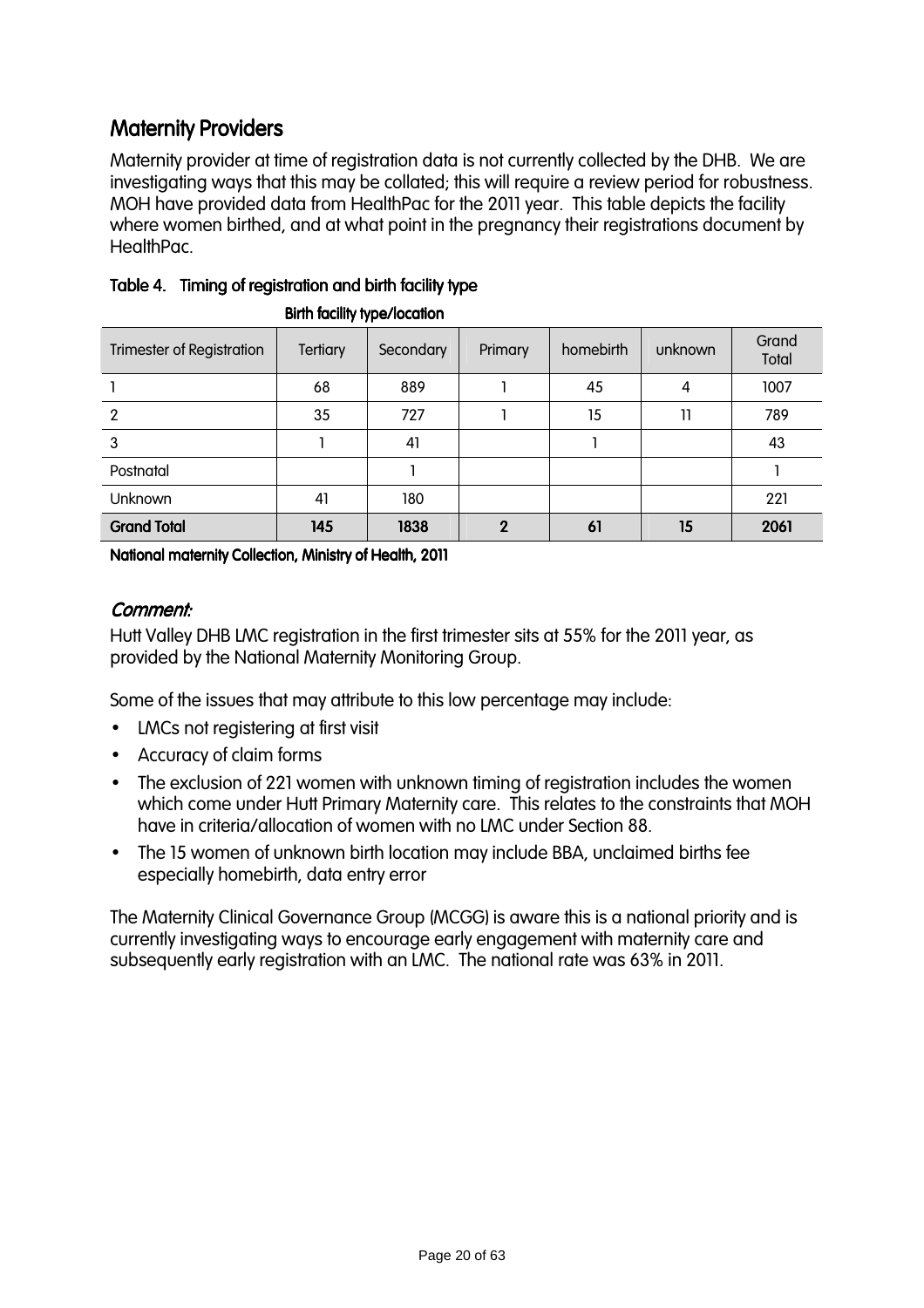## Maternity Providers

Maternity provider at time of registration data is not currently collected by the DHB. We are investigating ways that this may be collated; this will require a review period for robustness. MOH have provided data from HealthPac for the 2011 year. This table depicts the facility where women birthed, and at what point in the pregnancy their registrations document by HealthPac.

**Table 4. Timing of registration and birth facility type**

| | Birth facility type/location | | | | | |
|---|---|---|---|---|---|---|
| Trimester of Registration | Tertiary | Secondary | Primary | homebirth | unknown | Grand Total |
| 1 | 68 | 889 | 1 | 45 | 4 | 1007 |
| 2 | 35 | 727 | 1 | 15 | 11 | 789 |
| 3 | 1 | 41 | | 1 | | 43 |
| Postnatal | | 1 | | | | 1 |
| Unknown | 41 | 180 | | | | 221 |
| **Grand Total** | **145** | **1838** | **2** | **61** | **15** | **2061** |

**National maternity Collection, Ministry of Health, 2011**

### *Comment:*

Hutt Valley DHB LMC registration in the first trimester sits at 55% for the 2011 year, as provided by the National Maternity Monitoring Group.

Some of the issues that may attribute to this low percentage may include:

- LMCs not registering at first visit
- Accuracy of claim forms
- The exclusion of 221 women with unknown timing of registration includes the women which come under Hutt Primary Maternity care. This relates to the constraints that MOH have in criteria/allocation of women with no LMC under Section 88.
- The 15 women of unknown birth location may include BBA, unclaimed births fee especially homebirth, data entry error

The Maternity Clinical Governance Group (MCGG) is aware this is a national priority and is currently investigating ways to encourage early engagement with maternity care and subsequently early registration with an LMC. The national rate was 63% in 2011.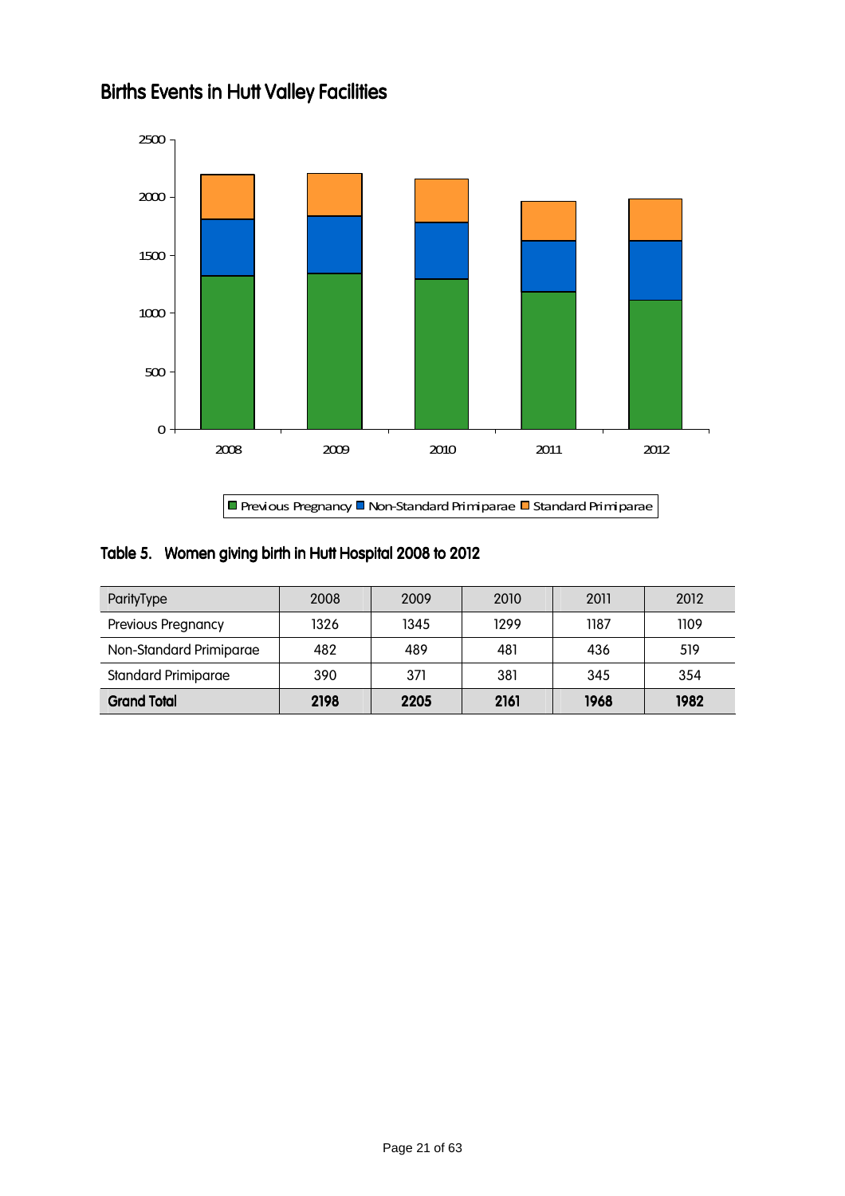## Births Events in Hutt Valley Facilities

### Table 5. Women giving birth in Hutt Hospital 2008 to 2012

| ParityType | 2008 | 2009 | 2010 | 2011 | 2012 |
|---|---|---|---|---|---|
| Previous Pregnancy | 1326 | 1345 | 1299 | 1187 | 1109 |
| Non-Standard Primiparae | 482 | 489 | 481 | 436 | 519 |
| Standard Primiparae | 390 | 371 | 381 | 345 | 354 |
| **Grand Total** | **2198** | **2205** | **2161** | **1968** | **1982** |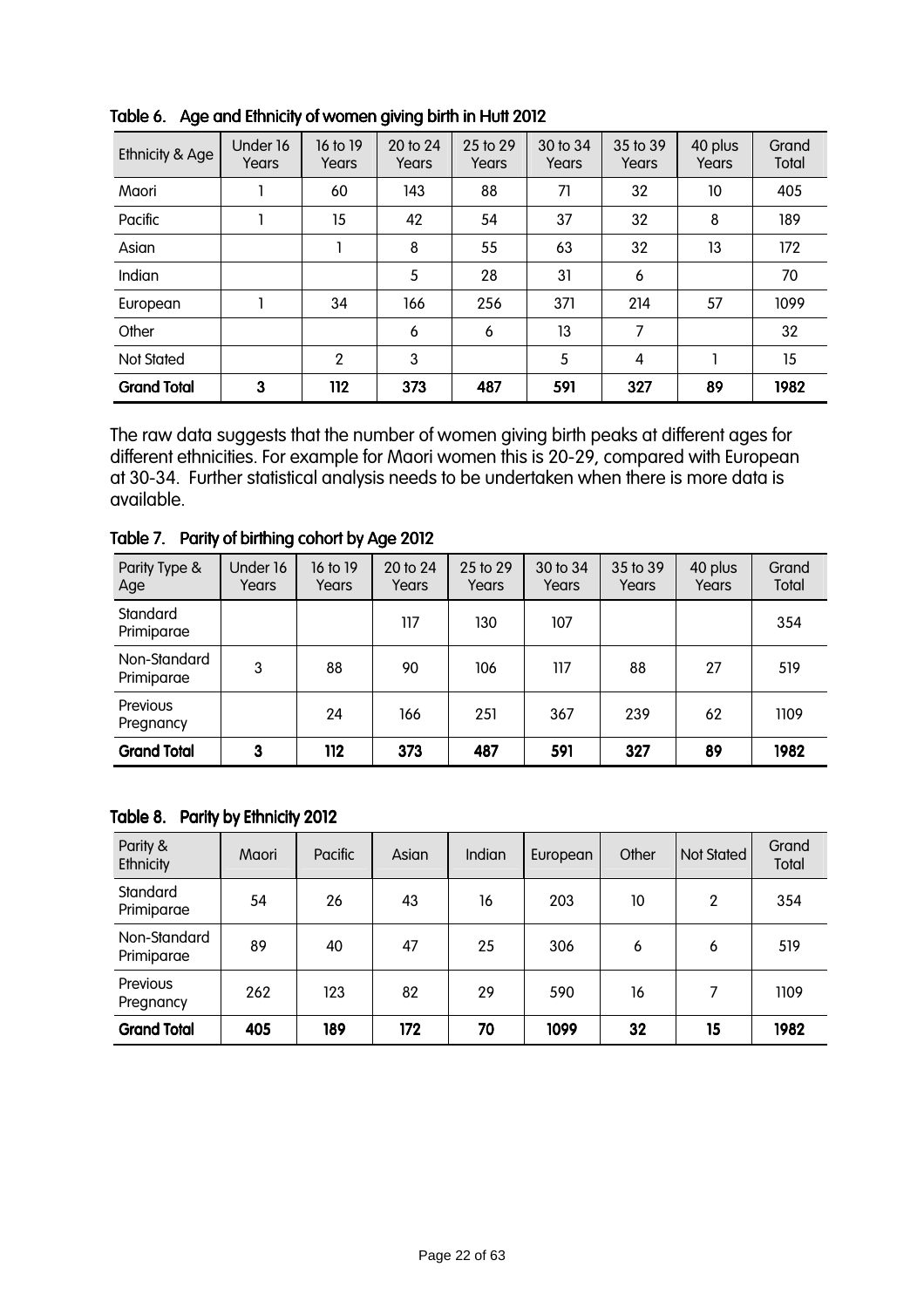**Table 6. Age and Ethnicity of women giving birth in Hutt 2012**

| Ethnicity & Age | Under 16 Years | 16 to 19 Years | 20 to 24 Years | 25 to 29 Years | 30 to 34 Years | 35 to 39 Years | 40 plus Years | Grand Total |
|---|---|---|---|---|---|---|---|---|
| Maori | 1 | 60 | 143 | 88 | 71 | 32 | 10 | 405 |
| Pacific | 1 | 15 | 42 | 54 | 37 | 32 | 8 | 189 |
| Asian | | 1 | 8 | 55 | 63 | 32 | 13 | 172 |
| Indian | | | 5 | 28 | 31 | 6 | | 70 |
| European | 1 | 34 | 166 | 256 | 371 | 214 | 57 | 1099 |
| Other | | | 6 | 6 | 13 | 7 | | 32 |
| Not Stated | | 2 | 3 | | 5 | 4 | 1 | 15 |
| **Grand Total** | **3** | **112** | **373** | **487** | **591** | **327** | **89** | **1982** |

The raw data suggests that the number of women giving birth peaks at different ages for different ethnicities. For example for Maori women this is 20-29, compared with European at 30-34. Further statistical analysis needs to be undertaken when there is more data is available.

**Table 7. Parity of birthing cohort by Age 2012**

| Parity Type & Age | Under 16 Years | 16 to 19 Years | 20 to 24 Years | 25 to 29 Years | 30 to 34 Years | 35 to 39 Years | 40 plus Years | Grand Total |
|---|---|---|---|---|---|---|---|---|
| Standard Primiparae | | | 117 | 130 | 107 | | | 354 |
| Non-Standard Primiparae | 3 | 88 | 90 | 106 | 117 | 88 | 27 | 519 |
| Previous Pregnancy | | 24 | 166 | 251 | 367 | 239 | 62 | 1109 |
| **Grand Total** | **3** | **112** | **373** | **487** | **591** | **327** | **89** | **1982** |

**Table 8. Parity by Ethnicity 2012**

| Parity & Ethnicity | Maori | Pacific | Asian | Indian | European | Other | Not Stated | Grand Total |
|---|---|---|---|---|---|---|---|---|
| Standard Primiparae | 54 | 26 | 43 | 16 | 203 | 10 | 2 | 354 |
| Non-Standard Primiparae | 89 | 40 | 47 | 25 | 306 | 6 | 6 | 519 |
| Previous Pregnancy | 262 | 123 | 82 | 29 | 590 | 16 | 7 | 1109 |
| **Grand Total** | **405** | **189** | **172** | **70** | **1099** | **32** | **15** | **1982** |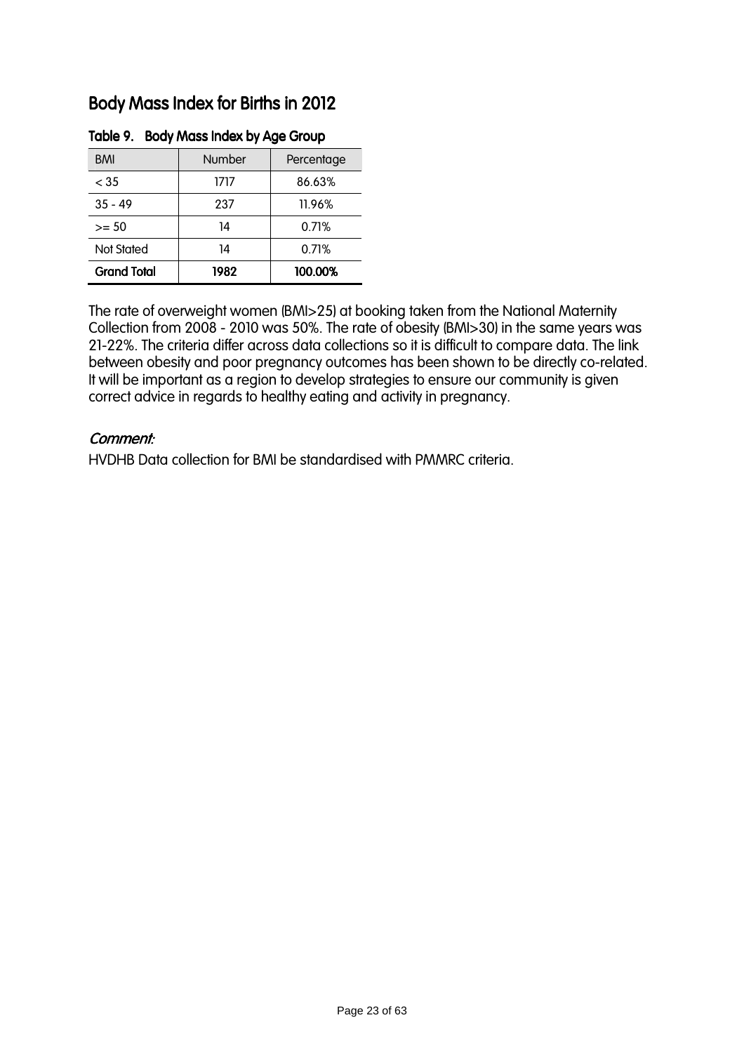## Body Mass Index for Births in 2012

**Table 9. Body Mass Index by Age Group**

| BMI | Number | Percentage |
|---|---|---|
| < 35 | 1717 | 86.63% |
| 35 - 49 | 237 | 11.96% |
| >= 50 | 14 | 0.71% |
| Not Stated | 14 | 0.71% |
| **Grand Total** | **1982** | **100.00%** |

The rate of overweight women (BMI>25) at booking taken from the National Maternity Collection from 2008 - 2010 was 50%. The rate of obesity (BMI>30) in the same years was 21-22%. The criteria differ across data collections so it is difficult to compare data. The link between obesity and poor pregnancy outcomes has been shown to be directly co-related. It will be important as a region to develop strategies to ensure our community is given correct advice in regards to healthy eating and activity in pregnancy.

*Comment:*

HVDHB Data collection for BMI be standardised with PMMRC criteria.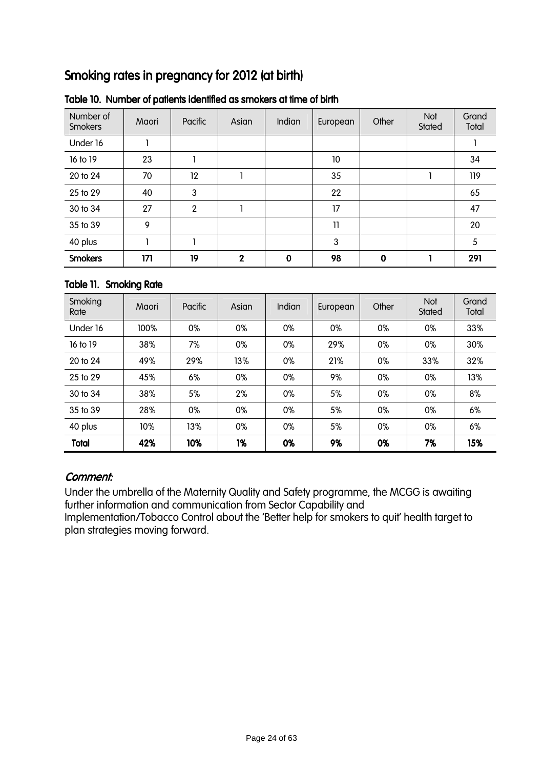# Smoking rates in pregnancy for 2012 (at birth)

### Table 10. Number of patients identified as smokers at time of birth

| Number of Smokers | Maori | Pacific | Asian | Indian | European | Other | Not Stated | Grand Total |
|---|---|---|---|---|---|---|---|---|
| Under 16 | 1 | | | | | | | 1 |
| 16 to 19 | 23 | 1 | | | 10 | | | 34 |
| 20 to 24 | 70 | 12 | 1 | | 35 | | 1 | 119 |
| 25 to 29 | 40 | 3 | | | 22 | | | 65 |
| 30 to 34 | 27 | 2 | 1 | | 17 | | | 47 |
| 35 to 39 | 9 | | | | 11 | | | 20 |
| 40 plus | 1 | 1 | | | 3 | | | 5 |
| **Smokers** | **171** | **19** | **2** | **0** | **98** | **0** | **1** | **291** |

### Table 11. Smoking Rate

| Smoking Rate | Maori | Pacific | Asian | Indian | European | Other | Not Stated | Grand Total |
|---|---|---|---|---|---|---|---|---|
| Under 16 | 100% | 0% | 0% | 0% | 0% | 0% | 0% | 33% |
| 16 to 19 | 38% | 7% | 0% | 0% | 29% | 0% | 0% | 30% |
| 20 to 24 | 49% | 29% | 13% | 0% | 21% | 0% | 33% | 32% |
| 25 to 29 | 45% | 6% | 0% | 0% | 9% | 0% | 0% | 13% |
| 30 to 34 | 38% | 5% | 2% | 0% | 5% | 0% | 0% | 8% |
| 35 to 39 | 28% | 0% | 0% | 0% | 5% | 0% | 0% | 6% |
| 40 plus | 10% | 13% | 0% | 0% | 5% | 0% | 0% | 6% |
| **Total** | **42%** | **10%** | **1%** | **0%** | **9%** | **0%** | **7%** | **15%** |

***Comment:***

Under the umbrella of the Maternity Quality and Safety programme, the MCGG is awaiting further information and communication from Sector Capability and Implementation/Tobacco Control about the 'Better help for smokers to quit' health target to plan strategies moving forward.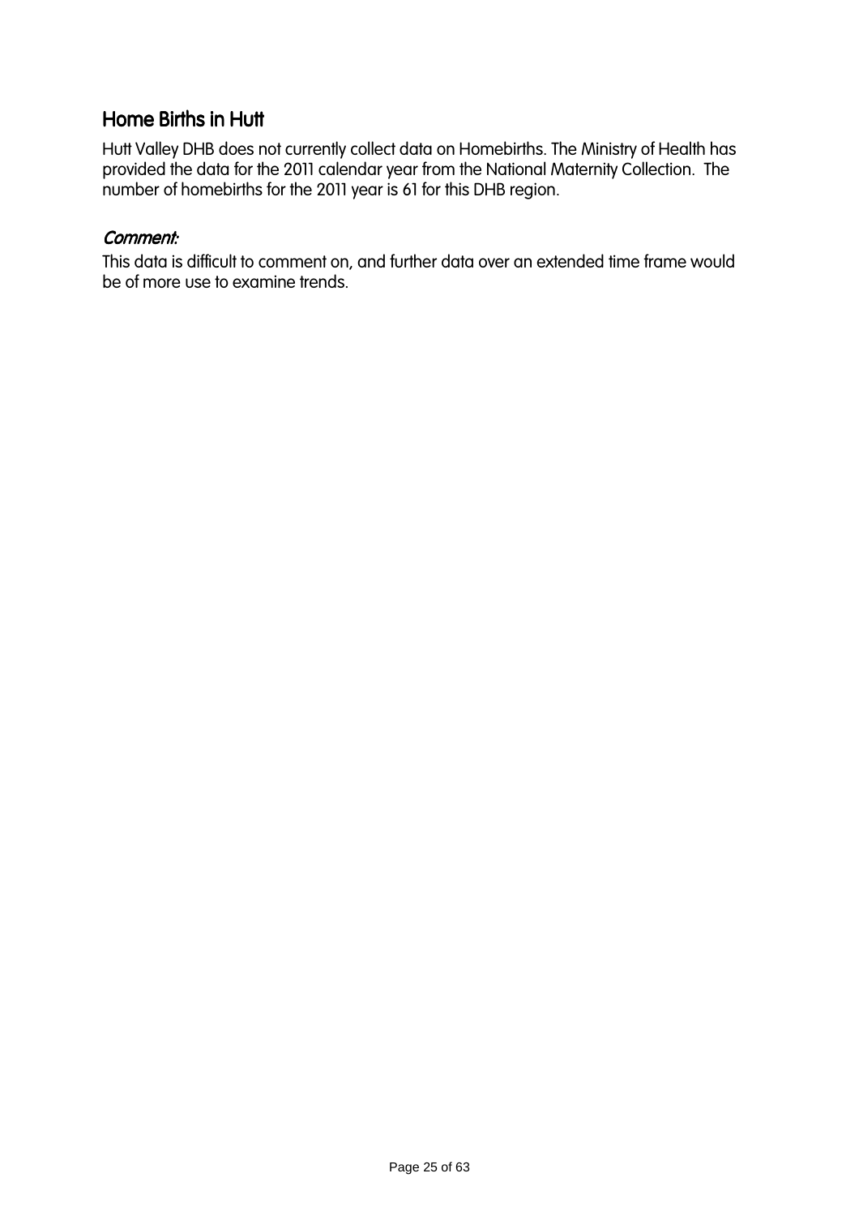## Home Births in Hutt

Hutt Valley DHB does not currently collect data on Homebirths. The Ministry of Health has provided the data for the 2011 calendar year from the National Maternity Collection. The number of homebirths for the 2011 year is 61 for this DHB region.

### *Comment:*

This data is difficult to comment on, and further data over an extended time frame would be of more use to examine trends.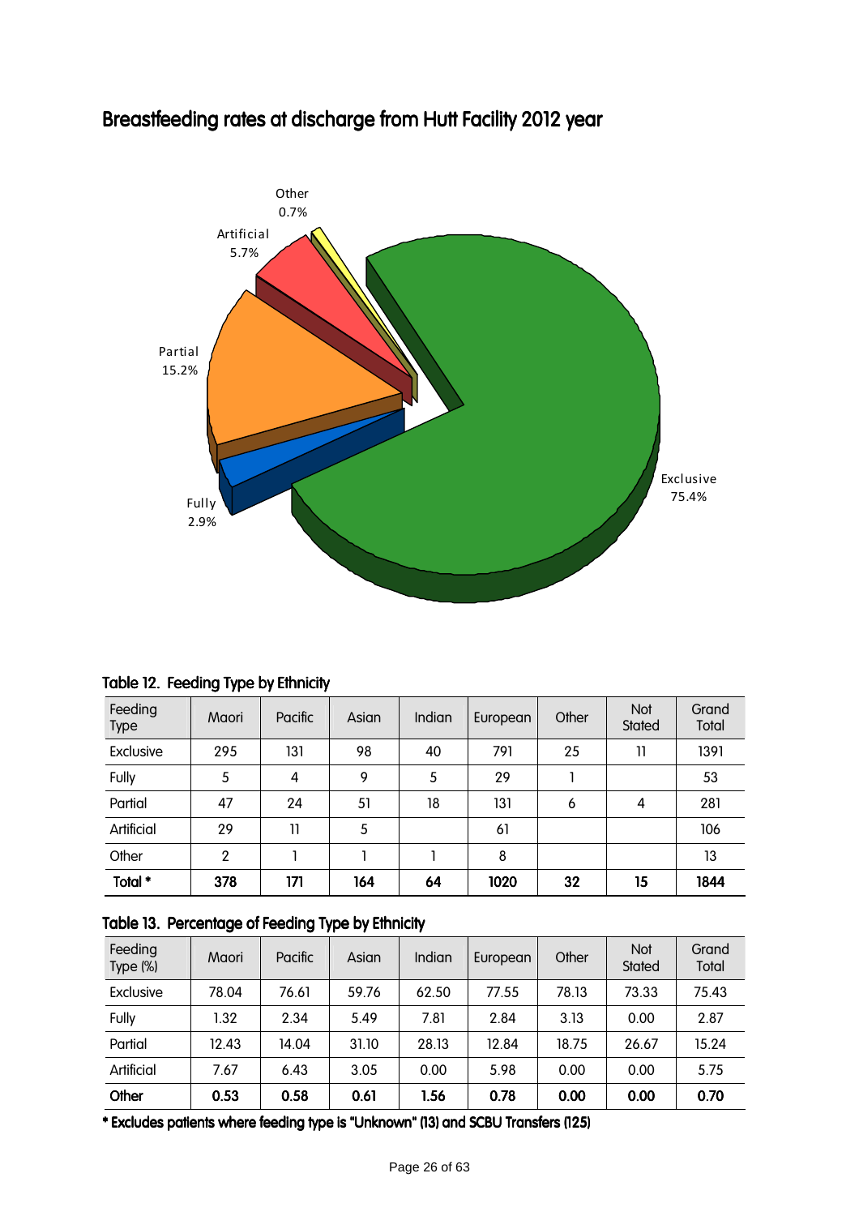# Breastfeeding rates at discharge from Hutt Facility 2012 year

Other 0.7%

Artificial 5.7%

Partial 15.2%

Fully 2.9%

Exclusive 75.4%

## Table 12. Feeding Type by Ethnicity

| Feeding Type | Maori | Pacific | Asian | Indian | European | Other | Not Stated | Grand Total |
|---|---|---|---|---|---|---|---|---|
| Exclusive | 295 | 131 | 98 | 40 | 791 | 25 | 11 | 1391 |
| Fully | 5 | 4 | 9 | 5 | 29 | 1 | | 53 |
| Partial | 47 | 24 | 51 | 18 | 131 | 6 | 4 | 281 |
| Artificial | 29 | 11 | 5 | | 61 | | | 106 |
| Other | 2 | 1 | 1 | 1 | 8 | | | 13 |
| **Total *** | **378** | **171** | **164** | **64** | **1020** | **32** | **15** | **1844** |

## Table 13. Percentage of Feeding Type by Ethnicity

| Feeding Type (%) | Maori | Pacific | Asian | Indian | European | Other | Not Stated | Grand Total |
|---|---|---|---|---|---|---|---|---|
| Exclusive | 78.04 | 76.61 | 59.76 | 62.50 | 77.55 | 78.13 | 73.33 | 75.43 |
| Fully | 1.32 | 2.34 | 5.49 | 7.81 | 2.84 | 3.13 | 0.00 | 2.87 |
| Partial | 12.43 | 14.04 | 31.10 | 28.13 | 12.84 | 18.75 | 26.67 | 15.24 |
| Artificial | 7.67 | 6.43 | 3.05 | 0.00 | 5.98 | 0.00 | 0.00 | 5.75 |
| **Other** | **0.53** | **0.58** | **0.61** | **1.56** | **0.78** | **0.00** | **0.00** | **0.70** |

**\* Excludes patients where feeding type is "Unknown" (13) and SCBU Transfers (125)**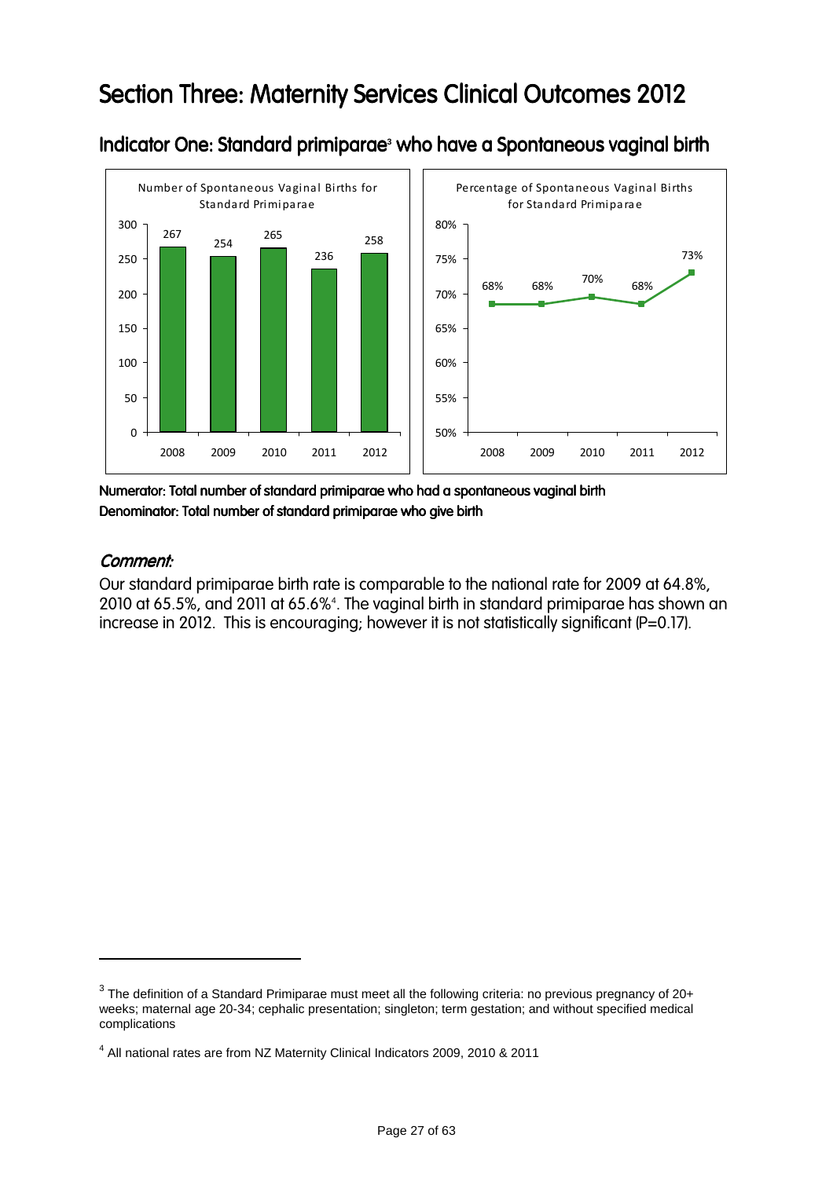# Section Three: Maternity Services Clinical Outcomes 2012

## Indicator One: Standard primiparae[3] who have a Spontaneous vaginal birth

Numerator: Total number of standard primiparae who had a spontaneous vaginal birth
Denominator: Total number of standard primiparae who give birth

### *Comment:*

Our standard primiparae birth rate is comparable to the national rate for 2009 at 64.8%, 2010 at 65.5%, and 2011 at 65.6%[4]. The vaginal birth in standard primiparae has shown an increase in 2012. This is encouraging; however it is not statistically significant (P=0.17).

---

[3] The definition of a Standard Primiparae must meet all the following criteria: no previous pregnancy of 20+ weeks; maternal age 20-34; cephalic presentation; singleton; term gestation; and without specified medical complications

[4] All national rates are from NZ Maternity Clinical Indicators 2009, 2010 & 2011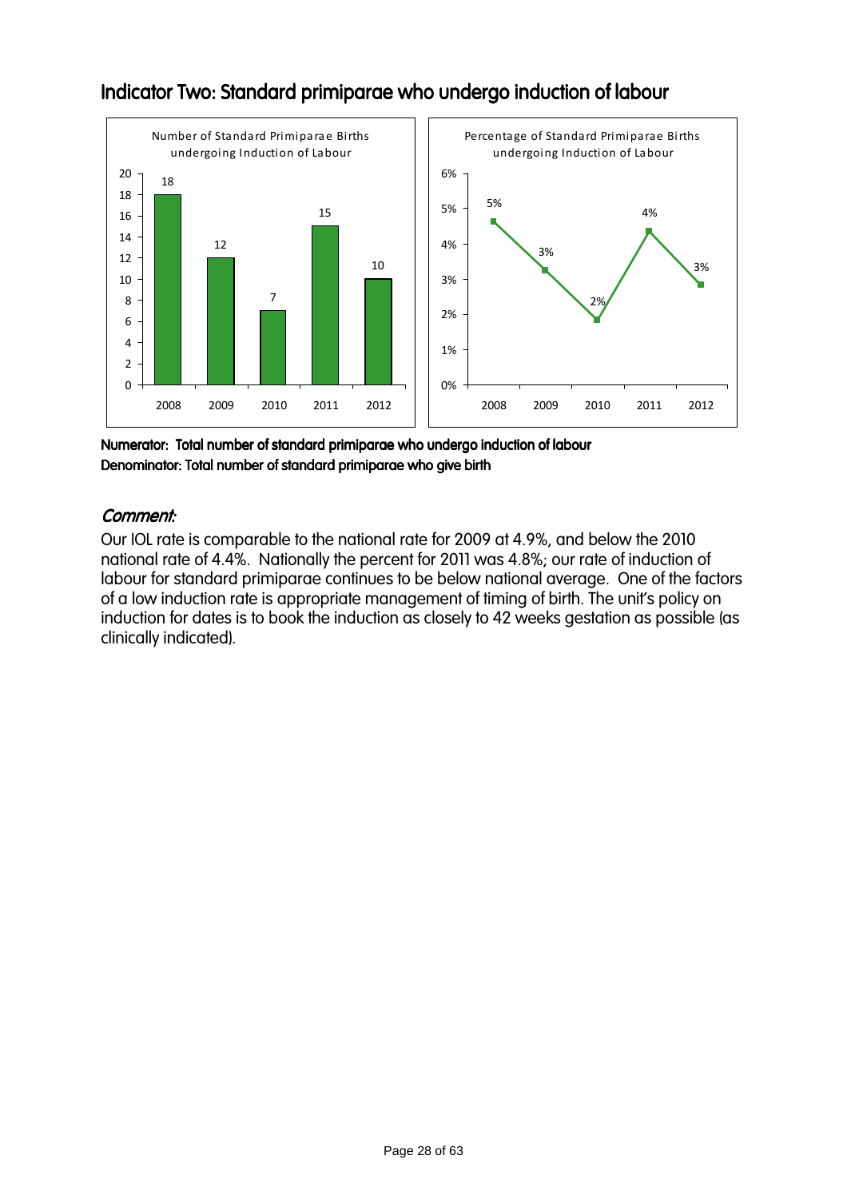## Indicator Two: Standard primiparae who undergo induction of labour

Number of Standard Primiparae Births undergoing Induction of Labour

| Year | Number |
|---|---|
| 2008 | 18 |
| 2009 | 12 |
| 2010 | 7 |
| 2011 | 15 |
| 2012 | 10 |

Percentage of Standard Primiparae Births undergoing Induction of Labour

| Year | Percentage |
|---|---|
| 2008 | 5% |
| 2009 | 3% |
| 2010 | 2% |
| 2011 | 4% |
| 2012 | 3% |

**Numerator: Total number of standard primiparae who undergo induction of labour**
**Denominator: Total number of standard primiparae who give birth**

### *Comment:*

Our IOL rate is comparable to the national rate for 2009 at 4.9%, and below the 2010 national rate of 4.4%. Nationally the percent for 2011 was 4.8%; our rate of induction of labour for standard primiparae continues to be below national average. One of the factors of a low induction rate is appropriate management of timing of birth. The unit's policy on induction for dates is to book the induction as closely to 42 weeks gestation as possible (as clinically indicated).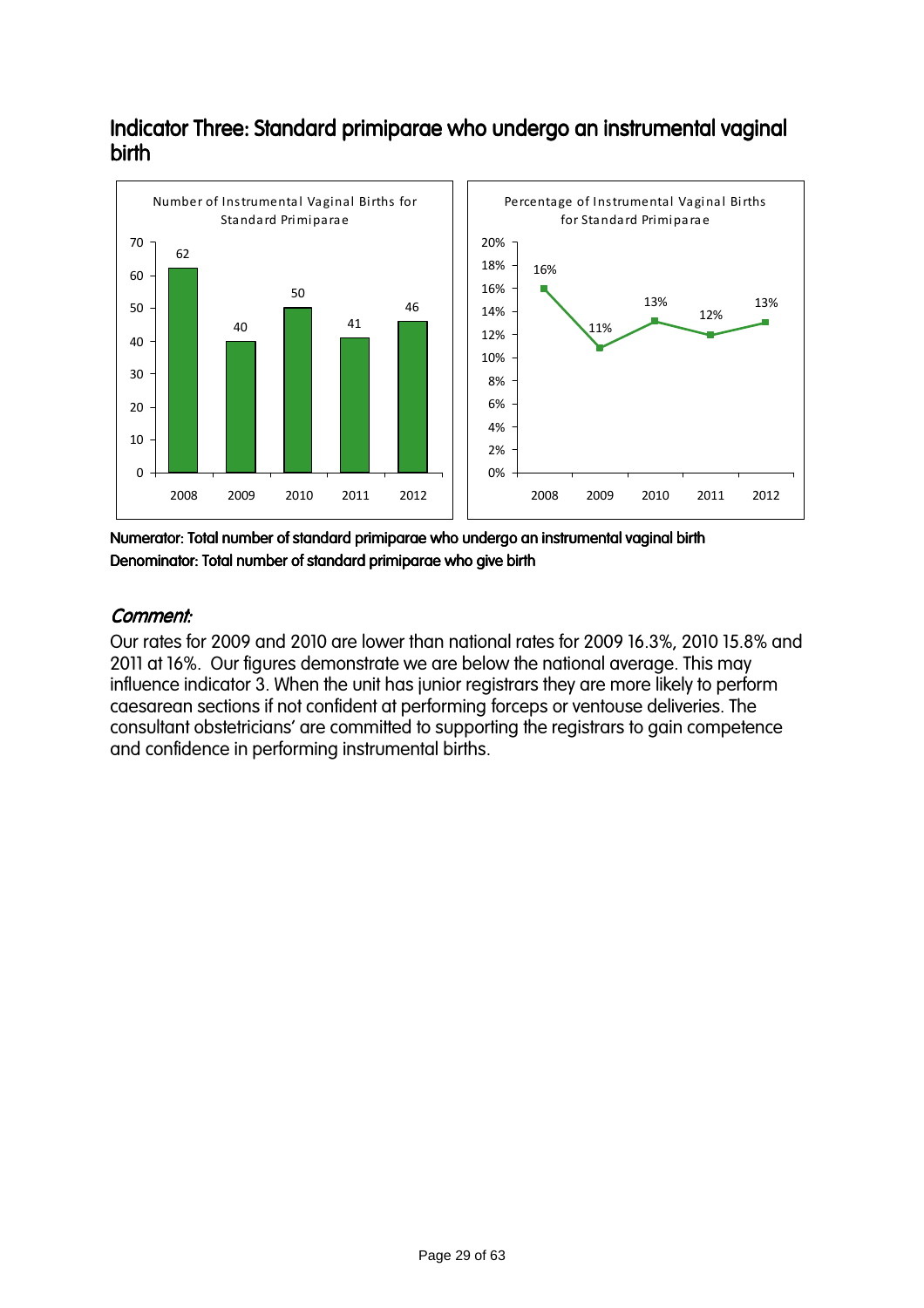## Indicator Three: Standard primiparae who undergo an instrumental vaginal birth

**Number of Instrumental Vaginal Births for Standard Primiparae**

| Year | Number |
|---|---|
| 2008 | 62 |
| 2009 | 40 |
| 2010 | 50 |
| 2011 | 41 |
| 2012 | 46 |

**Percentage of Instrumental Vaginal Births for Standard Primiparae**

| Year | Percentage |
|---|---|
| 2008 | 16% |
| 2009 | 11% |
| 2010 | 13% |
| 2011 | 12% |
| 2012 | 13% |

**Numerator: Total number of standard primiparae who undergo an instrumental vaginal birth**
**Denominator: Total number of standard primiparae who give birth**

### *Comment:*

Our rates for 2009 and 2010 are lower than national rates for 2009 16.3%, 2010 15.8% and 2011 at 16%. Our figures demonstrate we are below the national average. This may influence indicator 3. When the unit has junior registrars they are more likely to perform caesarean sections if not confident at performing forceps or ventouse deliveries. The consultant obstetricians' are committed to supporting the registrars to gain competence and confidence in performing instrumental births.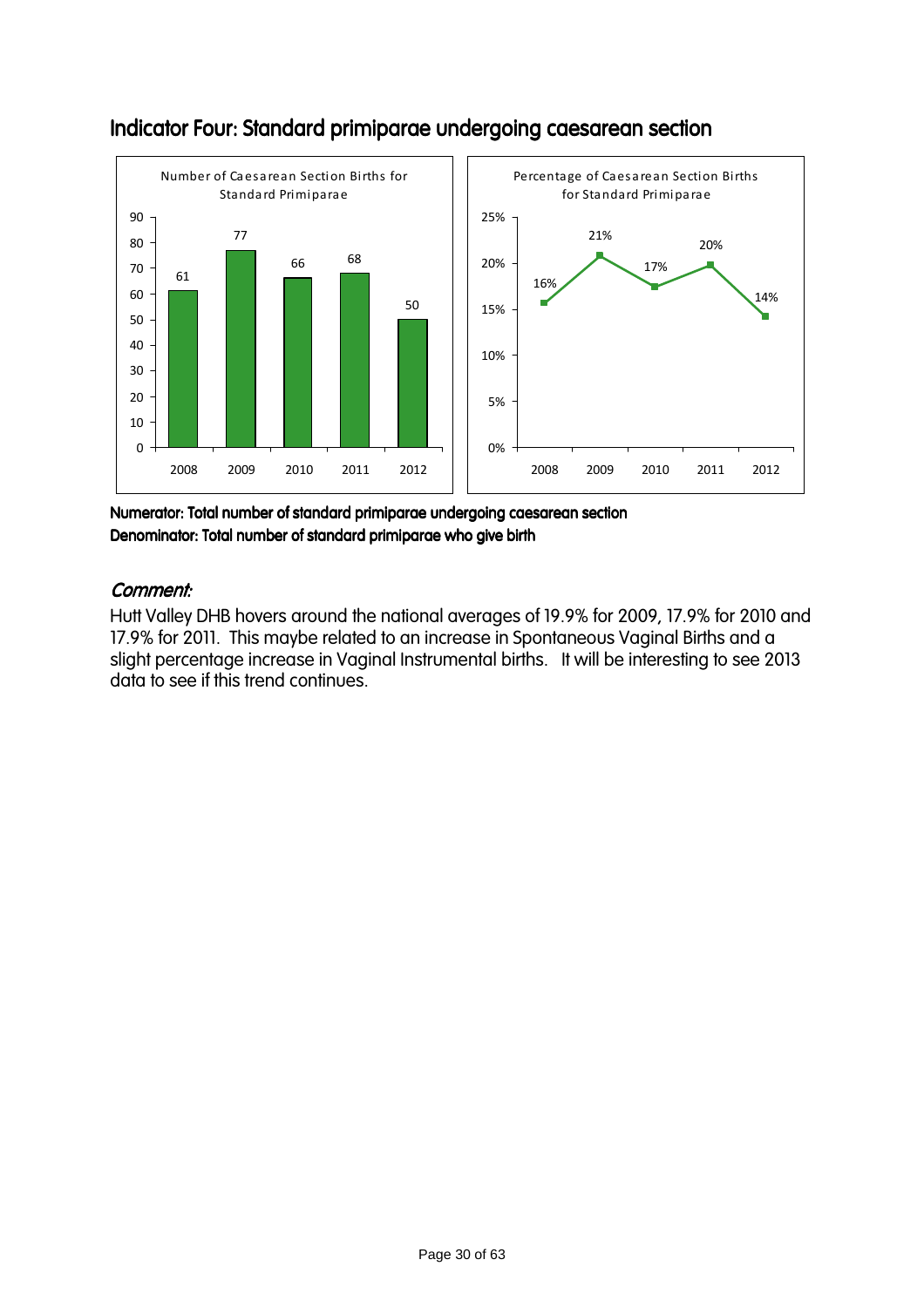## Indicator Four: Standard primiparae undergoing caesarean section

Number of Caesarean Section Births for Standard Primiparae

| Year | Number |
|---|---|
| 2008 | 61 |
| 2009 | 77 |
| 2010 | 66 |
| 2011 | 68 |
| 2012 | 50 |

Percentage of Caesarean Section Births for Standard Primiparae

| Year | Percentage |
|---|---|
| 2008 | 16% |
| 2009 | 21% |
| 2010 | 17% |
| 2011 | 20% |
| 2012 | 14% |

**Numerator: Total number of standard primiparae undergoing caesarean section**
**Denominator: Total number of standard primiparae who give birth**

### *Comment:*

Hutt Valley DHB hovers around the national averages of 19.9% for 2009, 17.9% for 2010 and 17.9% for 2011. This maybe related to an increase in Spontaneous Vaginal Births and a slight percentage increase in Vaginal Instrumental births. It will be interesting to see 2013 data to see if this trend continues.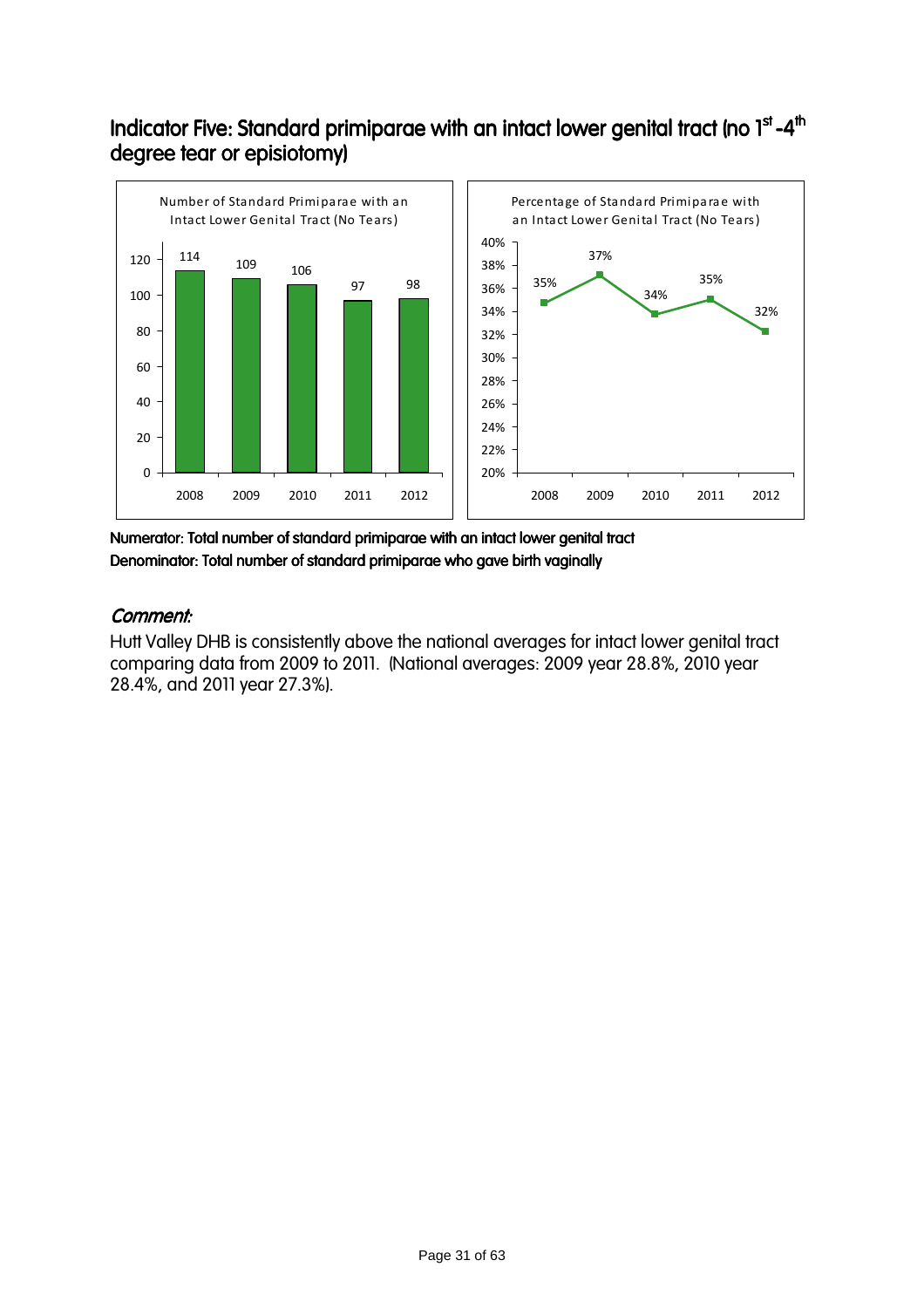## Indicator Five: Standard primiparae with an intact lower genital tract (no 1st -4th degree tear or episiotomy)

Number of Standard Primiparae with an Intact Lower Genital Tract (No Tears)

| Year | Number |
|---|---|
| 2008 | 114 |
| 2009 | 109 |
| 2010 | 106 |
| 2011 | 97 |
| 2012 | 98 |

Percentage of Standard Primiparae with an Intact Lower Genital Tract (No Tears)

| Year | Percentage |
|---|---|
| 2008 | 35% |
| 2009 | 37% |
| 2010 | 34% |
| 2011 | 35% |
| 2012 | 32% |

**Numerator: Total number of standard primiparae with an intact lower genital tract**
**Denominator: Total number of standard primiparae who gave birth vaginally**

### *Comment:*

Hutt Valley DHB is consistently above the national averages for intact lower genital tract comparing data from 2009 to 2011. (National averages: 2009 year 28.8%, 2010 year 28.4%, and 2011 year 27.3%).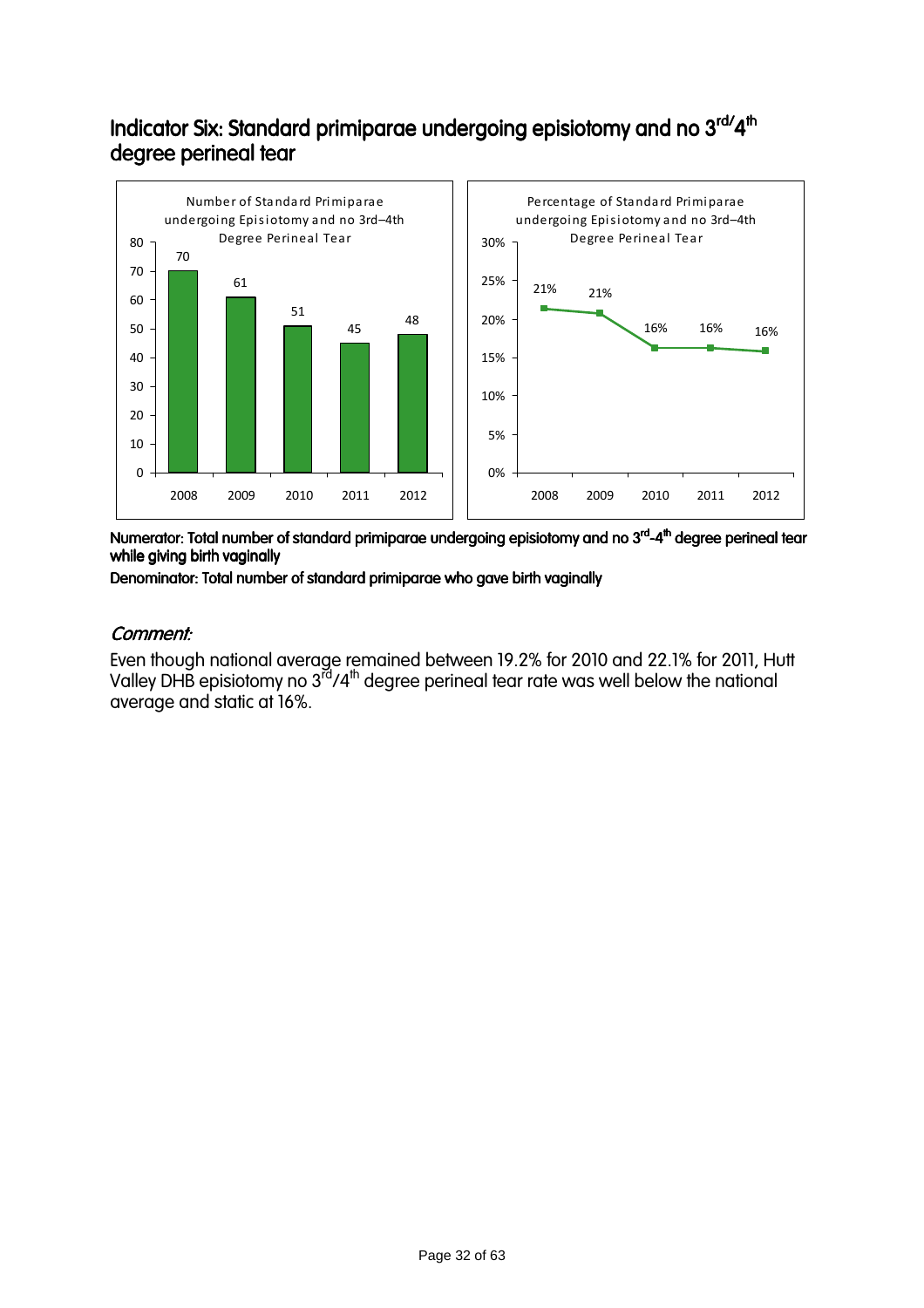## Indicator Six: Standard primiparae undergoing episiotomy and no 3rd/4th degree perineal tear

Number of Standard Primiparae undergoing Episiotomy and no 3rd–4th Degree Perineal Tear

| Year | Number |
|---|---|
| 2008 | 70 |
| 2009 | 61 |
| 2010 | 51 |
| 2011 | 45 |
| 2012 | 48 |

Percentage of Standard Primiparae undergoing Episiotomy and no 3rd–4th Degree Perineal Tear

| Year | Percentage |
|---|---|
| 2008 | 21% |
| 2009 | 21% |
| 2010 | 16% |
| 2011 | 16% |
| 2012 | 16% |

**Numerator: Total number of standard primiparae undergoing episiotomy and no 3rd-4th degree perineal tear while giving birth vaginally**

**Denominator: Total number of standard primiparae who gave birth vaginally**

### *Comment:*

Even though national average remained between 19.2% for 2010 and 22.1% for 2011, Hutt Valley DHB episiotomy no 3rd/4th degree perineal tear rate was well below the national average and static at 16%.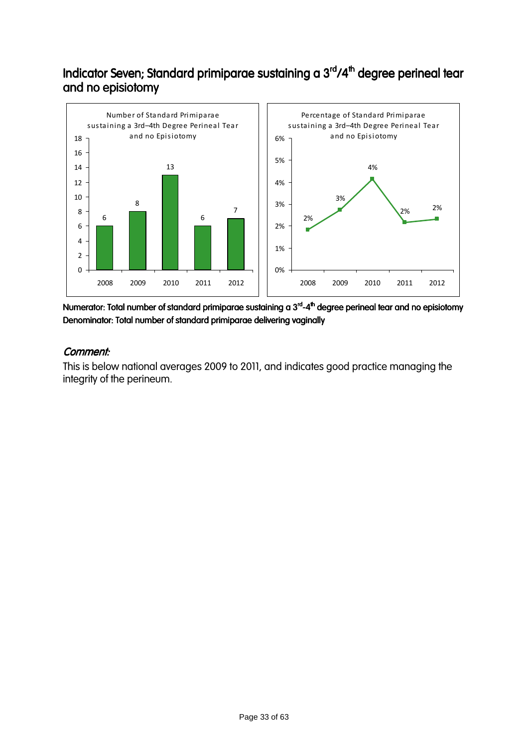## Indicator Seven; Standard primiparae sustaining a 3rd/4th degree perineal tear and no episiotomy

Number of Standard Primiparae sustaining a 3rd–4th Degree Perineal Tear and no Episiotomy

| Year | Number |
|---|---|
| 2008 | 6 |
| 2009 | 8 |
| 2010 | 13 |
| 2011 | 6 |
| 2012 | 7 |

Percentage of Standard Primiparae sustaining a 3rd–4th Degree Perineal Tear and no Episiotomy

| Year | Percentage |
|---|---|
| 2008 | 2% |
| 2009 | 3% |
| 2010 | 4% |
| 2011 | 2% |
| 2012 | 2% |

**Numerator: Total number of standard primiparae sustaining a 3rd-4th degree perineal tear and no episiotomy**
**Denominator: Total number of standard primiparae delivering vaginally**

### *Comment:*

This is below national averages 2009 to 2011, and indicates good practice managing the integrity of the perineum.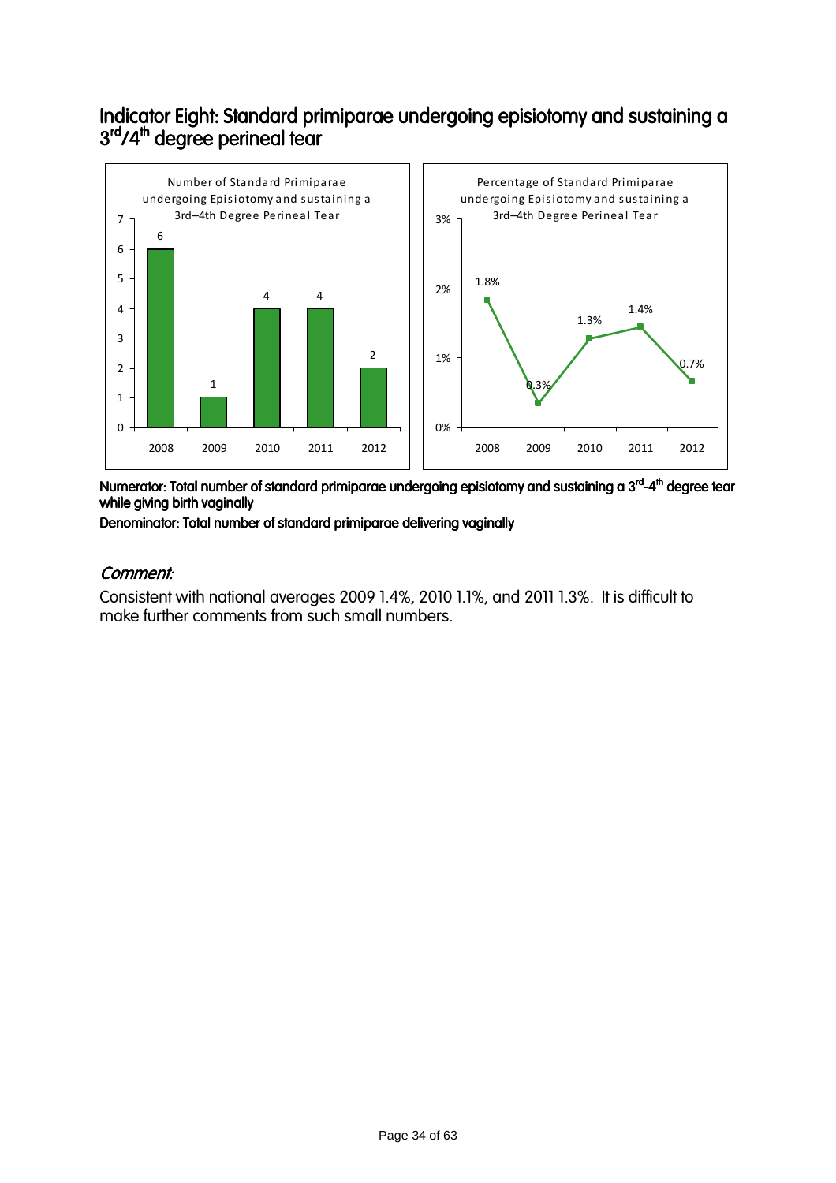## Indicator Eight: Standard primiparae undergoing episiotomy and sustaining a 3rd/4th degree perineal tear

Number of Standard Primiparae undergoing Episiotomy and sustaining a 3rd–4th Degree Perineal Tear

| Year | Number |
|---|---|
| 2008 | 6 |
| 2009 | 1 |
| 2010 | 4 |
| 2011 | 4 |
| 2012 | 2 |

Percentage of Standard Primiparae undergoing Episiotomy and sustaining a 3rd–4th Degree Perineal Tear

| Year | Percentage |
|---|---|
| 2008 | 1.8% |
| 2009 | 0.3% |
| 2010 | 1.3% |
| 2011 | 1.4% |
| 2012 | 0.7% |

**Numerator: Total number of standard primiparae undergoing episiotomy and sustaining a 3rd-4th degree tear while giving birth vaginally**

**Denominator: Total number of standard primiparae delivering vaginally**

### *Comment:*

Consistent with national averages 2009 1.4%, 2010 1.1%, and 2011 1.3%. It is difficult to make further comments from such small numbers.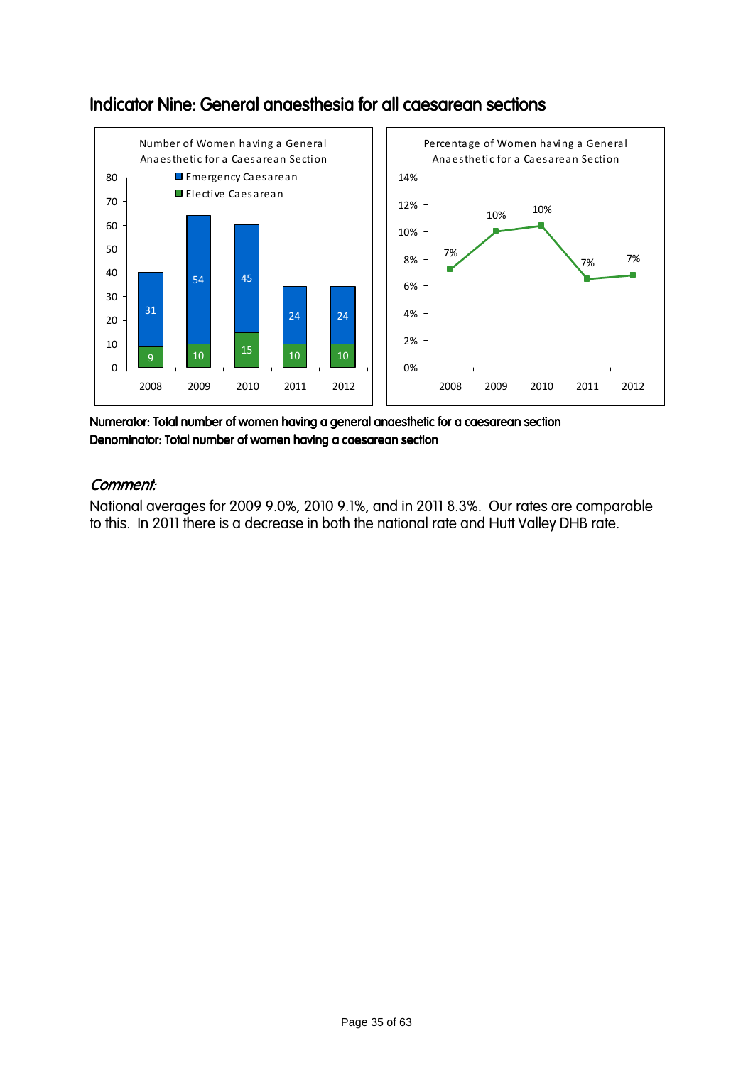## Indicator Nine: General anaesthesia for all caesarean sections

**Numerator: Total number of women having a general anaesthetic for a caesarean section**
**Denominator: Total number of women having a caesarean section**

### *Comment:*

National averages for 2009 9.0%, 2010 9.1%, and in 2011 8.3%. Our rates are comparable to this. In 2011 there is a decrease in both the national rate and Hutt Valley DHB rate.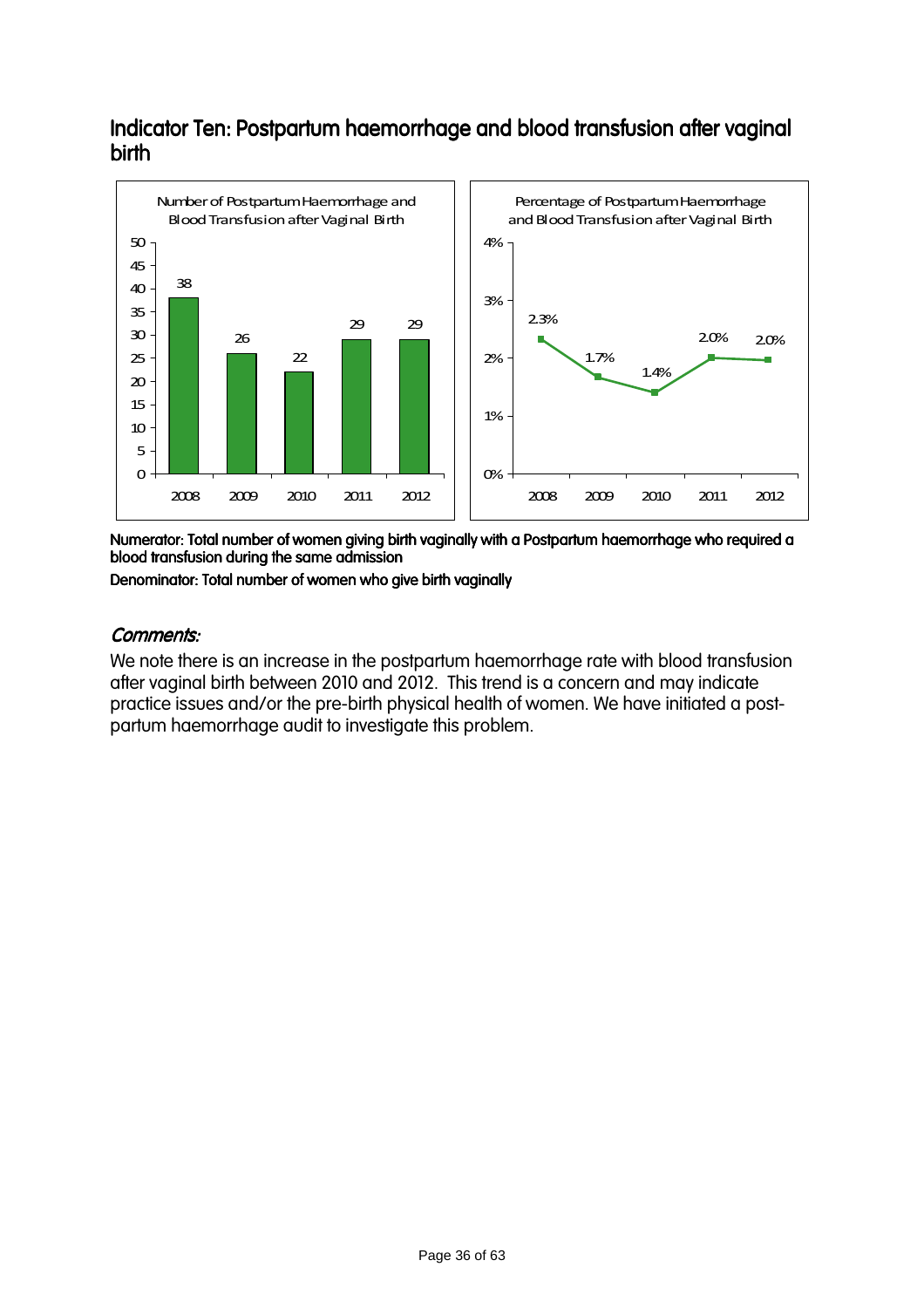## Indicator Ten: Postpartum haemorrhage and blood transfusion after vaginal birth

Number of Postpartum Haemorrhage and Blood Transfusion after Vaginal Birth

| Year | Number |
|---|---|
| 2008 | 38 |
| 2009 | 26 |
| 2010 | 22 |
| 2011 | 29 |
| 2012 | 29 |

Percentage of Postpartum Haemorrhage and Blood Transfusion after Vaginal Birth

| Year | Percentage |
|---|---|
| 2008 | 2.3% |
| 2009 | 1.7% |
| 2010 | 1.4% |
| 2011 | 2.0% |
| 2012 | 2.0% |

**Numerator: Total number of women giving birth vaginally with a Postpartum haemorrhage who required a blood transfusion during the same admission**

**Denominator: Total number of women who give birth vaginally**

### *Comments:*

We note there is an increase in the postpartum haemorrhage rate with blood transfusion after vaginal birth between 2010 and 2012. This trend is a concern and may indicate practice issues and/or the pre-birth physical health of women. We have initiated a post-partum haemorrhage audit to investigate this problem.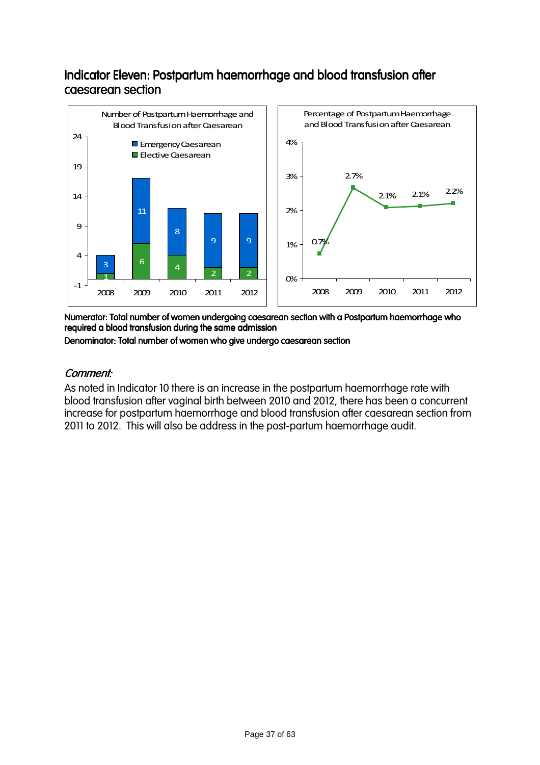## Indicator Eleven: Postpartum haemorrhage and blood transfusion after caesarean section

**Numerator: Total number of women undergoing caesarean section with a Postpartum haemorrhage who required a blood transfusion during the same admission**

**Denominator: Total number of women who give undergo caesarean section**

### *Comment:*

As noted in Indicator 10 there is an increase in the postpartum haemorrhage rate with blood transfusion after vaginal birth between 2010 and 2012, there has been a concurrent increase for postpartum haemorrhage and blood transfusion after caesarean section from 2011 to 2012. This will also be address in the post-partum haemorrhage audit.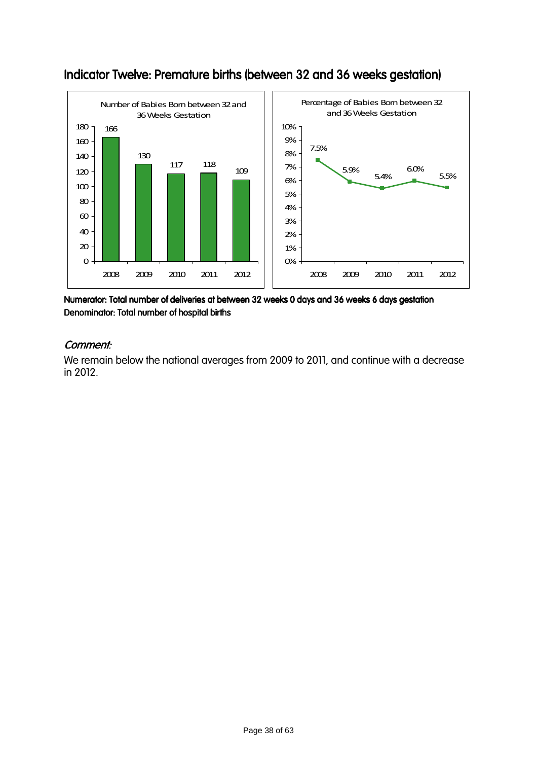## Indicator Twelve: Premature births (between 32 and 36 weeks gestation)

**Number of Babies Born between 32 and 36 Weeks Gestation**

| Year | Number |
|---|---|
| 2008 | 166 |
| 2009 | 130 |
| 2010 | 117 |
| 2011 | 118 |
| 2012 | 109 |

**Percentage of Babies Born between 32 and 36 Weeks Gestation**

| Year | Percentage |
|---|---|
| 2008 | 7.5% |
| 2009 | 5.9% |
| 2010 | 5.4% |
| 2011 | 6.0% |
| 2012 | 5.5% |

**Numerator: Total number of deliveries at between 32 weeks 0 days and 36 weeks 6 days gestation**
**Denominator: Total number of hospital births**

*Comment:*

We remain below the national averages from 2009 to 2011, and continue with a decrease in 2012.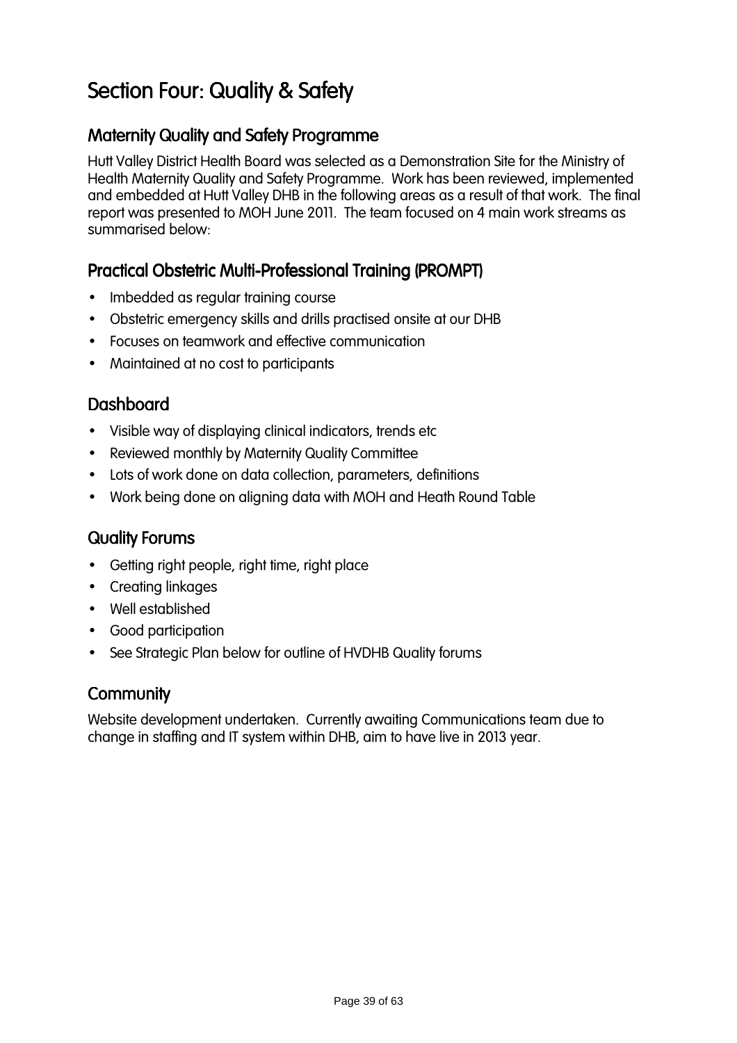# Section Four: Quality & Safety

## Maternity Quality and Safety Programme

Hutt Valley District Health Board was selected as a Demonstration Site for the Ministry of Health Maternity Quality and Safety Programme. Work has been reviewed, implemented and embedded at Hutt Valley DHB in the following areas as a result of that work. The final report was presented to MOH June 2011. The team focused on 4 main work streams as summarised below:

## Practical Obstetric Multi-Professional Training (PROMPT)

- Imbedded as regular training course
- Obstetric emergency skills and drills practised onsite at our DHB
- Focuses on teamwork and effective communication
- Maintained at no cost to participants

## Dashboard

- Visible way of displaying clinical indicators, trends etc
- Reviewed monthly by Maternity Quality Committee
- Lots of work done on data collection, parameters, definitions
- Work being done on aligning data with MOH and Heath Round Table

## Quality Forums

- Getting right people, right time, right place
- Creating linkages
- Well established
- Good participation
- See Strategic Plan below for outline of HVDHB Quality forums

## Community

Website development undertaken. Currently awaiting Communications team due to change in staffing and IT system within DHB, aim to have live in 2013 year.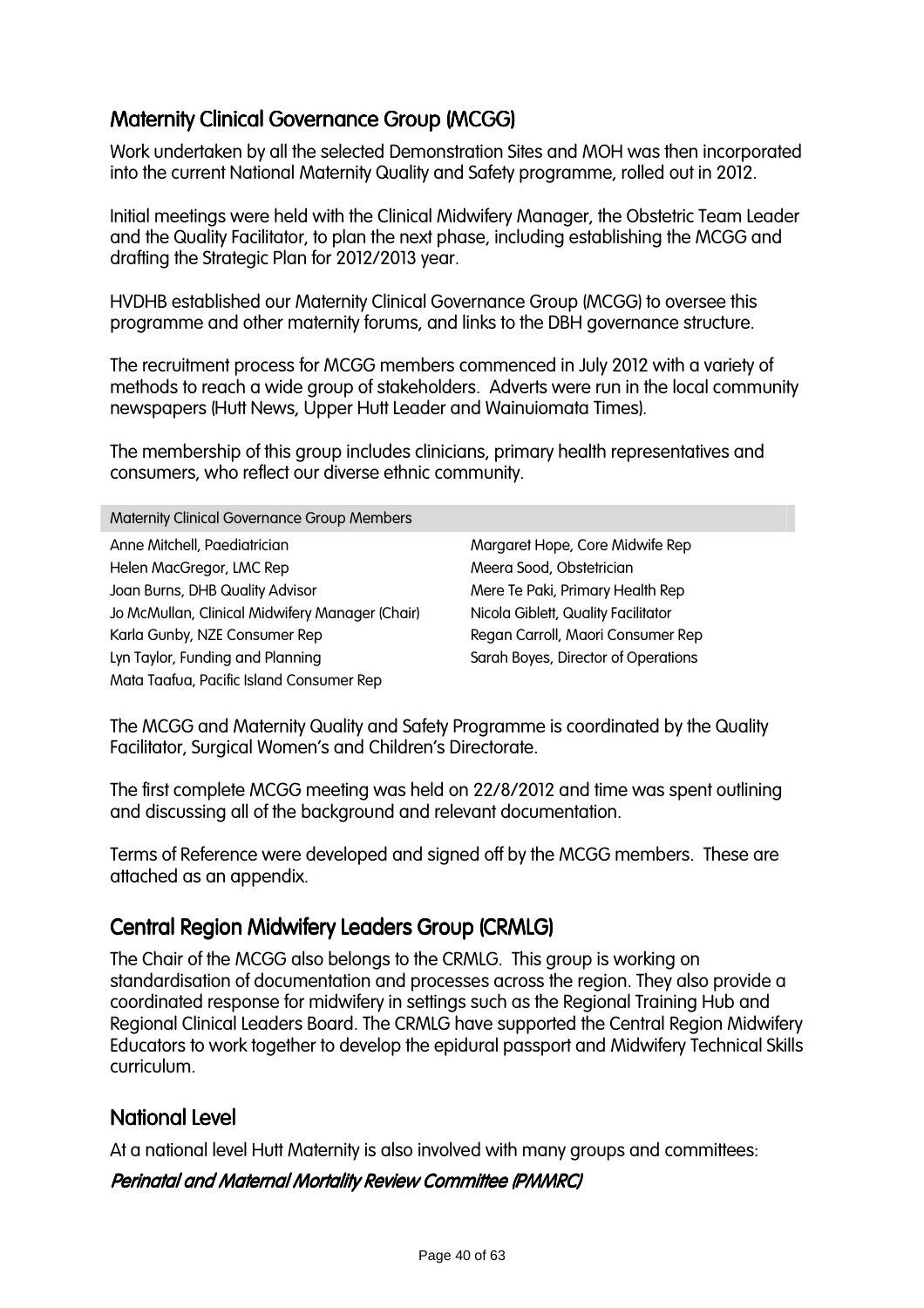## Maternity Clinical Governance Group (MCGG)

Work undertaken by all the selected Demonstration Sites and MOH was then incorporated into the current National Maternity Quality and Safety programme, rolled out in 2012.

Initial meetings were held with the Clinical Midwifery Manager, the Obstetric Team Leader and the Quality Facilitator, to plan the next phase, including establishing the MCGG and drafting the Strategic Plan for 2012/2013 year.

HVDHB established our Maternity Clinical Governance Group (MCGG) to oversee this programme and other maternity forums, and links to the DBH governance structure.

The recruitment process for MCGG members commenced in July 2012 with a variety of methods to reach a wide group of stakeholders. Adverts were run in the local community newspapers (Hutt News, Upper Hutt Leader and Wainuiomata Times).

The membership of this group includes clinicians, primary health representatives and consumers, who reflect our diverse ethnic community.

| Maternity Clinical Governance Group Members | |
|---|---|
| Anne Mitchell, Paediatrician | Margaret Hope, Core Midwife Rep |
| Helen MacGregor, LMC Rep | Meera Sood, Obstetrician |
| Joan Burns, DHB Quality Advisor | Mere Te Paki, Primary Health Rep |
| Jo McMullan, Clinical Midwifery Manager (Chair) | Nicola Giblett, Quality Facilitator |
| Karla Gunby, NZE Consumer Rep | Regan Carroll, Maori Consumer Rep |
| Lyn Taylor, Funding and Planning | Sarah Boyes, Director of Operations |
| Mata Taafua, Pacific Island Consumer Rep | |

The MCGG and Maternity Quality and Safety Programme is coordinated by the Quality Facilitator, Surgical Women's and Children's Directorate.

The first complete MCGG meeting was held on 22/8/2012 and time was spent outlining and discussing all of the background and relevant documentation.

Terms of Reference were developed and signed off by the MCGG members. These are attached as an appendix.

## Central Region Midwifery Leaders Group (CRMLG)

The Chair of the MCGG also belongs to the CRMLG. This group is working on standardisation of documentation and processes across the region. They also provide a coordinated response for midwifery in settings such as the Regional Training Hub and Regional Clinical Leaders Board. The CRMLG have supported the Central Region Midwifery Educators to work together to develop the epidural passport and Midwifery Technical Skills curriculum.

## National Level

At a national level Hutt Maternity is also involved with many groups and committees:

### *Perinatal and Maternal Mortality Review Committee (PMMRC)*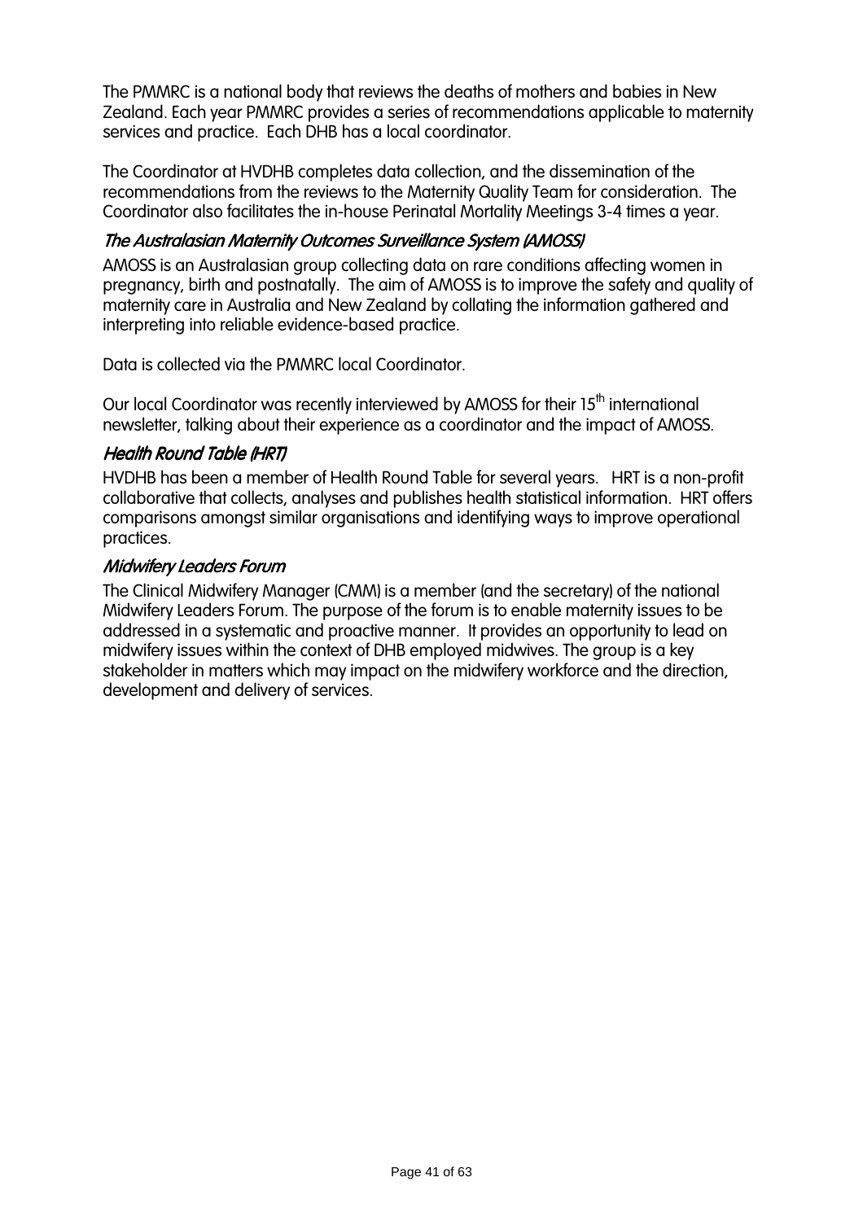The PMMRC is a national body that reviews the deaths of mothers and babies in New Zealand. Each year PMMRC provides a series of recommendations applicable to maternity services and practice. Each DHB has a local coordinator.

The Coordinator at HVDHB completes data collection, and the dissemination of the recommendations from the reviews to the Maternity Quality Team for consideration. The Coordinator also facilitates the in-house Perinatal Mortality Meetings 3-4 times a year.

### *The Australasian Maternity Outcomes Surveillance System (AMOSS)*

AMOSS is an Australasian group collecting data on rare conditions affecting women in pregnancy, birth and postnatally. The aim of AMOSS is to improve the safety and quality of maternity care in Australia and New Zealand by collating the information gathered and interpreting into reliable evidence-based practice.

Data is collected via the PMMRC local Coordinator.

Our local Coordinator was recently interviewed by AMOSS for their 15th international newsletter, talking about their experience as a coordinator and the impact of AMOSS.

### *Health Round Table (HRT)*

HVDHB has been a member of Health Round Table for several years. HRT is a non-profit collaborative that collects, analyses and publishes health statistical information. HRT offers comparisons amongst similar organisations and identifying ways to improve operational practices.

### *Midwifery Leaders Forum*

The Clinical Midwifery Manager (CMM) is a member (and the secretary) of the national Midwifery Leaders Forum. The purpose of the forum is to enable maternity issues to be addressed in a systematic and proactive manner. It provides an opportunity to lead on midwifery issues within the context of DHB employed midwives. The group is a key stakeholder in matters which may impact on the midwifery workforce and the direction, development and delivery of services.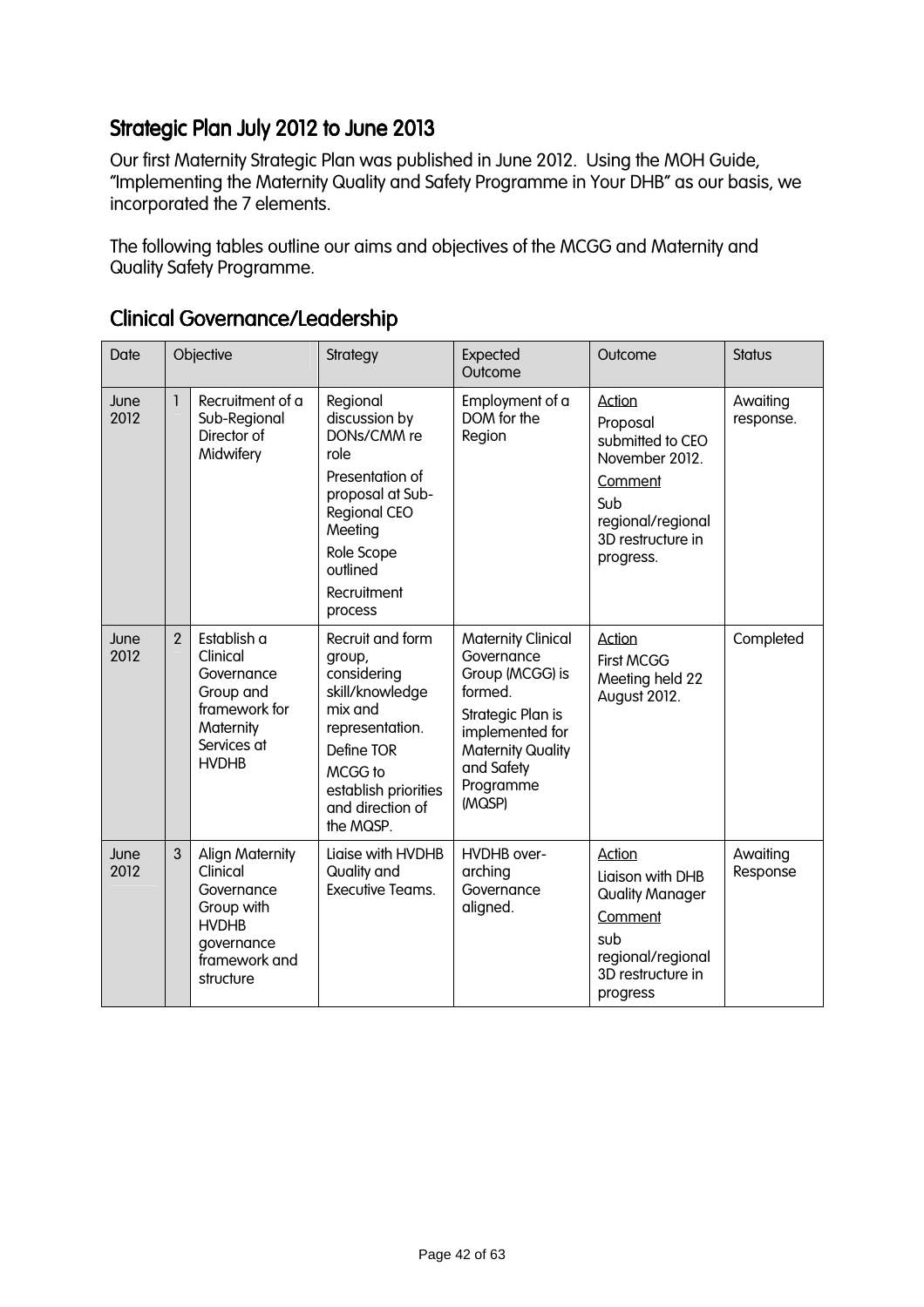## Strategic Plan July 2012 to June 2013

Our first Maternity Strategic Plan was published in June 2012. Using the MOH Guide, "Implementing the Maternity Quality and Safety Programme in Your DHB" as our basis, we incorporated the 7 elements.

The following tables outline our aims and objectives of the MCGG and Maternity and Quality Safety Programme.

## Clinical Governance/Leadership

| Date | Objective | | Strategy | Expected Outcome | Outcome | Status |
|---|---|---|---|---|---|---|
| June 2012 | 1 | Recruitment of a Sub-Regional Director of Midwifery | Regional discussion by DONs/CMM re role<br>Presentation of proposal at Sub-Regional CEO Meeting<br>Role Scope outlined<br>Recruitment process | Employment of a DOM for the Region | Action<br>Proposal submitted to CEO November 2012.<br>Comment<br>Sub regional/regional 3D restructure in progress. | Awaiting response. |
| June 2012 | 2 | Establish a Clinical Governance Group and framework for Maternity Services at HVDHB | Recruit and form group, considering skill/knowledge mix and representation.<br>Define TOR<br>MCGG to establish priorities and direction of the MQSP. | Maternity Clinical Governance Group (MCGG) is formed.<br>Strategic Plan is implemented for Maternity Quality and Safety Programme (MQSP) | Action<br>First MCGG Meeting held 22 August 2012. | Completed |
| June 2012 | 3 | Align Maternity Clinical Governance Group with HVDHB governance framework and structure | Liaise with HVDHB Quality and Executive Teams. | HVDHB over-arching Governance aligned. | Action<br>Liaison with DHB Quality Manager<br>Comment<br>sub regional/regional 3D restructure in progress | Awaiting Response |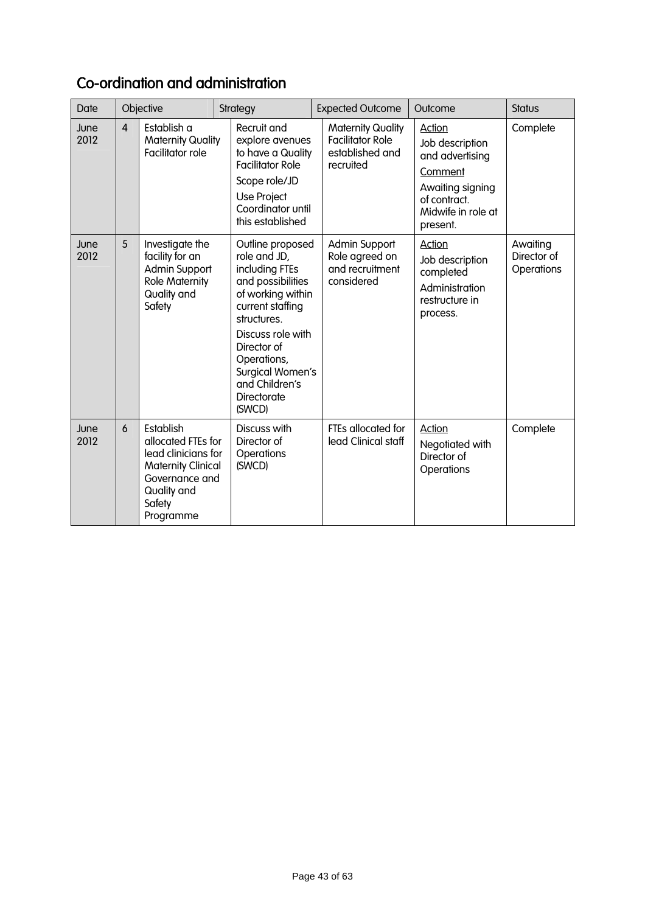## Co-ordination and administration

| Date | Objective | | Strategy | Expected Outcome | Outcome | Status |
|---|---|---|---|---|---|---|
| June 2012 | 4 | Establish a Maternity Quality Facilitator role | Recruit and explore avenues to have a Quality Facilitator Role<br>Scope role/JD<br>Use Project Coordinator until this established | Maternity Quality Facilitator Role established and recruited | Action<br>Job description and advertising<br>Comment<br>Awaiting signing of contract. Midwife in role at present. | Complete |
| June 2012 | 5 | Investigate the facility for an Admin Support Role Maternity Quality and Safety | Outline proposed role and JD, including FTEs and possibilities of working within current staffing structures.<br>Discuss role with Director of Operations, Surgical Women's and Children's Directorate (SWCD) | Admin Support Role agreed on and recruitment considered | Action<br>Job description completed<br>Administration restructure in process. | Awaiting Director of Operations |
| June 2012 | 6 | Establish allocated FTEs for lead clinicians for Maternity Clinical Governance and Quality and Safety Programme | Discuss with Director of Operations (SWCD) | FTEs allocated for lead Clinical staff | Action<br>Negotiated with Director of Operations | Complete |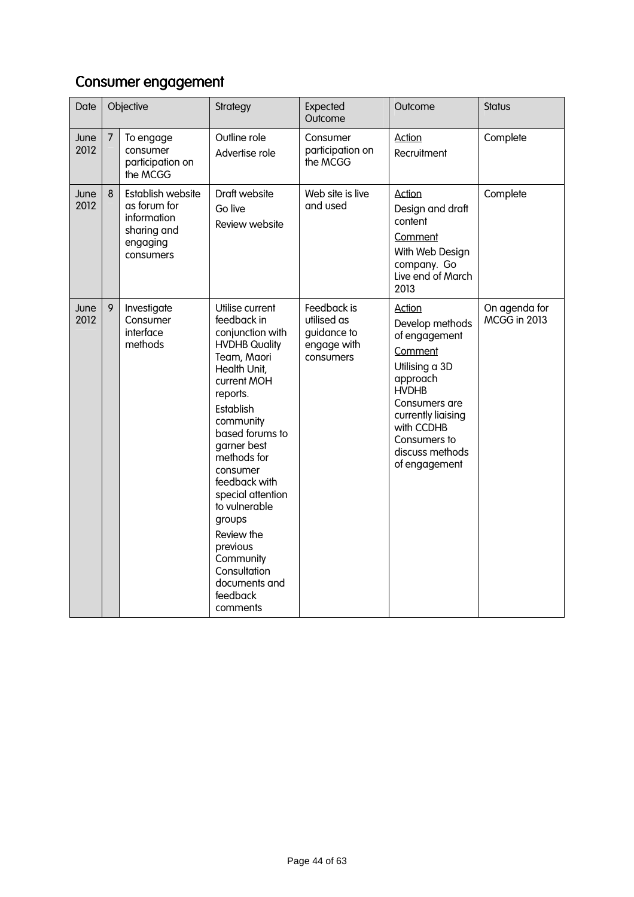## Consumer engagement

| Date | Objective | | Strategy | Expected Outcome | Outcome | Status |
|---|---|---|---|---|---|---|
| June 2012 | 7 | To engage consumer participation on the MCGG | Outline role<br>Advertise role | Consumer participation on the MCGG | Action<br>Recruitment | Complete |
| June 2012 | 8 | Establish website as forum for information sharing and engaging consumers | Draft website<br>Go live<br>Review website | Web site is live and used | Action<br>Design and draft content<br>Comment<br>With Web Design company. Go Live end of March 2013 | Complete |
| June 2012 | 9 | Investigate Consumer interface methods | Utilise current feedback in conjunction with HVDHB Quality Team, Maori Health Unit, current MOH reports.<br>Establish community based forums to garner best methods for consumer feedback with special attention to vulnerable groups<br>Review the previous Community Consultation documents and feedback comments | Feedback is utilised as guidance to engage with consumers | Action<br>Develop methods of engagement<br>Comment<br>Utilising a 3D approach HVDHB Consumers are currently liaising with CCDHB Consumers to discuss methods of engagement | On agenda for MCGG in 2013 |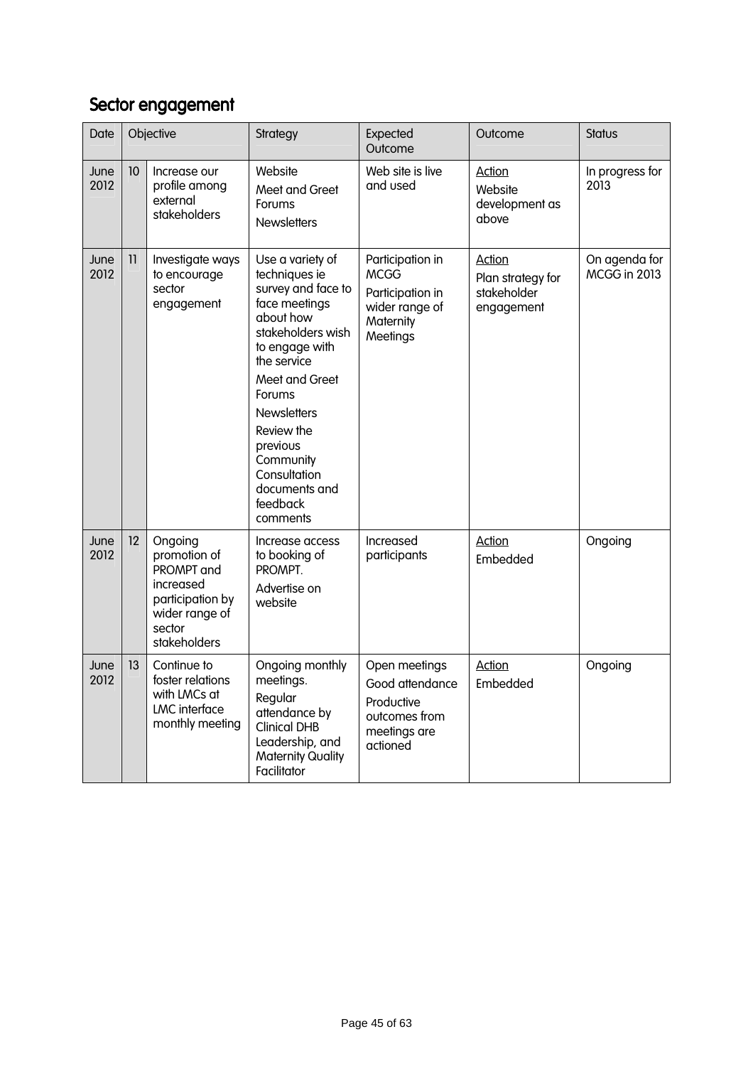## Sector engagement

| Date | Objective | | Strategy | Expected Outcome | Outcome | Status |
|---|---|---|---|---|---|---|
| June 2012 | 10 | Increase our profile among external stakeholders | Website<br>Meet and Greet Forums<br>Newsletters | Web site is live and used | Action<br>Website development as above | In progress for 2013 |
| June 2012 | 11 | Investigate ways to encourage sector engagement | Use a variety of techniques ie survey and face to face meetings about how stakeholders wish to engage with the service<br>Meet and Greet Forums<br>Newsletters<br>Review the previous Community Consultation documents and feedback comments | Participation in MCGG<br>Participation in wider range of Maternity Meetings | Action<br>Plan strategy for stakeholder engagement | On agenda for MCGG in 2013 |
| June 2012 | 12 | Ongoing promotion of PROMPT and increased participation by wider range of sector stakeholders | Increase access to booking of PROMPT.<br>Advertise on website | Increased participants | Action<br>Embedded | Ongoing |
| June 2012 | 13 | Continue to foster relations with LMCs at LMC interface monthly meeting | Ongoing monthly meetings.<br>Regular attendance by Clinical DHB Leadership, and Maternity Quality Facilitator | Open meetings<br>Good attendance<br>Productive outcomes from meetings are actioned | Action<br>Embedded | Ongoing |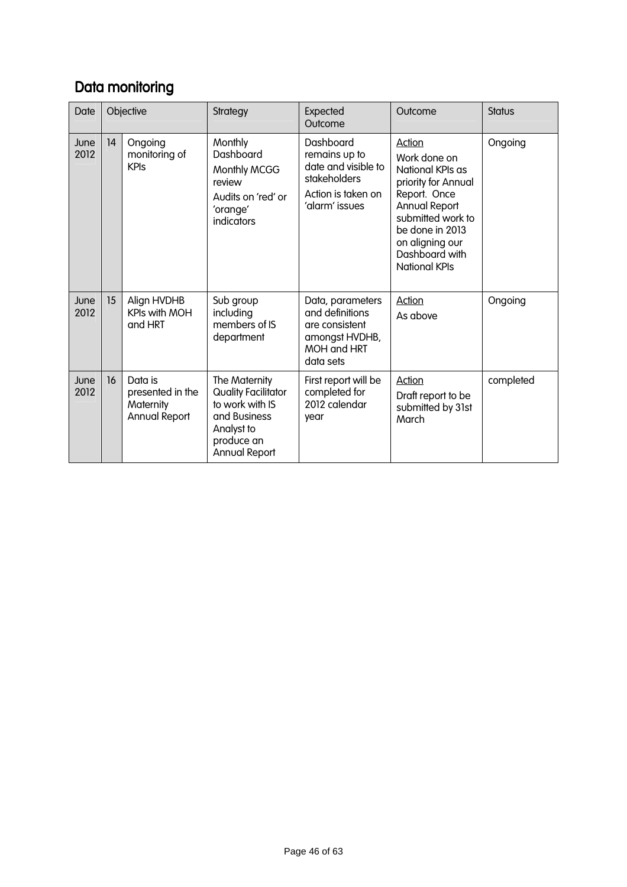## Data monitoring

| Date | Objective | | Strategy | Expected Outcome | Outcome | Status |
|---|---|---|---|---|---|---|
| June 2012 | 14 | Ongoing monitoring of KPIs | Monthly Dashboard<br>Monthly MCGG review<br>Audits on 'red' or 'orange' indicators | Dashboard remains up to date and visible to stakeholders<br>Action is taken on 'alarm' issues | <u>Action</u><br>Work done on National KPIs as priority for Annual Report. Once Annual Report submitted work to be done in 2013 on aligning our Dashboard with National KPIs | Ongoing |
| June 2012 | 15 | Align HVDHB KPIs with MOH and HRT | Sub group including members of IS department | Data, parameters and definitions are consistent amongst HVDHB, MOH and HRT data sets | <u>Action</u><br>As above | Ongoing |
| June 2012 | 16 | Data is presented in the Maternity Annual Report | The Maternity Quality Facilitator to work with IS and Business Analyst to produce an Annual Report | First report will be completed for 2012 calendar year | <u>Action</u><br>Draft report to be submitted by 31st March | completed |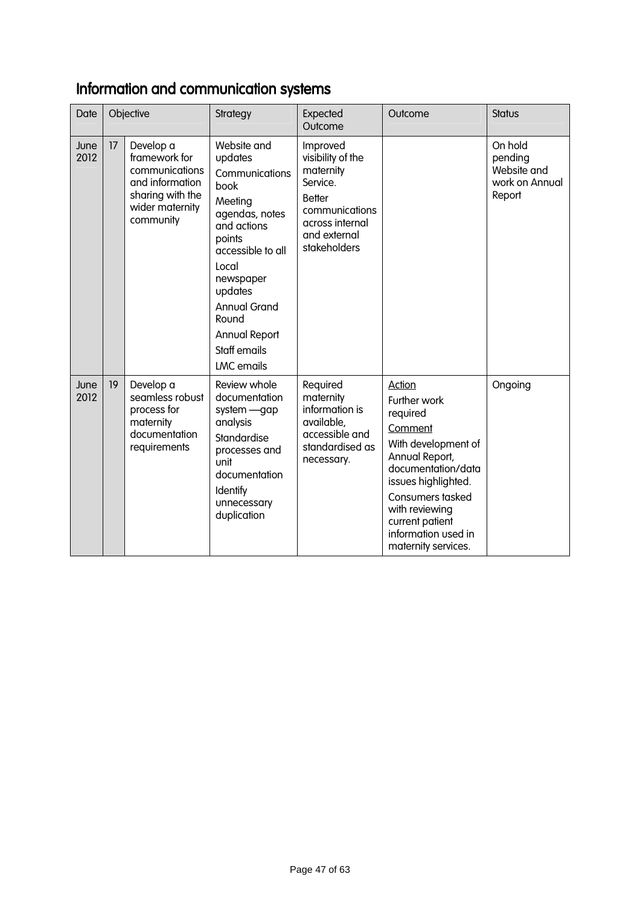## Information and communication systems

| Date | Objective | | Strategy | Expected Outcome | Outcome | Status |
|---|---|---|---|---|---|---|
| June 2012 | 17 | Develop a framework for communications and information sharing with the wider maternity community | Website and updates<br>Communications book<br>Meeting agendas, notes and actions points accessible to all<br>Local newspaper updates<br>Annual Grand Round<br>Annual Report<br>Staff emails<br>LMC emails | Improved visibility of the maternity Service.<br>Better communications across internal and external stakeholders | | On hold pending Website and work on Annual Report |
| June 2012 | 19 | Develop a seamless robust process for maternity documentation requirements | Review whole documentation system —gap analysis<br>Standardise processes and unit documentation<br>Identify unnecessary duplication | Required maternity information is available, accessible and standardised as necessary. | Action<br>Further work required<br>Comment<br>With development of Annual Report, documentation/data issues highlighted.<br>Consumers tasked with reviewing current patient information used in maternity services. | Ongoing |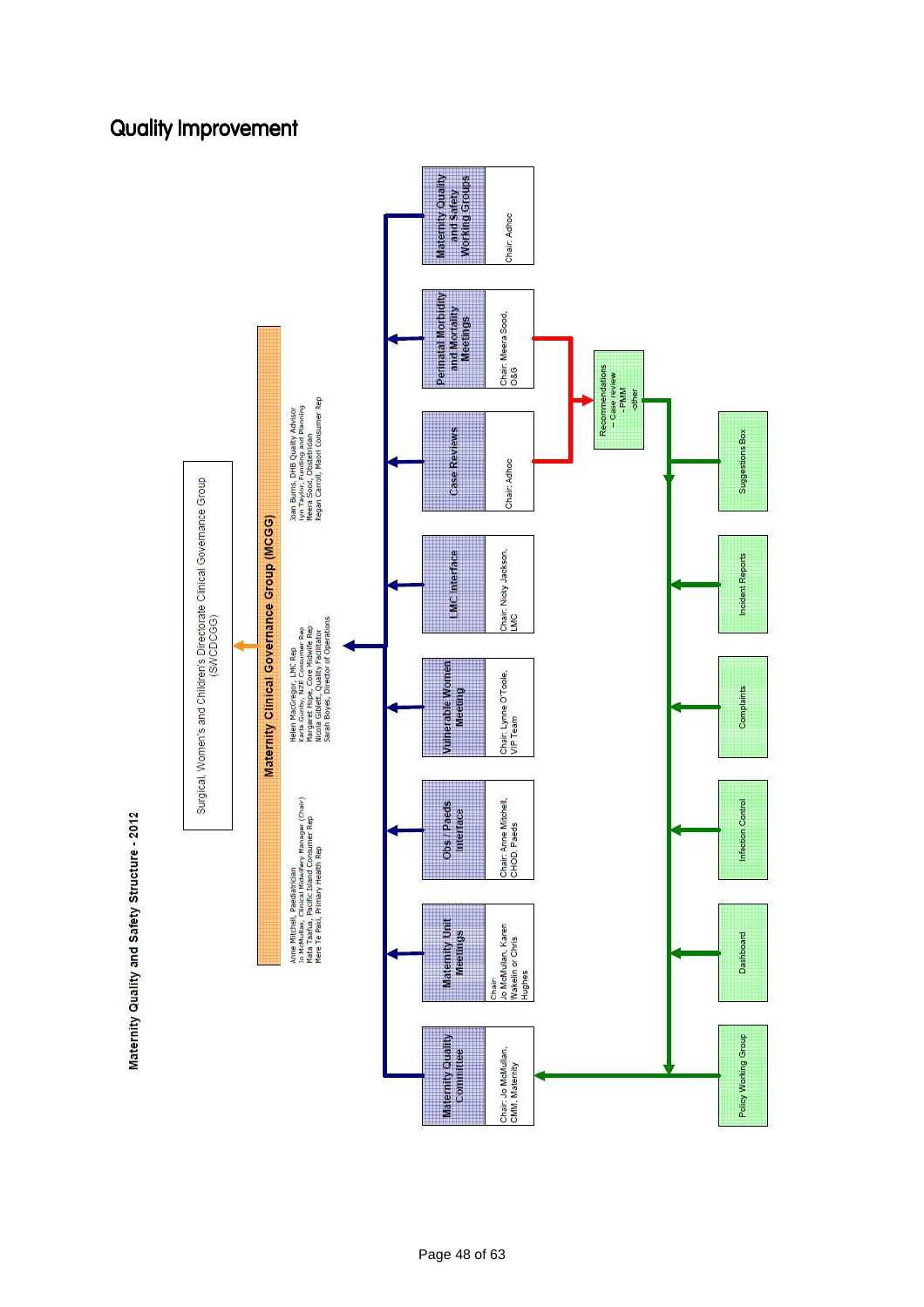# Quality Improvement

## Maternity Quality and Safety Structure - 2012

**Surgical, Women's and Children's Directorate Clinical Governance Group (SWCDCGG)**

**Maternity Clinical Governance Group (MCGG)**

- Anne Mitchell, Paediatrician
- Jo McMullan, Clinical Midwifery Manager (Chair)
- Mata Taafua, Pacific Island Consumer Rep
- Mere Te Paki, Primary Health Rep
- Helen MacGregor, LMC Rep
- Karla Gunby, NZE Consumer Rep
- Margaret Hope, Core Midwife Rep
- Nicola Giblett, Quality Facilitator
- Sarah Boyes, Director of Operations
- Joan Burns, DHB Quality Advisor
- Lyn Taylor, Funding and Planning
- Meera Sood, Obstetrician
- Regan Carroll, Maori Consumer Rep

**Groups reporting to MCGG:**

- **Maternity Quality Committee** – Chair: Jo McMullan, CMM, Maternity
- **Maternity Unit Meetings** – Chair: Jo McMullan, Karen Wakelin or Chris Hughes
- **Obs / Paeds Interface** – Chair: Anne Mitchell, CHOD, Paeds
- **Vulnerable Women Meeting** – Chair: Lynne O'Toole, VIP Team
- **LMC Interface** – Chair: Nicky Jackson, LMC
- **Case Reviews** – Chair: Adhoc
- **Perinatal Morbidity and Mortality Meetings** – Chair: Meera Sood, O&G
- **Maternity Quality and Safety Working Groups** – Chair: Adhoc

**Recommendations**
- Case review
- PMM
- other

**Inputs to Maternity Quality Committee:**

- Suggestions Box
- Incident Reports
- Complaints
- Infection Control
- Dashboard
- Policy Working Group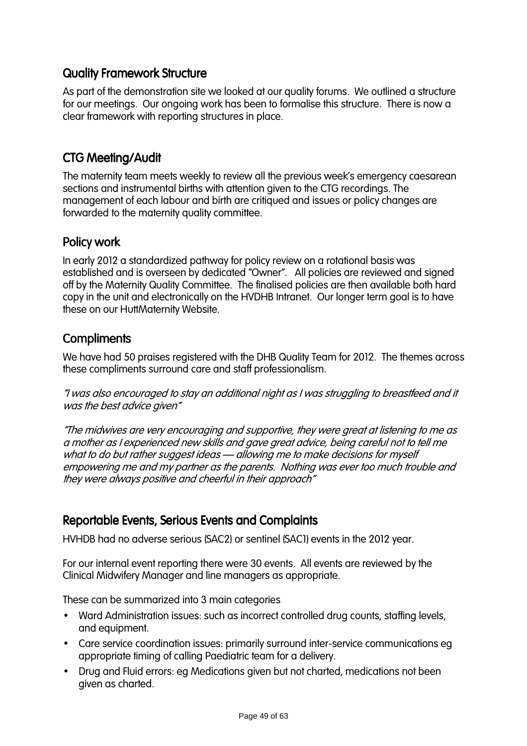## Quality Framework Structure

As part of the demonstration site we looked at our quality forums. We outlined a structure for our meetings. Our ongoing work has been to formalise this structure. There is now a clear framework with reporting structures in place.

## CTG Meeting/Audit

The maternity team meets weekly to review all the previous week's emergency caesarean sections and instrumental births with attention given to the CTG recordings. The management of each labour and birth are critiqued and issues or policy changes are forwarded to the maternity quality committee.

## Policy work

In early 2012 a standardized pathway for policy review on a rotational basis was established and is overseen by dedicated "Owner". All policies are reviewed and signed off by the Maternity Quality Committee. The finalised policies are then available both hard copy in the unit and electronically on the HVDHB Intranet. Our longer term goal is to have these on our HuttMaternity Website.

## Compliments

We have had 50 praises registered with the DHB Quality Team for 2012. The themes across these compliments surround care and staff professionalism.

*"I was also encouraged to stay an additional night as I was struggling to breastfeed and it was the best advice given"*

*"The midwives are very encouraging and supportive, they were great at listening to me as a mother as I experienced new skills and gave great advice, being careful not to tell me what to do but rather suggest ideas — allowing me to make decisions for myself empowering me and my partner as the parents. Nothing was ever too much trouble and they were always positive and cheerful in their approach"*

## Reportable Events, Serious Events and Complaints

HVHDB had no adverse serious (SAC2) or sentinel (SAC1) events in the 2012 year.

For our internal event reporting there were 30 events. All events are reviewed by the Clinical Midwifery Manager and line managers as appropriate.

These can be summarized into 3 main categories

- Ward Administration issues: such as incorrect controlled drug counts, staffing levels, and equipment.
- Care service coordination issues: primarily surround inter-service communications eg appropriate timing of calling Paediatric team for a delivery.
- Drug and Fluid errors: eg Medications given but not charted, medications not been given as charted.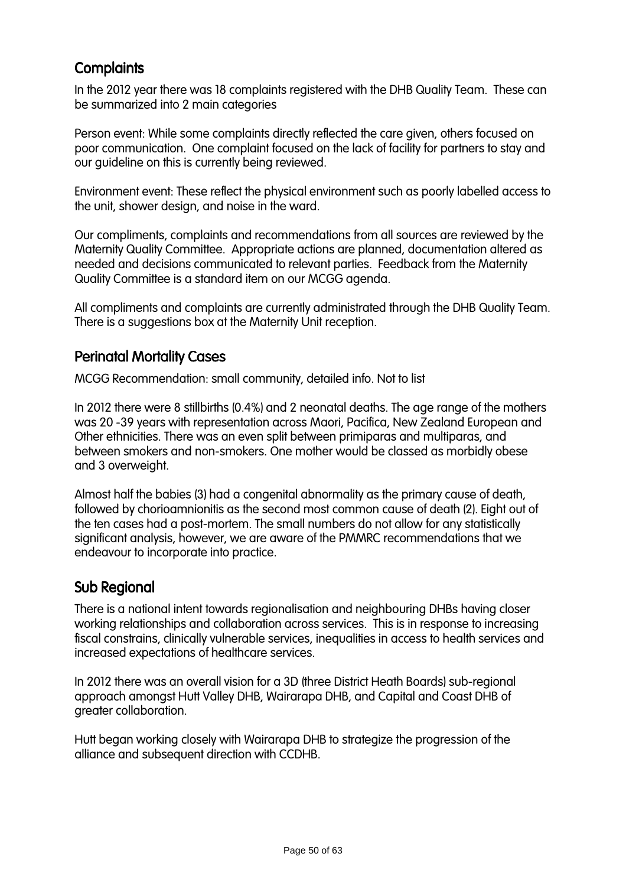## Complaints

In the 2012 year there was 18 complaints registered with the DHB Quality Team. These can be summarized into 2 main categories

Person event: While some complaints directly reflected the care given, others focused on poor communication. One complaint focused on the lack of facility for partners to stay and our guideline on this is currently being reviewed.

Environment event: These reflect the physical environment such as poorly labelled access to the unit, shower design, and noise in the ward.

Our compliments, complaints and recommendations from all sources are reviewed by the Maternity Quality Committee. Appropriate actions are planned, documentation altered as needed and decisions communicated to relevant parties. Feedback from the Maternity Quality Committee is a standard item on our MCGG agenda.

All compliments and complaints are currently administrated through the DHB Quality Team. There is a suggestions box at the Maternity Unit reception.

## Perinatal Mortality Cases

MCGG Recommendation: small community, detailed info. Not to list

In 2012 there were 8 stillbirths (0.4%) and 2 neonatal deaths. The age range of the mothers was 20 -39 years with representation across Maori, Pacifica, New Zealand European and Other ethnicities. There was an even split between primiparas and multiparas, and between smokers and non-smokers. One mother would be classed as morbidly obese and 3 overweight.

Almost half the babies (3) had a congenital abnormality as the primary cause of death, followed by chorioamnionitis as the second most common cause of death (2). Eight out of the ten cases had a post-mortem. The small numbers do not allow for any statistically significant analysis, however, we are aware of the PMMRC recommendations that we endeavour to incorporate into practice.

## Sub Regional

There is a national intent towards regionalisation and neighbouring DHBs having closer working relationships and collaboration across services. This is in response to increasing fiscal constrains, clinically vulnerable services, inequalities in access to health services and increased expectations of healthcare services.

In 2012 there was an overall vision for a 3D (three District Heath Boards) sub-regional approach amongst Hutt Valley DHB, Wairarapa DHB, and Capital and Coast DHB of greater collaboration.

Hutt began working closely with Wairarapa DHB to strategize the progression of the alliance and subsequent direction with CCDHB.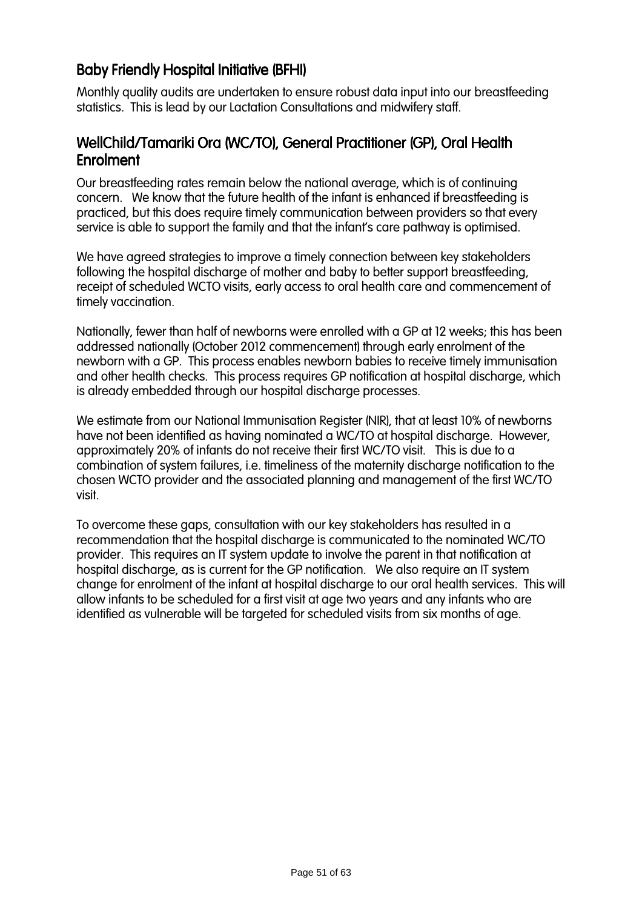## Baby Friendly Hospital Initiative (BFHI)

Monthly quality audits are undertaken to ensure robust data input into our breastfeeding statistics. This is lead by our Lactation Consultations and midwifery staff.

## WellChild/Tamariki Ora (WC/TO), General Practitioner (GP), Oral Health Enrolment

Our breastfeeding rates remain below the national average, which is of continuing concern. We know that the future health of the infant is enhanced if breastfeeding is practiced, but this does require timely communication between providers so that every service is able to support the family and that the infant's care pathway is optimised.

We have agreed strategies to improve a timely connection between key stakeholders following the hospital discharge of mother and baby to better support breastfeeding, receipt of scheduled WCTO visits, early access to oral health care and commencement of timely vaccination.

Nationally, fewer than half of newborns were enrolled with a GP at 12 weeks; this has been addressed nationally (October 2012 commencement) through early enrolment of the newborn with a GP. This process enables newborn babies to receive timely immunisation and other health checks. This process requires GP notification at hospital discharge, which is already embedded through our hospital discharge processes.

We estimate from our National Immunisation Register (NIR), that at least 10% of newborns have not been identified as having nominated a WC/TO at hospital discharge. However, approximately 20% of infants do not receive their first WC/TO visit. This is due to a combination of system failures, i.e. timeliness of the maternity discharge notification to the chosen WCTO provider and the associated planning and management of the first WC/TO visit.

To overcome these gaps, consultation with our key stakeholders has resulted in a recommendation that the hospital discharge is communicated to the nominated WC/TO provider. This requires an IT system update to involve the parent in that notification at hospital discharge, as is current for the GP notification. We also require an IT system change for enrolment of the infant at hospital discharge to our oral health services. This will allow infants to be scheduled for a first visit at age two years and any infants who are identified as vulnerable will be targeted for scheduled visits from six months of age.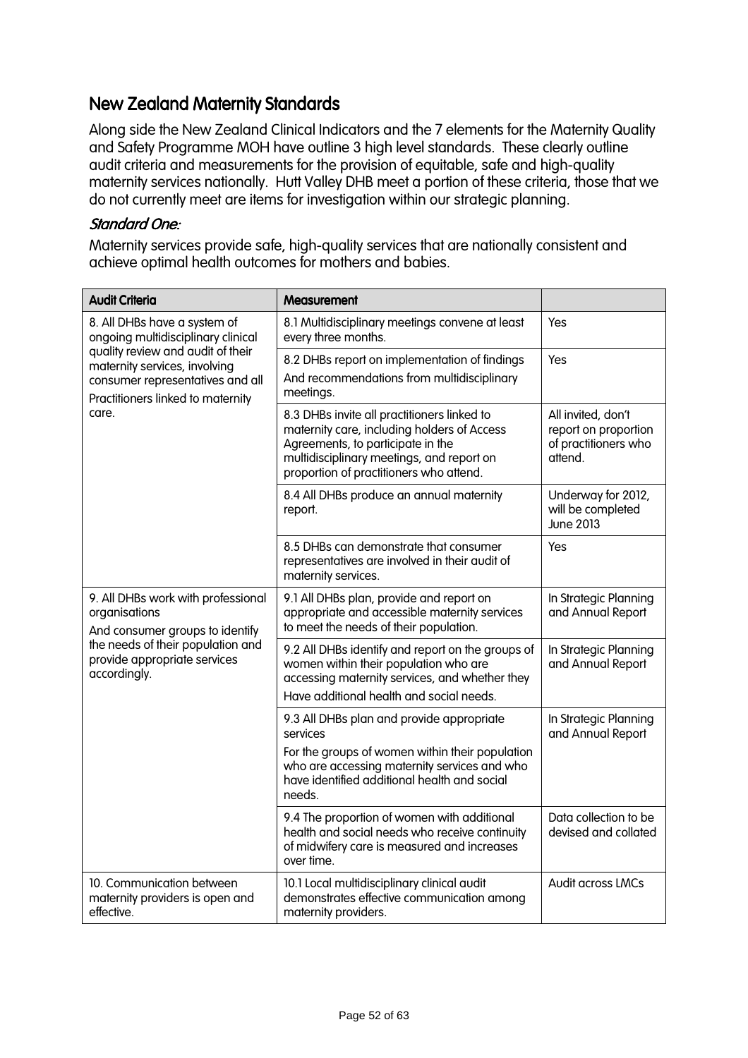## New Zealand Maternity Standards

Along side the New Zealand Clinical Indicators and the 7 elements for the Maternity Quality and Safety Programme MOH have outline 3 high level standards. These clearly outline audit criteria and measurements for the provision of equitable, safe and high-quality maternity services nationally. Hutt Valley DHB meet a portion of these criteria, those that we do not currently meet are items for investigation within our strategic planning.

### *Standard One:*

Maternity services provide safe, high-quality services that are nationally consistent and achieve optimal health outcomes for mothers and babies.

| Audit Criteria | Measurement | |
|---|---|---|
| 8. All DHBs have a system of ongoing multidisciplinary clinical quality review and audit of their maternity services, involving consumer representatives and all Practitioners linked to maternity care. | 8.1 Multidisciplinary meetings convene at least every three months. | Yes |
| | 8.2 DHBs report on implementation of findings And recommendations from multidisciplinary meetings. | Yes |
| | 8.3 DHBs invite all practitioners linked to maternity care, including holders of Access Agreements, to participate in the multidisciplinary meetings, and report on proportion of practitioners who attend. | All invited, don't report on proportion of practitioners who attend. |
| | 8.4 All DHBs produce an annual maternity report. | Underway for 2012, will be completed June 2013 |
| | 8.5 DHBs can demonstrate that consumer representatives are involved in their audit of maternity services. | Yes |
| 9. All DHBs work with professional organisations And consumer groups to identify the needs of their population and provide appropriate services accordingly. | 9.1 All DHBs plan, provide and report on appropriate and accessible maternity services to meet the needs of their population. | In Strategic Planning and Annual Report |
| | 9.2 All DHBs identify and report on the groups of women within their population who are accessing maternity services, and whether they Have additional health and social needs. | In Strategic Planning and Annual Report |
| | 9.3 All DHBs plan and provide appropriate services For the groups of women within their population who are accessing maternity services and who have identified additional health and social needs. | In Strategic Planning and Annual Report |
| | 9.4 The proportion of women with additional health and social needs who receive continuity of midwifery care is measured and increases over time. | Data collection to be devised and collated |
| 10. Communication between maternity providers is open and effective. | 10.1 Local multidisciplinary clinical audit demonstrates effective communication among maternity providers. | Audit across LMCs |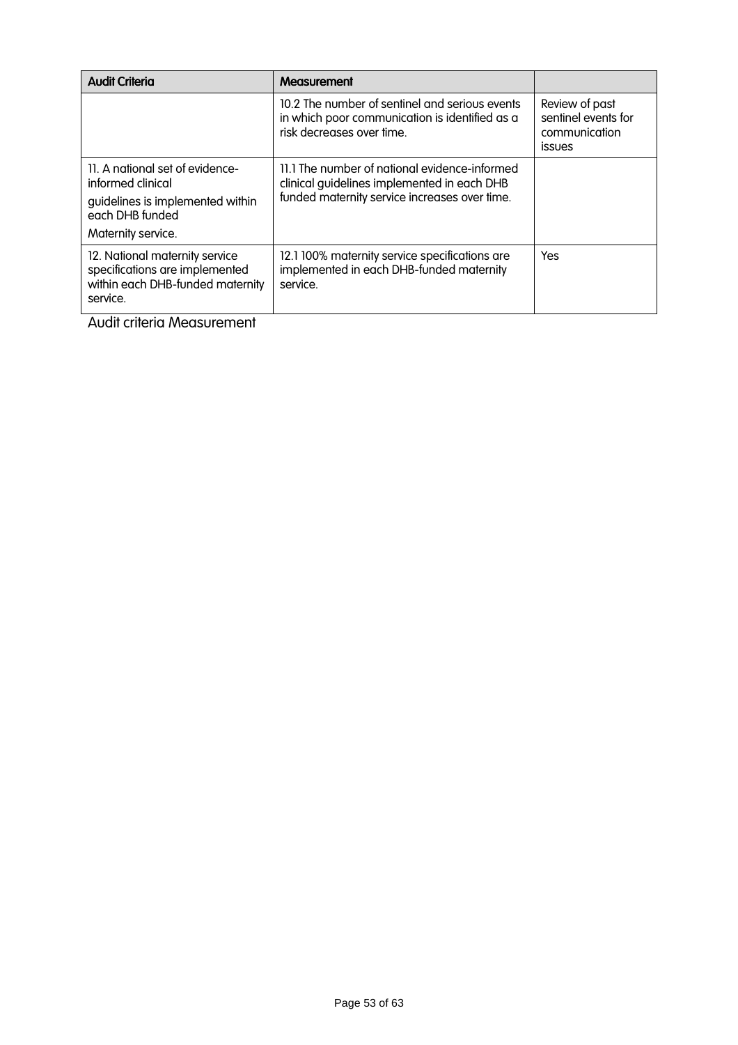| Audit Criteria | Measurement | |
|---|---|---|
| | 10.2 The number of sentinel and serious events in which poor communication is identified as a risk decreases over time. | Review of past sentinel events for communication issues |
| 11. A national set of evidence-informed clinical guidelines is implemented within each DHB funded Maternity service. | 11.1 The number of national evidence-informed clinical guidelines implemented in each DHB funded maternity service increases over time. | |
| 12. National maternity service specifications are implemented within each DHB-funded maternity service. | 12.1 100% maternity service specifications are implemented in each DHB-funded maternity service. | Yes |

Audit criteria Measurement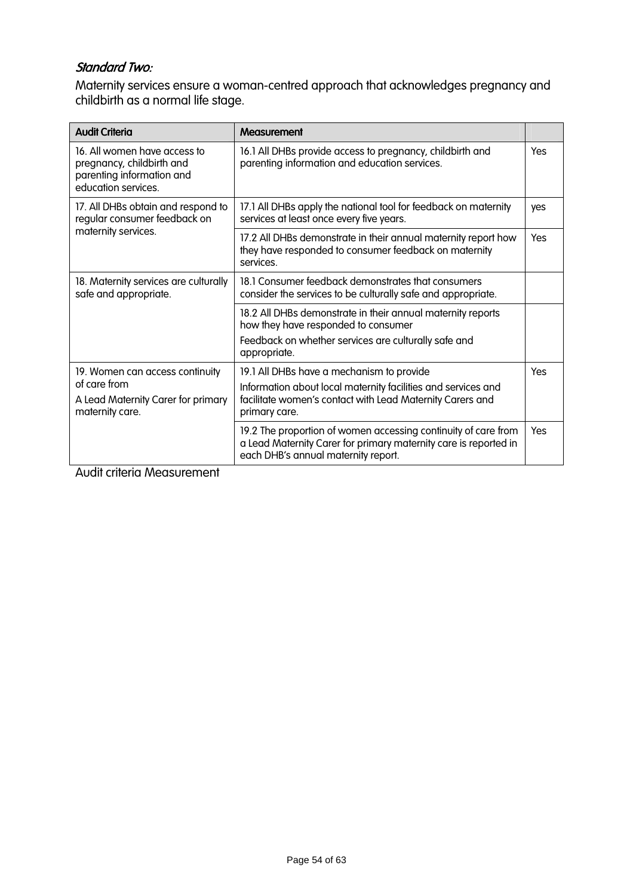### *Standard Two:*

Maternity services ensure a woman-centred approach that acknowledges pregnancy and childbirth as a normal life stage.

| Audit Criteria | Measurement | |
|---|---|---|
| 16. All women have access to pregnancy, childbirth and parenting information and education services. | 16.1 All DHBs provide access to pregnancy, childbirth and parenting information and education services. | Yes |
| 17. All DHBs obtain and respond to regular consumer feedback on maternity services. | 17.1 All DHBs apply the national tool for feedback on maternity services at least once every five years. | yes |
| | 17.2 All DHBs demonstrate in their annual maternity report how they have responded to consumer feedback on maternity services. | Yes |
| 18. Maternity services are culturally safe and appropriate. | 18.1 Consumer feedback demonstrates that consumers consider the services to be culturally safe and appropriate. | |
| | 18.2 All DHBs demonstrate in their annual maternity reports how they have responded to consumer Feedback on whether services are culturally safe and appropriate. | |
| 19. Women can access continuity of care from A Lead Maternity Carer for primary maternity care. | 19.1 All DHBs have a mechanism to provide Information about local maternity facilities and services and facilitate women's contact with Lead Maternity Carers and primary care. | Yes |
| | 19.2 The proportion of women accessing continuity of care from a Lead Maternity Carer for primary maternity care is reported in each DHB's annual maternity report. | Yes |

Audit criteria Measurement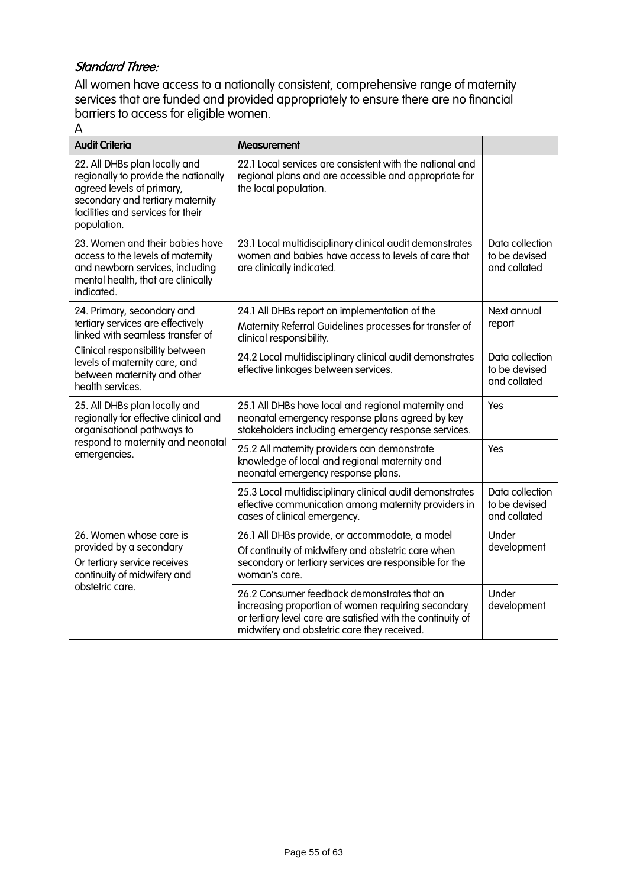### *Standard Three:*

All women have access to a nationally consistent, comprehensive range of maternity services that are funded and provided appropriately to ensure there are no financial barriers to access for eligible women.

A

| Audit Criteria | Measurement | |
|---|---|---|
| 22. All DHBs plan locally and regionally to provide the nationally agreed levels of primary, secondary and tertiary maternity facilities and services for their population. | 22.1 Local services are consistent with the national and regional plans and are accessible and appropriate for the local population. | |
| 23. Women and their babies have access to the levels of maternity and newborn services, including mental health, that are clinically indicated. | 23.1 Local multidisciplinary clinical audit demonstrates women and babies have access to levels of care that are clinically indicated. | Data collection to be devised and collated |
| 24. Primary, secondary and tertiary services are effectively linked with seamless transfer of Clinical responsibility between levels of maternity care, and between maternity and other health services. | 24.1 All DHBs report on implementation of the Maternity Referral Guidelines processes for transfer of clinical responsibility. | Next annual report |
| | 24.2 Local multidisciplinary clinical audit demonstrates effective linkages between services. | Data collection to be devised and collated |
| 25. All DHBs plan locally and regionally for effective clinical and organisational pathways to respond to maternity and neonatal emergencies. | 25.1 All DHBs have local and regional maternity and neonatal emergency response plans agreed by key stakeholders including emergency response services. | Yes |
| | 25.2 All maternity providers can demonstrate knowledge of local and regional maternity and neonatal emergency response plans. | Yes |
| | 25.3 Local multidisciplinary clinical audit demonstrates effective communication among maternity providers in cases of clinical emergency. | Data collection to be devised and collated |
| 26. Women whose care is provided by a secondary Or tertiary service receives continuity of midwifery and obstetric care. | 26.1 All DHBs provide, or accommodate, a model Of continuity of midwifery and obstetric care when secondary or tertiary services are responsible for the woman's care. | Under development |
| | 26.2 Consumer feedback demonstrates that an increasing proportion of women requiring secondary or tertiary level care are satisfied with the continuity of midwifery and obstetric care they received. | Under development |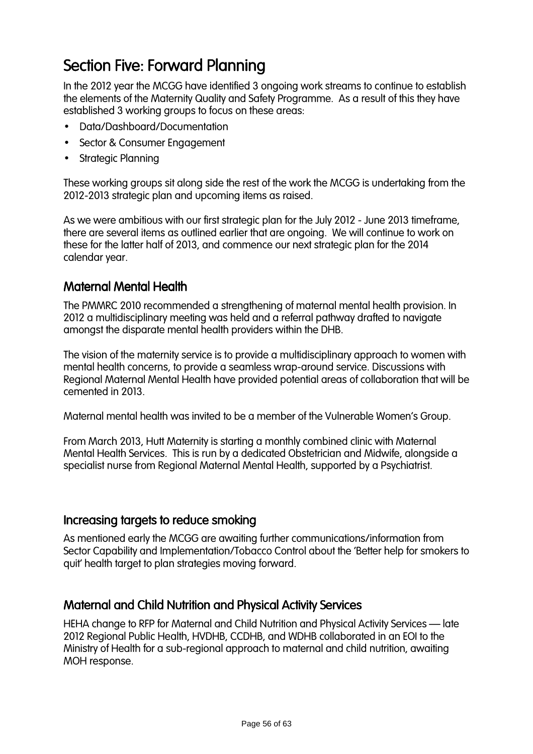# Section Five: Forward Planning

In the 2012 year the MCGG have identified 3 ongoing work streams to continue to establish the elements of the Maternity Quality and Safety Programme. As a result of this they have established 3 working groups to focus on these areas:

- Data/Dashboard/Documentation
- Sector & Consumer Engagement
- Strategic Planning

These working groups sit along side the rest of the work the MCGG is undertaking from the 2012-2013 strategic plan and upcoming items as raised.

As we were ambitious with our first strategic plan for the July 2012 - June 2013 timeframe, there are several items as outlined earlier that are ongoing. We will continue to work on these for the latter half of 2013, and commence our next strategic plan for the 2014 calendar year.

## Maternal Mental Health

The PMMRC 2010 recommended a strengthening of maternal mental health provision. In 2012 a multidisciplinary meeting was held and a referral pathway drafted to navigate amongst the disparate mental health providers within the DHB.

The vision of the maternity service is to provide a multidisciplinary approach to women with mental health concerns, to provide a seamless wrap-around service. Discussions with Regional Maternal Mental Health have provided potential areas of collaboration that will be cemented in 2013.

Maternal mental health was invited to be a member of the Vulnerable Women's Group.

From March 2013, Hutt Maternity is starting a monthly combined clinic with Maternal Mental Health Services. This is run by a dedicated Obstetrician and Midwife, alongside a specialist nurse from Regional Maternal Mental Health, supported by a Psychiatrist.

## Increasing targets to reduce smoking

As mentioned early the MCGG are awaiting further communications/information from Sector Capability and Implementation/Tobacco Control about the 'Better help for smokers to quit' health target to plan strategies moving forward.

## Maternal and Child Nutrition and Physical Activity Services

HEHA change to RFP for Maternal and Child Nutrition and Physical Activity Services — late 2012 Regional Public Health, HVDHB, CCDHB, and WDHB collaborated in an EOI to the Ministry of Health for a sub-regional approach to maternal and child nutrition, awaiting MOH response.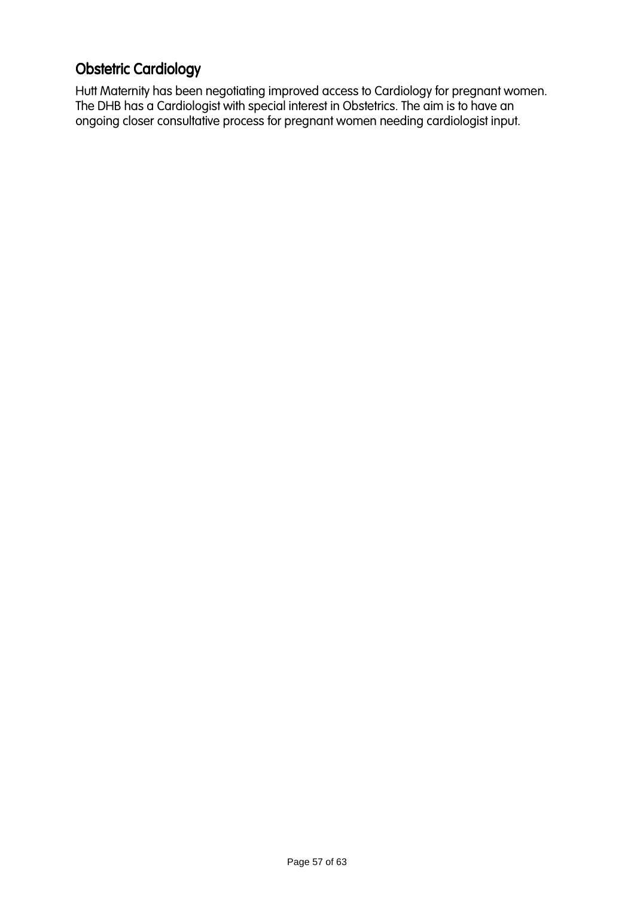## Obstetric Cardiology

Hutt Maternity has been negotiating improved access to Cardiology for pregnant women. The DHB has a Cardiologist with special interest in Obstetrics. The aim is to have an ongoing closer consultative process for pregnant women needing cardiologist input.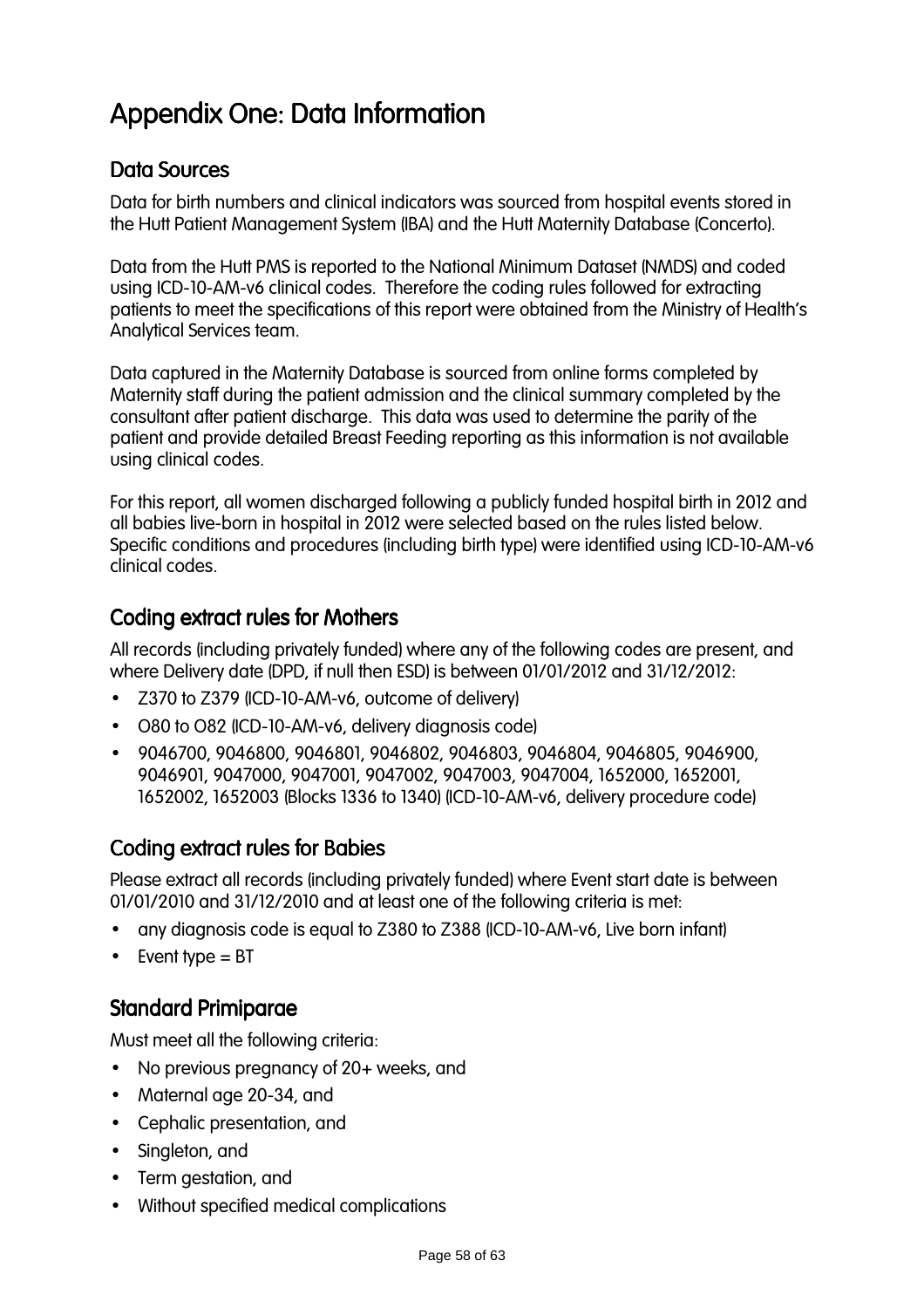# Appendix One: Data Information

## Data Sources

Data for birth numbers and clinical indicators was sourced from hospital events stored in the Hutt Patient Management System (IBA) and the Hutt Maternity Database (Concerto).

Data from the Hutt PMS is reported to the National Minimum Dataset (NMDS) and coded using ICD-10-AM-v6 clinical codes. Therefore the coding rules followed for extracting patients to meet the specifications of this report were obtained from the Ministry of Health's Analytical Services team.

Data captured in the Maternity Database is sourced from online forms completed by Maternity staff during the patient admission and the clinical summary completed by the consultant after patient discharge. This data was used to determine the parity of the patient and provide detailed Breast Feeding reporting as this information is not available using clinical codes.

For this report, all women discharged following a publicly funded hospital birth in 2012 and all babies live-born in hospital in 2012 were selected based on the rules listed below. Specific conditions and procedures (including birth type) were identified using ICD-10-AM-v6 clinical codes.

## Coding extract rules for Mothers

All records (including privately funded) where any of the following codes are present, and where Delivery date (DPD, if null then ESD) is between 01/01/2012 and 31/12/2012:

- Z370 to Z379 (ICD-10-AM-v6, outcome of delivery)
- O80 to O82 (ICD-10-AM-v6, delivery diagnosis code)
- 9046700, 9046800, 9046801, 9046802, 9046803, 9046804, 9046805, 9046900, 9046901, 9047000, 9047001, 9047002, 9047003, 9047004, 1652000, 1652001, 1652002, 1652003 (Blocks 1336 to 1340) (ICD-10-AM-v6, delivery procedure code)

## Coding extract rules for Babies

Please extract all records (including privately funded) where Event start date is between 01/01/2010 and 31/12/2010 and at least one of the following criteria is met:

- any diagnosis code is equal to Z380 to Z388 (ICD-10-AM-v6, Live born infant)
- Event type = BT

## Standard Primiparae

Must meet all the following criteria:

- No previous pregnancy of 20+ weeks, and
- Maternal age 20-34, and
- Cephalic presentation, and
- Singleton, and
- Term gestation, and
- Without specified medical complications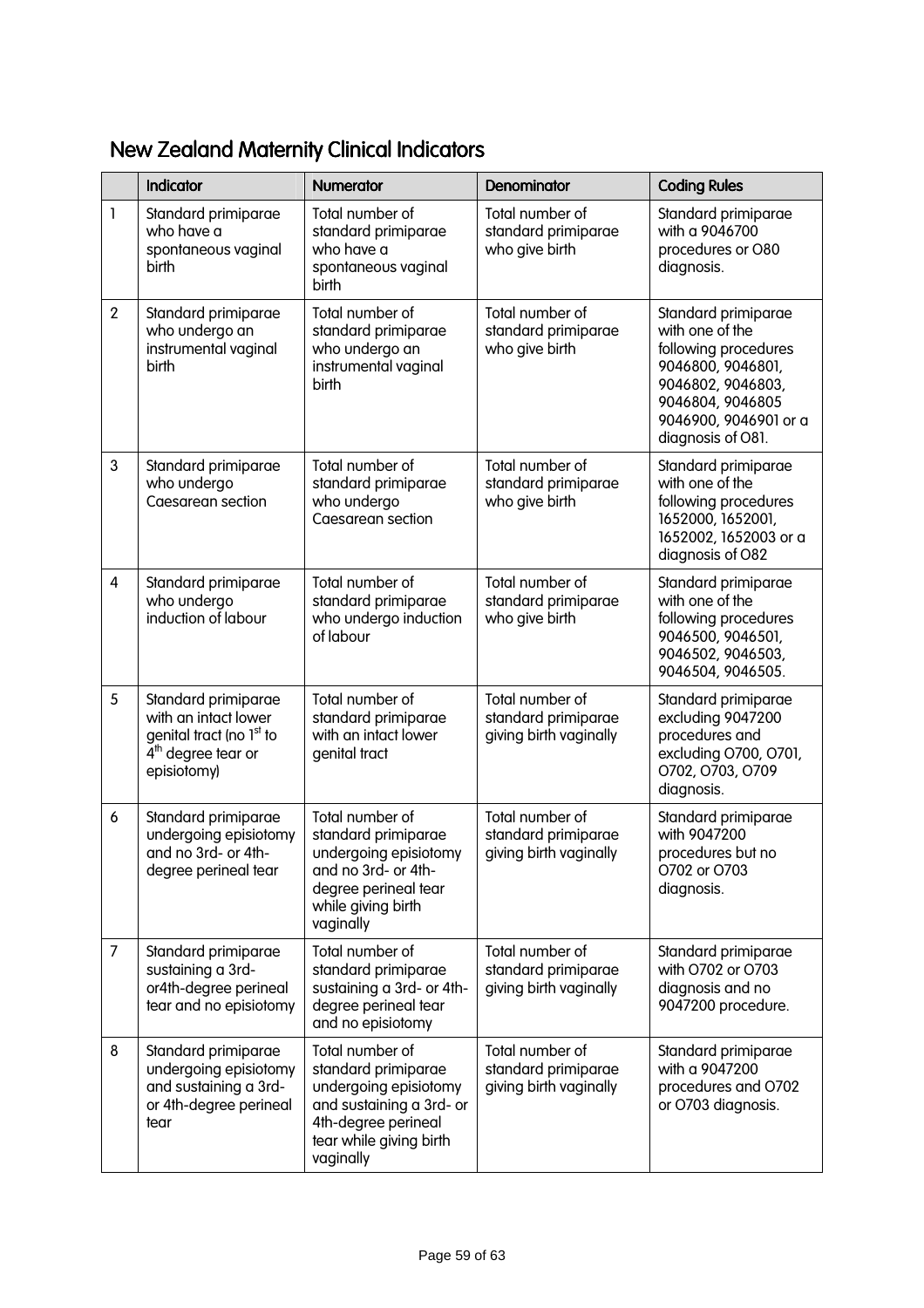## New Zealand Maternity Clinical Indicators

| | Indicator | Numerator | Denominator | Coding Rules |
|---|---|---|---|---|
| 1 | Standard primiparae who have a spontaneous vaginal birth | Total number of standard primiparae who have a spontaneous vaginal birth | Total number of standard primiparae who give birth | Standard primiparae with a 9046700 procedures or O80 diagnosis. |
| 2 | Standard primiparae who undergo an instrumental vaginal birth | Total number of standard primiparae who undergo an instrumental vaginal birth | Total number of standard primiparae who give birth | Standard primiparae with one of the following procedures 9046800, 9046801, 9046802, 9046803, 9046804, 9046805 9046900, 9046901 or a diagnosis of O81. |
| 3 | Standard primiparae who undergo Caesarean section | Total number of standard primiparae who undergo Caesarean section | Total number of standard primiparae who give birth | Standard primiparae with one of the following procedures 1652000, 1652001, 1652002, 1652003 or a diagnosis of O82 |
| 4 | Standard primiparae who undergo induction of labour | Total number of standard primiparae who undergo induction of labour | Total number of standard primiparae who give birth | Standard primiparae with one of the following procedures 9046500, 9046501, 9046502, 9046503, 9046504, 9046505. |
| 5 | Standard primiparae with an intact lower genital tract (no 1st to 4th degree tear or episiotomy) | Total number of standard primiparae with an intact lower genital tract | Total number of standard primiparae giving birth vaginally | Standard primiparae excluding 9047200 procedures and excluding O700, O701, O702, O703, O709 diagnosis. |
| 6 | Standard primiparae undergoing episiotomy and no 3rd- or 4th-degree perineal tear | Total number of standard primiparae undergoing episiotomy and no 3rd- or 4th-degree perineal tear while giving birth vaginally | Total number of standard primiparae giving birth vaginally | Standard primiparae with 9047200 procedures but no O702 or O703 diagnosis. |
| 7 | Standard primiparae sustaining a 3rd-or4th-degree perineal tear and no episiotomy | Total number of standard primiparae sustaining a 3rd- or 4th-degree perineal tear and no episiotomy | Total number of standard primiparae giving birth vaginally | Standard primiparae with O702 or O703 diagnosis and no 9047200 procedure. |
| 8 | Standard primiparae undergoing episiotomy and sustaining a 3rd- or 4th-degree perineal tear | Total number of standard primiparae undergoing episiotomy and sustaining a 3rd- or 4th-degree perineal tear while giving birth vaginally | Total number of standard primiparae giving birth vaginally | Standard primiparae with a 9047200 procedures and O702 or O703 diagnosis. |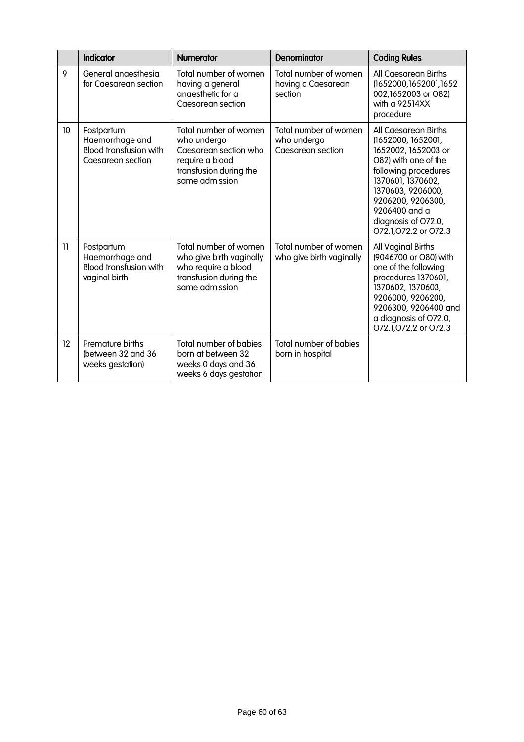|  | Indicator | Numerator | Denominator | Coding Rules |
| --- | --- | --- | --- | --- |
| 9 | General anaesthesia for Caesarean section | Total number of women having a general anaesthetic for a Caesarean section | Total number of women having a Caesarean section | All Caesarean Births (1652000,1652001,1652002,1652003 or O82) with a 92514XX procedure |
| 10 | Postpartum Haemorrhage and Blood transfusion with Caesarean section | Total number of women who undergo Caesarean section who require a blood transfusion during the same admission | Total number of women who undergo Caesarean section | All Caesarean Births (1652000, 1652001, 1652002, 1652003 or O82) with one of the following procedures 1370601, 1370602, 1370603, 9206000, 9206200, 9206300, 9206400 and a diagnosis of O72.0, O72.1,O72.2 or O72.3 |
| 11 | Postpartum Haemorrhage and Blood transfusion with vaginal birth | Total number of women who give birth vaginally who require a blood transfusion during the same admission | Total number of women who give birth vaginally | All Vaginal Births (9046700 or O80) with one of the following procedures 1370601, 1370602, 1370603, 9206000, 9206200, 9206300, 9206400 and a diagnosis of O72.0, O72.1,O72.2 or O72.3 |
| 12 | Premature births (between 32 and 36 weeks gestation) | Total number of babies born at between 32 weeks 0 days and 36 weeks 6 days gestation | Total number of babies born in hospital |  |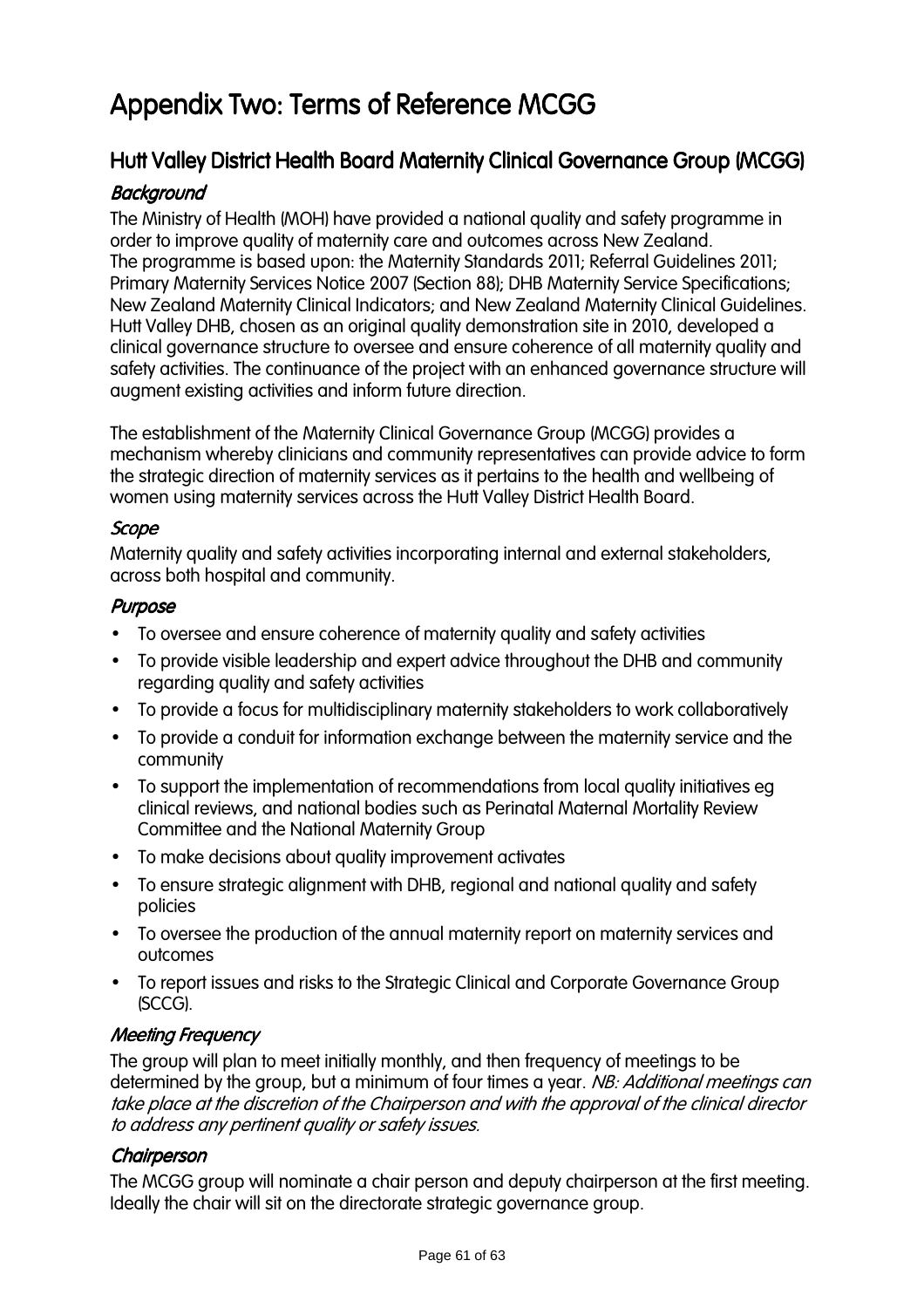# Appendix Two: Terms of Reference MCGG

## Hutt Valley District Health Board Maternity Clinical Governance Group (MCGG)

### *Background*

The Ministry of Health (MOH) have provided a national quality and safety programme in order to improve quality of maternity care and outcomes across New Zealand.
The programme is based upon: the Maternity Standards 2011; Referral Guidelines 2011; Primary Maternity Services Notice 2007 (Section 88); DHB Maternity Service Specifications; New Zealand Maternity Clinical Indicators; and New Zealand Maternity Clinical Guidelines.
Hutt Valley DHB, chosen as an original quality demonstration site in 2010, developed a clinical governance structure to oversee and ensure coherence of all maternity quality and safety activities. The continuance of the project with an enhanced governance structure will augment existing activities and inform future direction.

The establishment of the Maternity Clinical Governance Group (MCGG) provides a mechanism whereby clinicians and community representatives can provide advice to form the strategic direction of maternity services as it pertains to the health and wellbeing of women using maternity services across the Hutt Valley District Health Board.

### *Scope*

Maternity quality and safety activities incorporating internal and external stakeholders, across both hospital and community.

### *Purpose*

- To oversee and ensure coherence of maternity quality and safety activities
- To provide visible leadership and expert advice throughout the DHB and community regarding quality and safety activities
- To provide a focus for multidisciplinary maternity stakeholders to work collaboratively
- To provide a conduit for information exchange between the maternity service and the community
- To support the implementation of recommendations from local quality initiatives eg clinical reviews, and national bodies such as Perinatal Maternal Mortality Review Committee and the National Maternity Group
- To make decisions about quality improvement activates
- To ensure strategic alignment with DHB, regional and national quality and safety policies
- To oversee the production of the annual maternity report on maternity services and outcomes
- To report issues and risks to the Strategic Clinical and Corporate Governance Group (SCCG).

### *Meeting Frequency*

The group will plan to meet initially monthly, and then frequency of meetings to be determined by the group, but a minimum of four times a year. *NB: Additional meetings can take place at the discretion of the Chairperson and with the approval of the clinical director to address any pertinent quality or safety issues.*

### *Chairperson*

The MCGG group will nominate a chair person and deputy chairperson at the first meeting. Ideally the chair will sit on the directorate strategic governance group.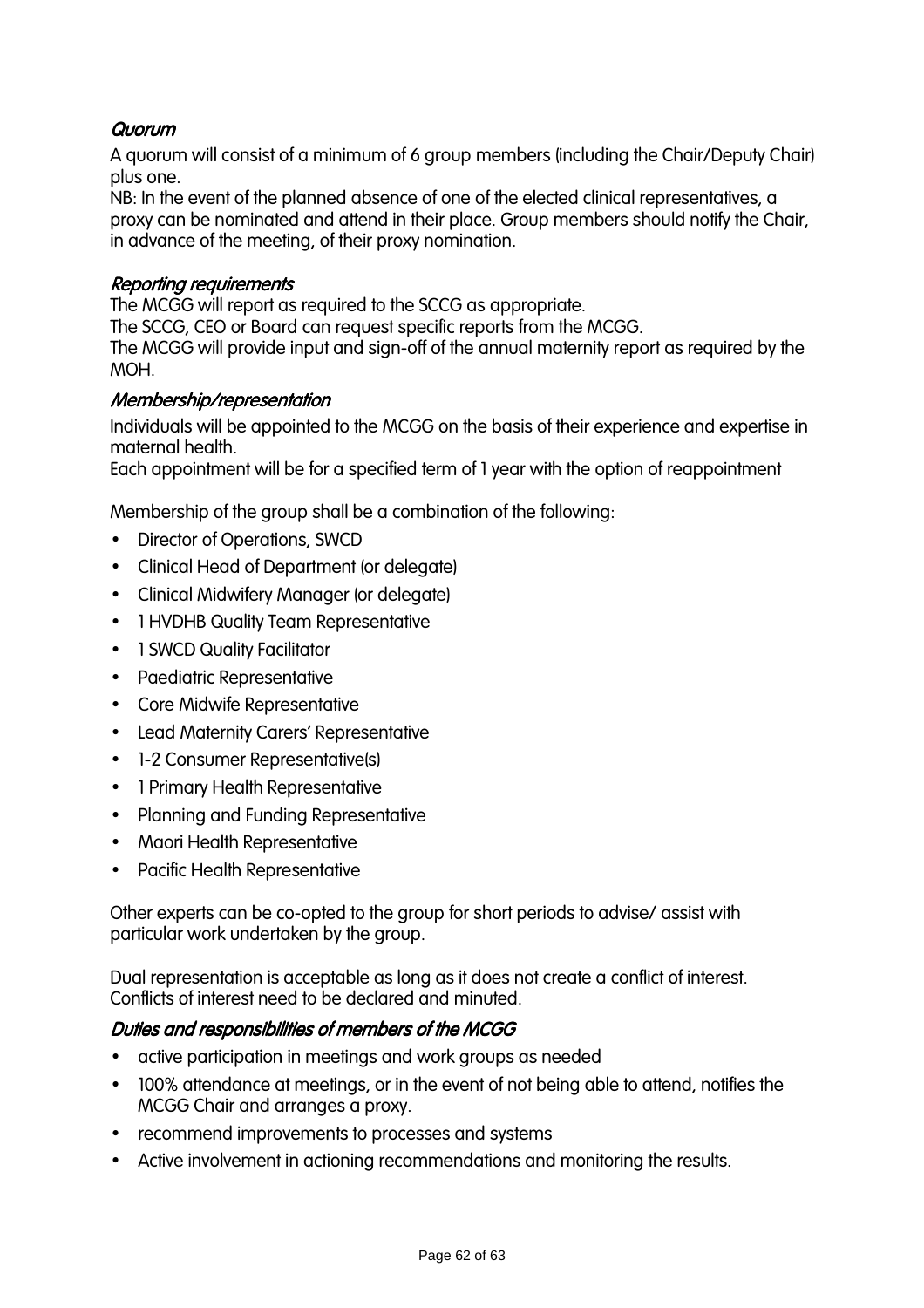### *Quorum*

A quorum will consist of a minimum of 6 group members (including the Chair/Deputy Chair) plus one.

NB: In the event of the planned absence of one of the elected clinical representatives, a proxy can be nominated and attend in their place. Group members should notify the Chair, in advance of the meeting, of their proxy nomination.

### *Reporting requirements*

The MCGG will report as required to the SCCG as appropriate.

The SCCG, CEO or Board can request specific reports from the MCGG.

The MCGG will provide input and sign-off of the annual maternity report as required by the MOH.

### *Membership/representation*

Individuals will be appointed to the MCGG on the basis of their experience and expertise in maternal health.

Each appointment will be for a specified term of 1 year with the option of reappointment

Membership of the group shall be a combination of the following:

- Director of Operations, SWCD
- Clinical Head of Department (or delegate)
- Clinical Midwifery Manager (or delegate)
- 1 HVDHB Quality Team Representative
- 1 SWCD Quality Facilitator
- Paediatric Representative
- Core Midwife Representative
- Lead Maternity Carers' Representative
- 1-2 Consumer Representative(s)
- 1 Primary Health Representative
- Planning and Funding Representative
- Maori Health Representative
- Pacific Health Representative

Other experts can be co-opted to the group for short periods to advise/ assist with particular work undertaken by the group.

Dual representation is acceptable as long as it does not create a conflict of interest. Conflicts of interest need to be declared and minuted.

### *Duties and responsibilities of members of the MCGG*

- active participation in meetings and work groups as needed
- 100% attendance at meetings, or in the event of not being able to attend, notifies the MCGG Chair and arranges a proxy.
- recommend improvements to processes and systems
- Active involvement in actioning recommendations and monitoring the results.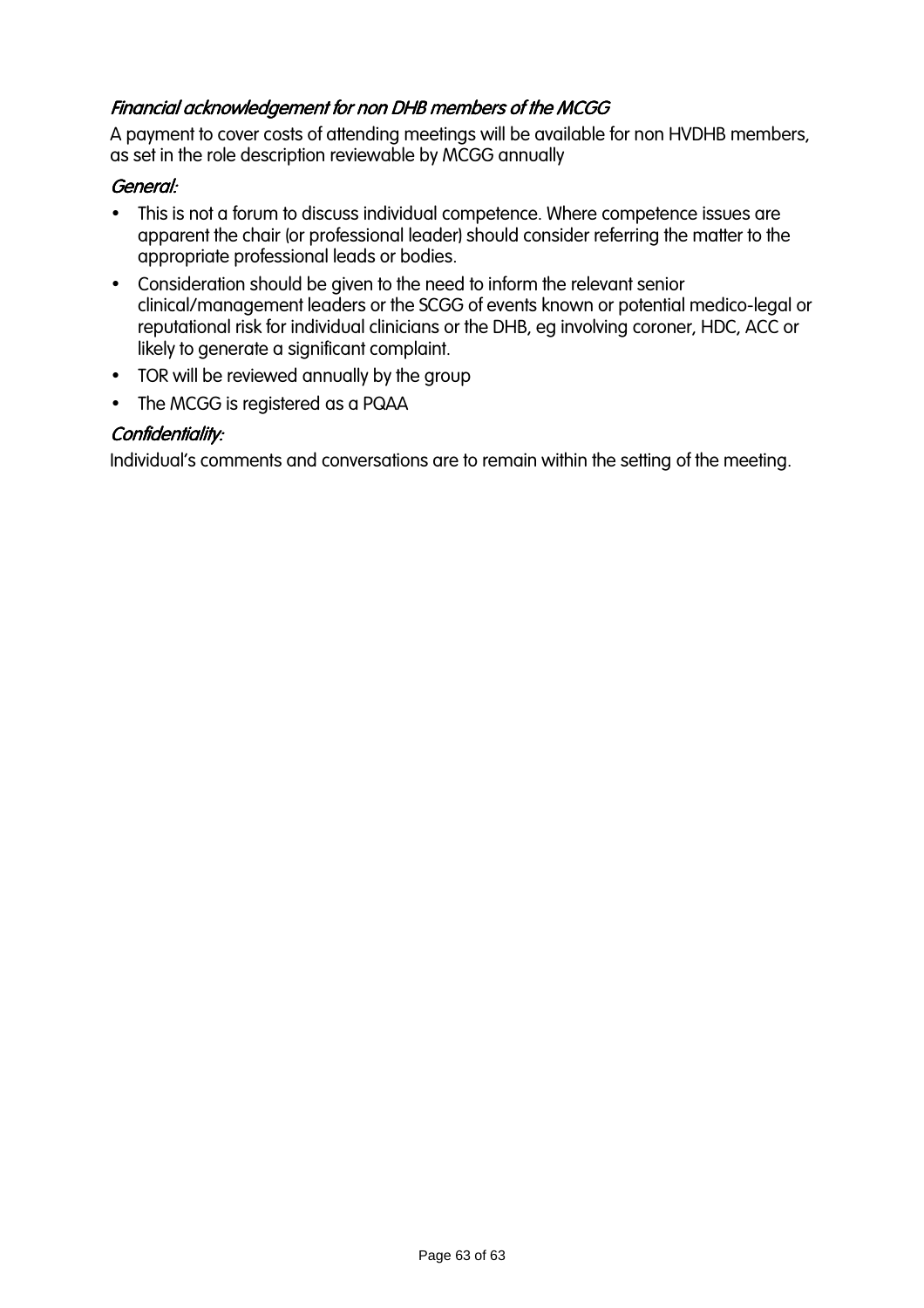### *Financial acknowledgement for non DHB members of the MCGG*

A payment to cover costs of attending meetings will be available for non HVDHB members, as set in the role description reviewable by MCGG annually

### *General:*

- This is not a forum to discuss individual competence. Where competence issues are apparent the chair (or professional leader) should consider referring the matter to the appropriate professional leads or bodies.
- Consideration should be given to the need to inform the relevant senior clinical/management leaders or the SCGG of events known or potential medico-legal or reputational risk for individual clinicians or the DHB, eg involving coroner, HDC, ACC or likely to generate a significant complaint.
- TOR will be reviewed annually by the group
- The MCGG is registered as a PQAA

### *Confidentiality:*

Individual's comments and conversations are to remain within the setting of the meeting.